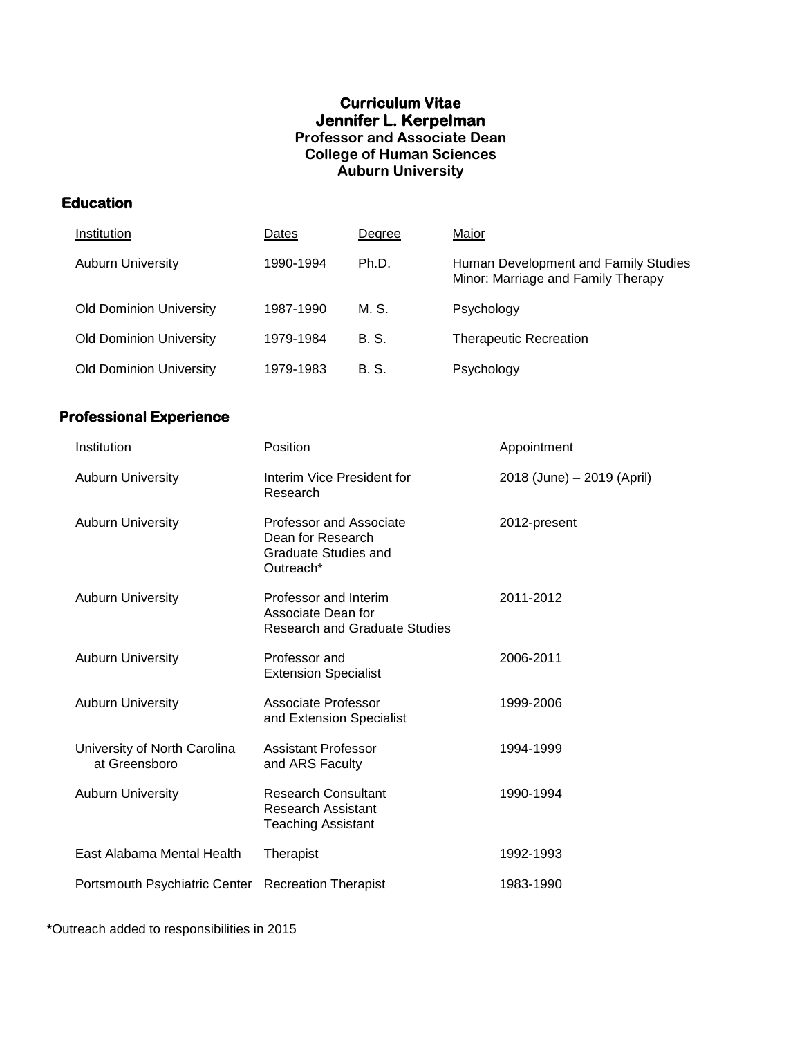# Curriculum Vitae
# Jennifer L. Kerpelman

**Professor and Associate Dean**
**College of Human Sciences**
**Auburn University**

## Education

| Institution | Dates | Degree | Major |
|---|---|---|---|
| Auburn University | 1990-1994 | Ph.D. | Human Development and Family Studies<br>Minor: Marriage and Family Therapy |
| Old Dominion University | 1987-1990 | M. S. | Psychology |
| Old Dominion University | 1979-1984 | B. S. | Therapeutic Recreation |
| Old Dominion University | 1979-1983 | B. S. | Psychology |

## Professional Experience

| Institution | Position | Appointment |
|---|---|---|
| Auburn University | Interim Vice President for Research | 2018 (June) – 2019 (April) |
| Auburn University | Professor and Associate Dean for Research Graduate Studies and Outreach* | 2012-present |
| Auburn University | Professor and Interim Associate Dean for Research and Graduate Studies | 2011-2012 |
| Auburn University | Professor and Extension Specialist | 2006-2011 |
| Auburn University | Associate Professor and Extension Specialist | 1999-2006 |
| University of North Carolina at Greensboro | Assistant Professor and ARS Faculty | 1994-1999 |
| Auburn University | Research Consultant<br>Research Assistant<br>Teaching Assistant | 1990-1994 |
| East Alabama Mental Health | Therapist | 1992-1993 |
| Portsmouth Psychiatric Center | Recreation Therapist | 1983-1990 |

**\***Outreach added to responsibilities in 2015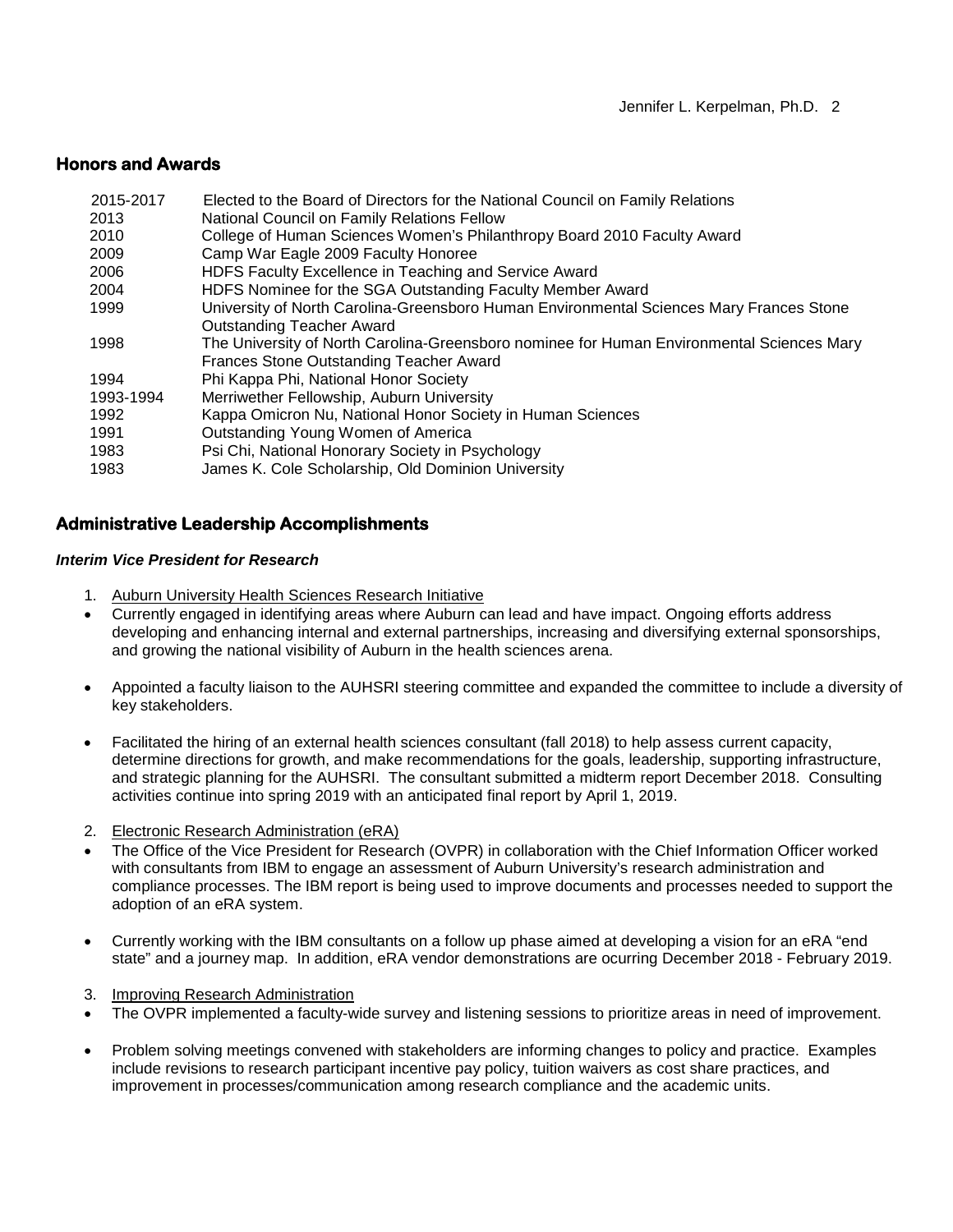## Honors and Awards

| | |
|---|---|
| 2015-2017 | Elected to the Board of Directors for the National Council on Family Relations |
| 2013 | National Council on Family Relations Fellow |
| 2010 | College of Human Sciences Women's Philanthropy Board 2010 Faculty Award |
| 2009 | Camp War Eagle 2009 Faculty Honoree |
| 2006 | HDFS Faculty Excellence in Teaching and Service Award |
| 2004 | HDFS Nominee for the SGA Outstanding Faculty Member Award |
| 1999 | University of North Carolina-Greensboro Human Environmental Sciences Mary Frances Stone Outstanding Teacher Award |
| 1998 | The University of North Carolina-Greensboro nominee for Human Environmental Sciences Mary Frances Stone Outstanding Teacher Award |
| 1994 | Phi Kappa Phi, National Honor Society |
| 1993-1994 | Merriwether Fellowship, Auburn University |
| 1992 | Kappa Omicron Nu, National Honor Society in Human Sciences |
| 1991 | Outstanding Young Women of America |
| 1983 | Psi Chi, National Honorary Society in Psychology |
| 1983 | James K. Cole Scholarship, Old Dominion University |

## Administrative Leadership Accomplishments

***Interim Vice President for Research***

1. Auburn University Health Sciences Research Initiative

- Currently engaged in identifying areas where Auburn can lead and have impact. Ongoing efforts address developing and enhancing internal and external partnerships, increasing and diversifying external sponsorships, and growing the national visibility of Auburn in the health sciences arena.
- Appointed a faculty liaison to the AUHSRI steering committee and expanded the committee to include a diversity of key stakeholders.
- Facilitated the hiring of an external health sciences consultant (fall 2018) to help assess current capacity, determine directions for growth, and make recommendations for the goals, leadership, supporting infrastructure, and strategic planning for the AUHSRI. The consultant submitted a midterm report December 2018. Consulting activities continue into spring 2019 with an anticipated final report by April 1, 2019.

2. Electronic Research Administration (eRA)

- The Office of the Vice President for Research (OVPR) in collaboration with the Chief Information Officer worked with consultants from IBM to engage an assessment of Auburn University's research administration and compliance processes. The IBM report is being used to improve documents and processes needed to support the adoption of an eRA system.
- Currently working with the IBM consultants on a follow up phase aimed at developing a vision for an eRA "end state" and a journey map. In addition, eRA vendor demonstrations are ocurring December 2018 - February 2019.

3. Improving Research Administration

- The OVPR implemented a faculty-wide survey and listening sessions to prioritize areas in need of improvement.
- Problem solving meetings convened with stakeholders are informing changes to policy and practice. Examples include revisions to research participant incentive pay policy, tuition waivers as cost share practices, and improvement in processes/communication among research compliance and the academic units.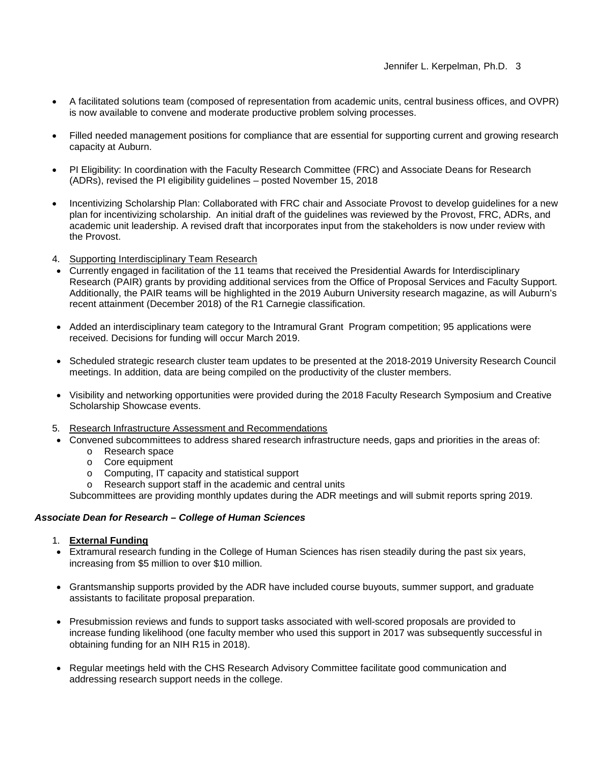- A facilitated solutions team (composed of representation from academic units, central business offices, and OVPR) is now available to convene and moderate productive problem solving processes.

- Filled needed management positions for compliance that are essential for supporting current and growing research capacity at Auburn.

- PI Eligibility: In coordination with the Faculty Research Committee (FRC) and Associate Deans for Research (ADRs), revised the PI eligibility guidelines – posted November 15, 2018

- Incentivizing Scholarship Plan: Collaborated with FRC chair and Associate Provost to develop guidelines for a new plan for incentivizing scholarship. An initial draft of the guidelines was reviewed by the Provost, FRC, ADRs, and academic unit leadership. A revised draft that incorporates input from the stakeholders is now under review with the Provost.

4. <u>Supporting Interdisciplinary Team Research</u>

- Currently engaged in facilitation of the 11 teams that received the Presidential Awards for Interdisciplinary Research (PAIR) grants by providing additional services from the Office of Proposal Services and Faculty Support. Additionally, the PAIR teams will be highlighted in the 2019 Auburn University research magazine, as will Auburn's recent attainment (December 2018) of the R1 Carnegie classification.

- Added an interdisciplinary team category to the Intramural Grant Program competition; 95 applications were received. Decisions for funding will occur March 2019.

- Scheduled strategic research cluster team updates to be presented at the 2018-2019 University Research Council meetings. In addition, data are being compiled on the productivity of the cluster members.

- Visibility and networking opportunities were provided during the 2018 Faculty Research Symposium and Creative Scholarship Showcase events.

5. <u>Research Infrastructure Assessment and Recommendations</u>

- Convened subcommittees to address shared research infrastructure needs, gaps and priorities in the areas of:
  - Research space
  - Core equipment
  - Computing, IT capacity and statistical support
  - Research support staff in the academic and central units

  Subcommittees are providing monthly updates during the ADR meetings and will submit reports spring 2019.

***Associate Dean for Research – College of Human Sciences***

1. <u>**External Funding**</u>

- Extramural research funding in the College of Human Sciences has risen steadily during the past six years, increasing from $5 million to over $10 million.

- Grantsmanship supports provided by the ADR have included course buyouts, summer support, and graduate assistants to facilitate proposal preparation.

- Presubmission reviews and funds to support tasks associated with well-scored proposals are provided to increase funding likelihood (one faculty member who used this support in 2017 was subsequently successful in obtaining funding for an NIH R15 in 2018).

- Regular meetings held with the CHS Research Advisory Committee facilitate good communication and addressing research support needs in the college.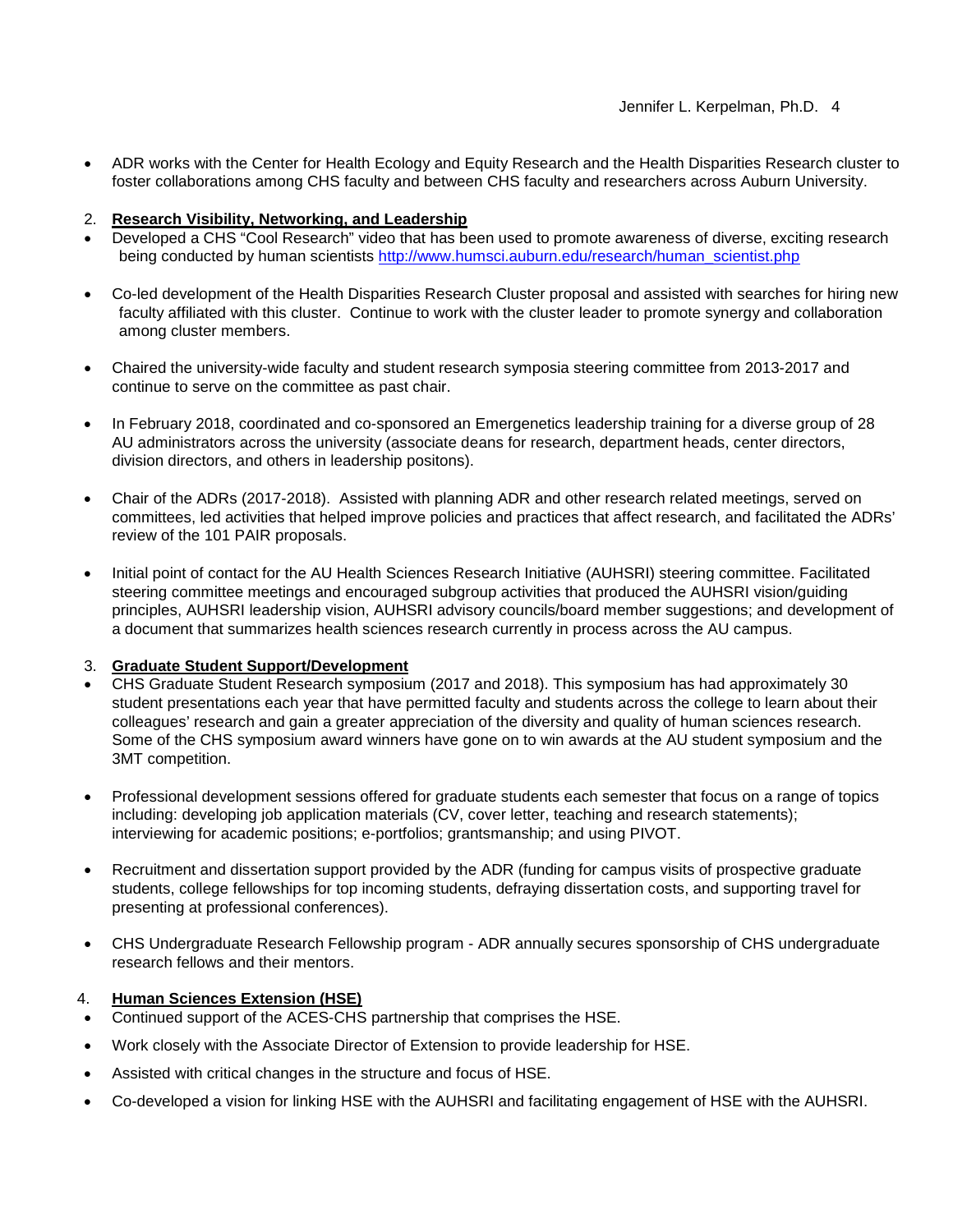- ADR works with the Center for Health Ecology and Equity Research and the Health Disparities Research cluster to foster collaborations among CHS faculty and between CHS faculty and researchers across Auburn University.

2. **Research Visibility, Networking, and Leadership**

- Developed a CHS "Cool Research" video that has been used to promote awareness of diverse, exciting research being conducted by human scientists http://www.humsci.auburn.edu/research/human_scientist.php

- Co-led development of the Health Disparities Research Cluster proposal and assisted with searches for hiring new faculty affiliated with this cluster. Continue to work with the cluster leader to promote synergy and collaboration among cluster members.

- Chaired the university-wide faculty and student research symposia steering committee from 2013-2017 and continue to serve on the committee as past chair.

- In February 2018, coordinated and co-sponsored an Emergenetics leadership training for a diverse group of 28 AU administrators across the university (associate deans for research, department heads, center directors, division directors, and others in leadership positons).

- Chair of the ADRs (2017-2018). Assisted with planning ADR and other research related meetings, served on committees, led activities that helped improve policies and practices that affect research, and facilitated the ADRs' review of the 101 PAIR proposals.

- Initial point of contact for the AU Health Sciences Research Initiative (AUHSRI) steering committee. Facilitated steering committee meetings and encouraged subgroup activities that produced the AUHSRI vision/guiding principles, AUHSRI leadership vision, AUHSRI advisory councils/board member suggestions; and development of a document that summarizes health sciences research currently in process across the AU campus.

3. **Graduate Student Support/Development**

- CHS Graduate Student Research symposium (2017 and 2018). This symposium has had approximately 30 student presentations each year that have permitted faculty and students across the college to learn about their colleagues' research and gain a greater appreciation of the diversity and quality of human sciences research. Some of the CHS symposium award winners have gone on to win awards at the AU student symposium and the 3MT competition.

- Professional development sessions offered for graduate students each semester that focus on a range of topics including: developing job application materials (CV, cover letter, teaching and research statements); interviewing for academic positions; e-portfolios; grantsmanship; and using PIVOT.

- Recruitment and dissertation support provided by the ADR (funding for campus visits of prospective graduate students, college fellowships for top incoming students, defraying dissertation costs, and supporting travel for presenting at professional conferences).

- CHS Undergraduate Research Fellowship program - ADR annually secures sponsorship of CHS undergraduate research fellows and their mentors.

4. **Human Sciences Extension (HSE)**

- Continued support of the ACES-CHS partnership that comprises the HSE.
- Work closely with the Associate Director of Extension to provide leadership for HSE.
- Assisted with critical changes in the structure and focus of HSE.
- Co-developed a vision for linking HSE with the AUHSRI and facilitating engagement of HSE with the AUHSRI.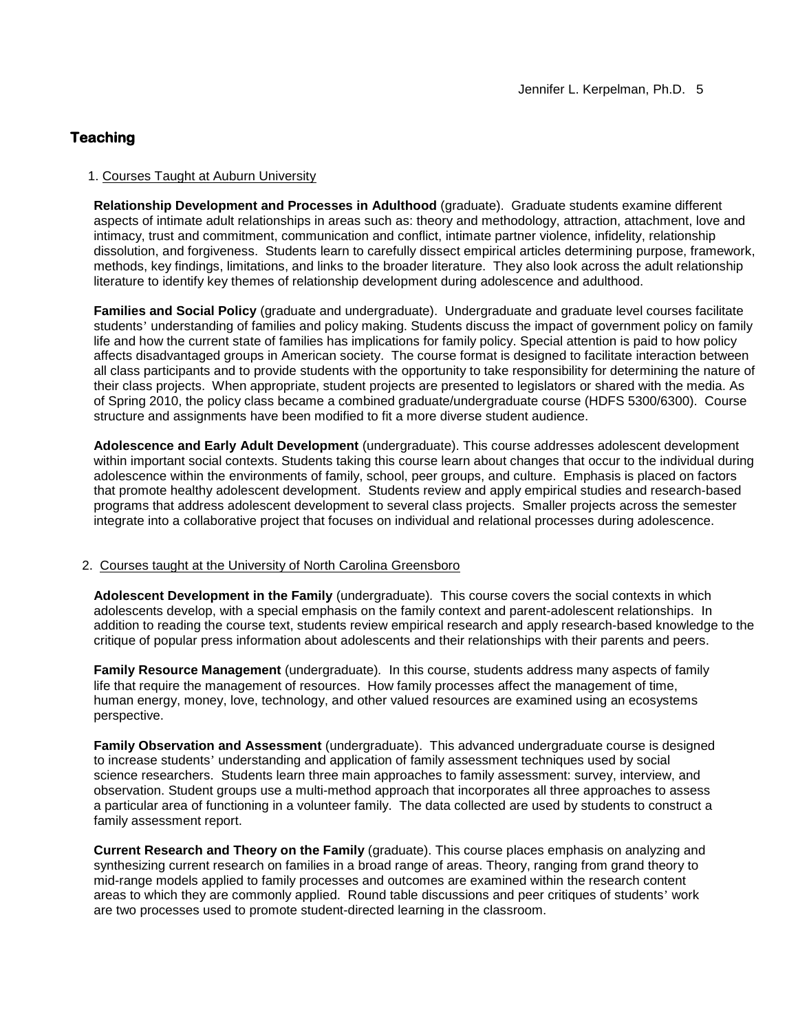## Teaching

1. Courses Taught at Auburn University

**Relationship Development and Processes in Adulthood** (graduate). Graduate students examine different aspects of intimate adult relationships in areas such as: theory and methodology, attraction, attachment, love and intimacy, trust and commitment, communication and conflict, intimate partner violence, infidelity, relationship dissolution, and forgiveness. Students learn to carefully dissect empirical articles determining purpose, framework, methods, key findings, limitations, and links to the broader literature. They also look across the adult relationship literature to identify key themes of relationship development during adolescence and adulthood.

**Families and Social Policy** (graduate and undergraduate). Undergraduate and graduate level courses facilitate students' understanding of families and policy making. Students discuss the impact of government policy on family life and how the current state of families has implications for family policy. Special attention is paid to how policy affects disadvantaged groups in American society. The course format is designed to facilitate interaction between all class participants and to provide students with the opportunity to take responsibility for determining the nature of their class projects. When appropriate, student projects are presented to legislators or shared with the media. As of Spring 2010, the policy class became a combined graduate/undergraduate course (HDFS 5300/6300). Course structure and assignments have been modified to fit a more diverse student audience.

**Adolescence and Early Adult Development** (undergraduate). This course addresses adolescent development within important social contexts. Students taking this course learn about changes that occur to the individual during adolescence within the environments of family, school, peer groups, and culture. Emphasis is placed on factors that promote healthy adolescent development. Students review and apply empirical studies and research-based programs that address adolescent development to several class projects. Smaller projects across the semester integrate into a collaborative project that focuses on individual and relational processes during adolescence.

2. Courses taught at the University of North Carolina Greensboro

**Adolescent Development in the Family** (undergraduate). This course covers the social contexts in which adolescents develop, with a special emphasis on the family context and parent-adolescent relationships. In addition to reading the course text, students review empirical research and apply research-based knowledge to the critique of popular press information about adolescents and their relationships with their parents and peers.

**Family Resource Management** (undergraduate). In this course, students address many aspects of family life that require the management of resources. How family processes affect the management of time, human energy, money, love, technology, and other valued resources are examined using an ecosystems perspective.

**Family Observation and Assessment** (undergraduate). This advanced undergraduate course is designed to increase students' understanding and application of family assessment techniques used by social science researchers. Students learn three main approaches to family assessment: survey, interview, and observation. Student groups use a multi-method approach that incorporates all three approaches to assess a particular area of functioning in a volunteer family. The data collected are used by students to construct a family assessment report.

**Current Research and Theory on the Family** (graduate). This course places emphasis on analyzing and synthesizing current research on families in a broad range of areas. Theory, ranging from grand theory to mid-range models applied to family processes and outcomes are examined within the research content areas to which they are commonly applied. Round table discussions and peer critiques of students' work are two processes used to promote student-directed learning in the classroom.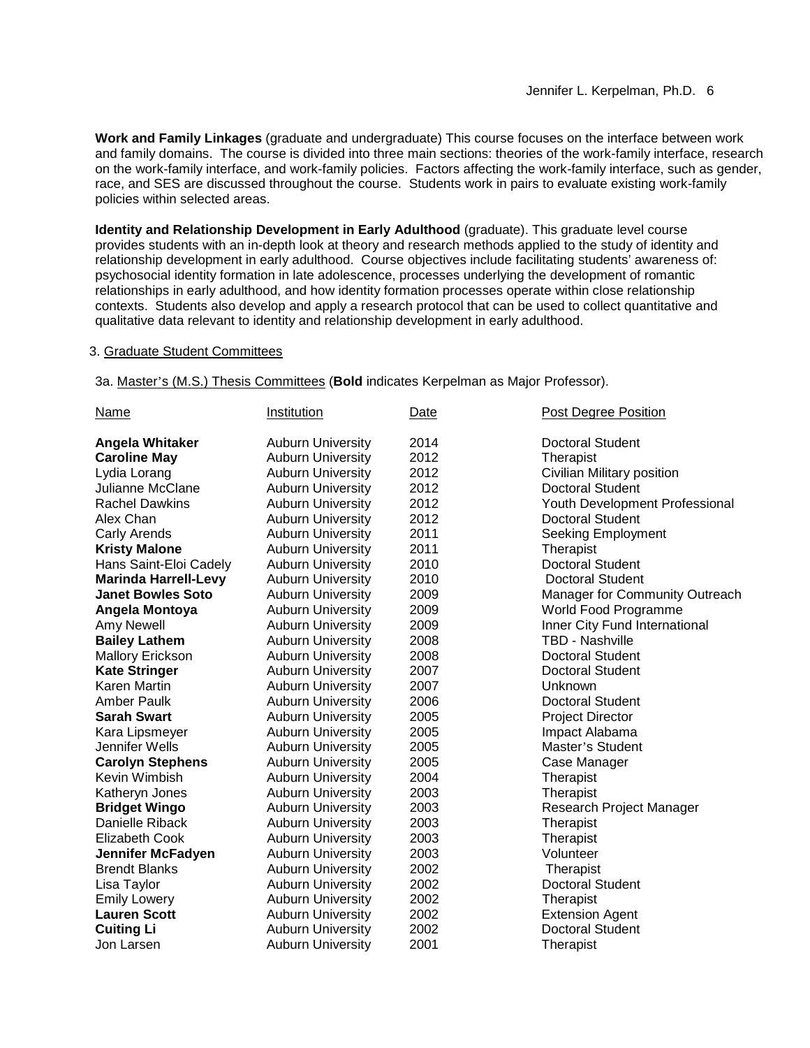**Work and Family Linkages** (graduate and undergraduate) This course focuses on the interface between work and family domains. The course is divided into three main sections: theories of the work-family interface, research on the work-family interface, and work-family policies. Factors affecting the work-family interface, such as gender, race, and SES are discussed throughout the course. Students work in pairs to evaluate existing work-family policies within selected areas.

**Identity and Relationship Development in Early Adulthood** (graduate). This graduate level course provides students with an in-depth look at theory and research methods applied to the study of identity and relationship development in early adulthood. Course objectives include facilitating students' awareness of: psychosocial identity formation in late adolescence, processes underlying the development of romantic relationships in early adulthood, and how identity formation processes operate within close relationship contexts. Students also develop and apply a research protocol that can be used to collect quantitative and qualitative data relevant to identity and relationship development in early adulthood.

3. Graduate Student Committees

3a. Master's (M.S.) Thesis Committees (**Bold** indicates Kerpelman as Major Professor).

| Name | Institution | Date | Post Degree Position |
|---|---|---|---|
| **Angela Whitaker** | Auburn University | 2014 | Doctoral Student |
| **Caroline May** | Auburn University | 2012 | Therapist |
| Lydia Lorang | Auburn University | 2012 | Civilian Military position |
| Julianne McClane | Auburn University | 2012 | Doctoral Student |
| Rachel Dawkins | Auburn University | 2012 | Youth Development Professional |
| Alex Chan | Auburn University | 2012 | Doctoral Student |
| Carly Arends | Auburn University | 2011 | Seeking Employment |
| **Kristy Malone** | Auburn University | 2011 | Therapist |
| Hans Saint-Eloi Cadely | Auburn University | 2010 | Doctoral Student |
| **Marinda Harrell-Levy** | Auburn University | 2010 | Doctoral Student |
| **Janet Bowles Soto** | Auburn University | 2009 | Manager for Community Outreach |
| **Angela Montoya** | Auburn University | 2009 | World Food Programme |
| Amy Newell | Auburn University | 2009 | Inner City Fund International |
| **Bailey Lathem** | Auburn University | 2008 | TBD - Nashville |
| Mallory Erickson | Auburn University | 2008 | Doctoral Student |
| **Kate Stringer** | Auburn University | 2007 | Doctoral Student |
| Karen Martin | Auburn University | 2007 | Unknown |
| Amber Paulk | Auburn University | 2006 | Doctoral Student |
| **Sarah Swart** | Auburn University | 2005 | Project Director |
| Kara Lipsmeyer | Auburn University | 2005 | Impact Alabama |
| Jennifer Wells | Auburn University | 2005 | Master's Student |
| **Carolyn Stephens** | Auburn University | 2005 | Case Manager |
| Kevin Wimbish | Auburn University | 2004 | Therapist |
| Katheryn Jones | Auburn University | 2003 | Therapist |
| **Bridget Wingo** | Auburn University | 2003 | Research Project Manager |
| Danielle Riback | Auburn University | 2003 | Therapist |
| Elizabeth Cook | Auburn University | 2003 | Therapist |
| **Jennifer McFadyen** | Auburn University | 2003 | Volunteer |
| Brendt Blanks | Auburn University | 2002 | Therapist |
| Lisa Taylor | Auburn University | 2002 | Doctoral Student |
| Emily Lowery | Auburn University | 2002 | Therapist |
| **Lauren Scott** | Auburn University | 2002 | Extension Agent |
| **Cuiting Li** | Auburn University | 2002 | Doctoral Student |
| Jon Larsen | Auburn University | 2001 | Therapist |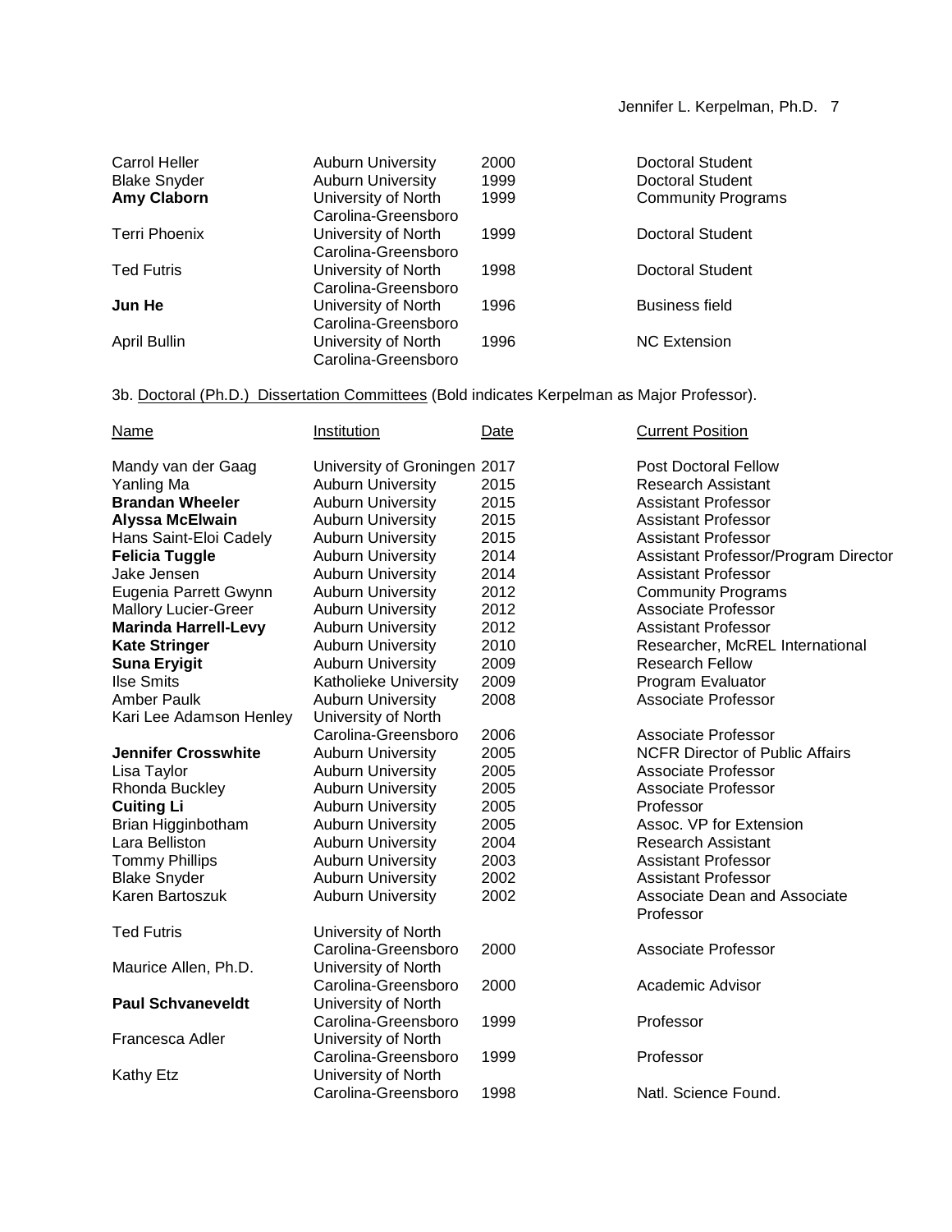| | | | |
|---|---|---|---|
| Carrol Heller | Auburn University | 2000 | Doctoral Student |
| Blake Snyder | Auburn University | 1999 | Doctoral Student |
| **Amy Claborn** | University of North Carolina-Greensboro | 1999 | Community Programs |
| Terri Phoenix | University of North Carolina-Greensboro | 1999 | Doctoral Student |
| Ted Futris | University of North Carolina-Greensboro | 1998 | Doctoral Student |
| **Jun He** | University of North Carolina-Greensboro | 1996 | Business field |
| April Bullin | University of North Carolina-Greensboro | 1996 | NC Extension |

3b. Doctoral (Ph.D.) Dissertation Committees (Bold indicates Kerpelman as Major Professor).

| Name | Institution | Date | Current Position |
|---|---|---|---|
| Mandy van der Gaag | University of Groningen | 2017 | Post Doctoral Fellow |
| Yanling Ma | Auburn University | 2015 | Research Assistant |
| **Brandan Wheeler** | Auburn University | 2015 | Assistant Professor |
| **Alyssa McElwain** | Auburn University | 2015 | Assistant Professor |
| Hans Saint-Eloi Cadely | Auburn University | 2015 | Assistant Professor |
| **Felicia Tuggle** | Auburn University | 2014 | Assistant Professor/Program Director |
| Jake Jensen | Auburn University | 2014 | Assistant Professor |
| Eugenia Parrett Gwynn | Auburn University | 2012 | Community Programs |
| Mallory Lucier-Greer | Auburn University | 2012 | Associate Professor |
| **Marinda Harrell-Levy** | Auburn University | 2012 | Assistant Professor |
| **Kate Stringer** | Auburn University | 2010 | Researcher, McREL International |
| **Suna Eryigit** | Auburn University | 2009 | Research Fellow |
| Ilse Smits | Katholieke University | 2009 | Program Evaluator |
| Amber Paulk | Auburn University | 2008 | Associate Professor |
| Kari Lee Adamson Henley | University of North Carolina-Greensboro | 2006 | Associate Professor |
| **Jennifer Crosswhite** | Auburn University | 2005 | NCFR Director of Public Affairs |
| Lisa Taylor | Auburn University | 2005 | Associate Professor |
| Rhonda Buckley | Auburn University | 2005 | Associate Professor |
| **Cuiting Li** | Auburn University | 2005 | Professor |
| Brian Higginbotham | Auburn University | 2005 | Assoc. VP for Extension |
| Lara Belliston | Auburn University | 2004 | Research Assistant |
| Tommy Phillips | Auburn University | 2003 | Assistant Professor |
| Blake Snyder | Auburn University | 2002 | Assistant Professor |
| Karen Bartoszuk | Auburn University | 2002 | Associate Dean and Associate Professor |
| Ted Futris | University of North Carolina-Greensboro | 2000 | Associate Professor |
| Maurice Allen, Ph.D. | University of North Carolina-Greensboro | 2000 | Academic Advisor |
| **Paul Schvaneveldt** | University of North Carolina-Greensboro | 1999 | Professor |
| Francesca Adler | University of North Carolina-Greensboro | 1999 | Professor |
| Kathy Etz | University of North Carolina-Greensboro | 1998 | Natl. Science Found. |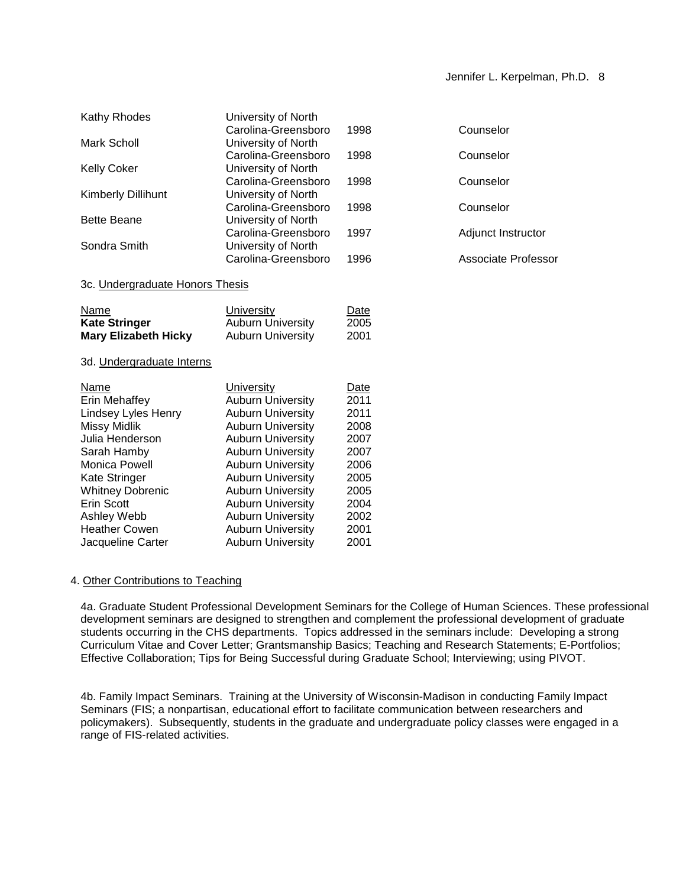| | | | |
|---|---|---|---|
| Kathy Rhodes | University of North Carolina-Greensboro | 1998 | Counselor |
| Mark Scholl | University of North Carolina-Greensboro | 1998 | Counselor |
| Kelly Coker | University of North Carolina-Greensboro | 1998 | Counselor |
| Kimberly Dillihunt | University of North Carolina-Greensboro | 1998 | Counselor |
| Bette Beane | University of North Carolina-Greensboro | 1997 | Adjunct Instructor |
| Sondra Smith | University of North Carolina-Greensboro | 1996 | Associate Professor |

3c. Undergraduate Honors Thesis

| Name | University | Date |
|---|---|---|
| **Kate Stringer** | Auburn University | 2005 |
| **Mary Elizabeth Hicky** | Auburn University | 2001 |

3d. Undergraduate Interns

| Name | University | Date |
|---|---|---|
| Erin Mehaffey | Auburn University | 2011 |
| Lindsey Lyles Henry | Auburn University | 2011 |
| Missy Midlik | Auburn University | 2008 |
| Julia Henderson | Auburn University | 2007 |
| Sarah Hamby | Auburn University | 2007 |
| Monica Powell | Auburn University | 2006 |
| Kate Stringer | Auburn University | 2005 |
| Whitney Dobrenic | Auburn University | 2005 |
| Erin Scott | Auburn University | 2004 |
| Ashley Webb | Auburn University | 2002 |
| Heather Cowen | Auburn University | 2001 |
| Jacqueline Carter | Auburn University | 2001 |

4. Other Contributions to Teaching

4a. Graduate Student Professional Development Seminars for the College of Human Sciences. These professional development seminars are designed to strengthen and complement the professional development of graduate students occurring in the CHS departments. Topics addressed in the seminars include: Developing a strong Curriculum Vitae and Cover Letter; Grantsmanship Basics; Teaching and Research Statements; E-Portfolios; Effective Collaboration; Tips for Being Successful during Graduate School; Interviewing; using PIVOT.

4b. Family Impact Seminars. Training at the University of Wisconsin-Madison in conducting Family Impact Seminars (FIS; a nonpartisan, educational effort to facilitate communication between researchers and policymakers). Subsequently, students in the graduate and undergraduate policy classes were engaged in a range of FIS-related activities.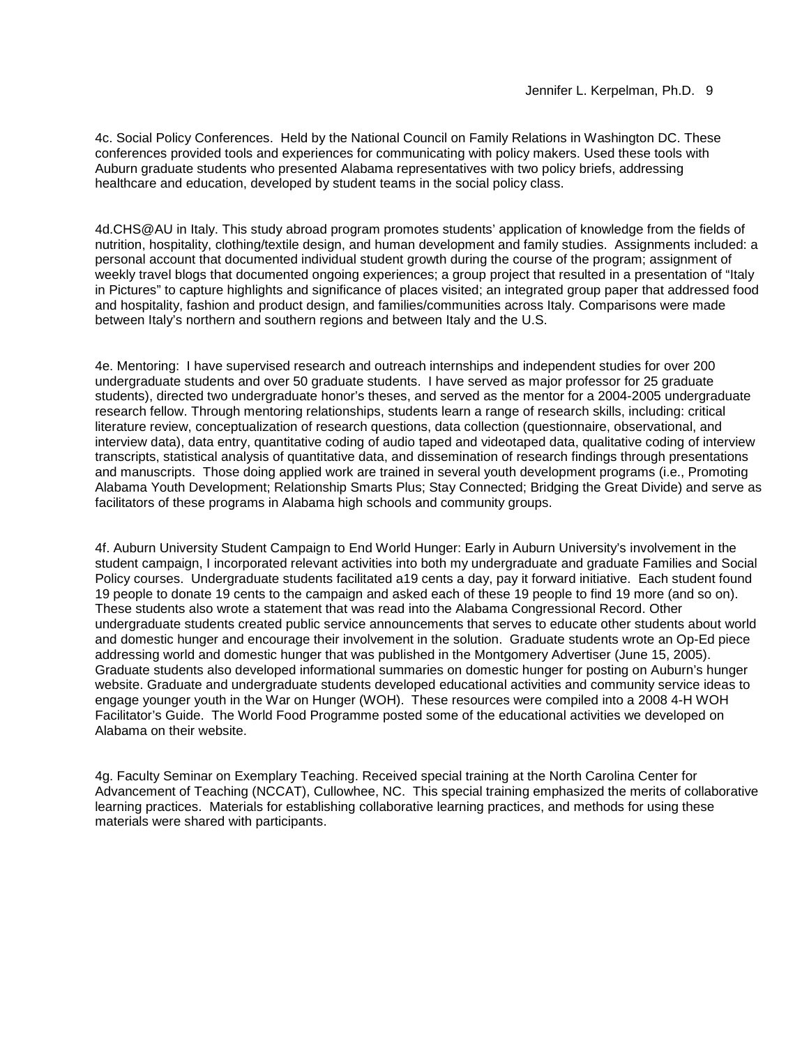4c. Social Policy Conferences. Held by the National Council on Family Relations in Washington DC. These conferences provided tools and experiences for communicating with policy makers. Used these tools with Auburn graduate students who presented Alabama representatives with two policy briefs, addressing healthcare and education, developed by student teams in the social policy class.

4d.CHS@AU in Italy. This study abroad program promotes students' application of knowledge from the fields of nutrition, hospitality, clothing/textile design, and human development and family studies. Assignments included: a personal account that documented individual student growth during the course of the program; assignment of weekly travel blogs that documented ongoing experiences; a group project that resulted in a presentation of "Italy in Pictures" to capture highlights and significance of places visited; an integrated group paper that addressed food and hospitality, fashion and product design, and families/communities across Italy. Comparisons were made between Italy's northern and southern regions and between Italy and the U.S.

4e. Mentoring: I have supervised research and outreach internships and independent studies for over 200 undergraduate students and over 50 graduate students. I have served as major professor for 25 graduate students), directed two undergraduate honor's theses, and served as the mentor for a 2004-2005 undergraduate research fellow. Through mentoring relationships, students learn a range of research skills, including: critical literature review, conceptualization of research questions, data collection (questionnaire, observational, and interview data), data entry, quantitative coding of audio taped and videotaped data, qualitative coding of interview transcripts, statistical analysis of quantitative data, and dissemination of research findings through presentations and manuscripts. Those doing applied work are trained in several youth development programs (i.e., Promoting Alabama Youth Development; Relationship Smarts Plus; Stay Connected; Bridging the Great Divide) and serve as facilitators of these programs in Alabama high schools and community groups.

4f. Auburn University Student Campaign to End World Hunger: Early in Auburn University's involvement in the student campaign, I incorporated relevant activities into both my undergraduate and graduate Families and Social Policy courses. Undergraduate students facilitated a19 cents a day, pay it forward initiative. Each student found 19 people to donate 19 cents to the campaign and asked each of these 19 people to find 19 more (and so on). These students also wrote a statement that was read into the Alabama Congressional Record. Other undergraduate students created public service announcements that serves to educate other students about world and domestic hunger and encourage their involvement in the solution. Graduate students wrote an Op-Ed piece addressing world and domestic hunger that was published in the Montgomery Advertiser (June 15, 2005). Graduate students also developed informational summaries on domestic hunger for posting on Auburn's hunger website. Graduate and undergraduate students developed educational activities and community service ideas to engage younger youth in the War on Hunger (WOH). These resources were compiled into a 2008 4-H WOH Facilitator's Guide. The World Food Programme posted some of the educational activities we developed on Alabama on their website.

4g. Faculty Seminar on Exemplary Teaching. Received special training at the North Carolina Center for Advancement of Teaching (NCCAT), Cullowhee, NC. This special training emphasized the merits of collaborative learning practices. Materials for establishing collaborative learning practices, and methods for using these materials were shared with participants.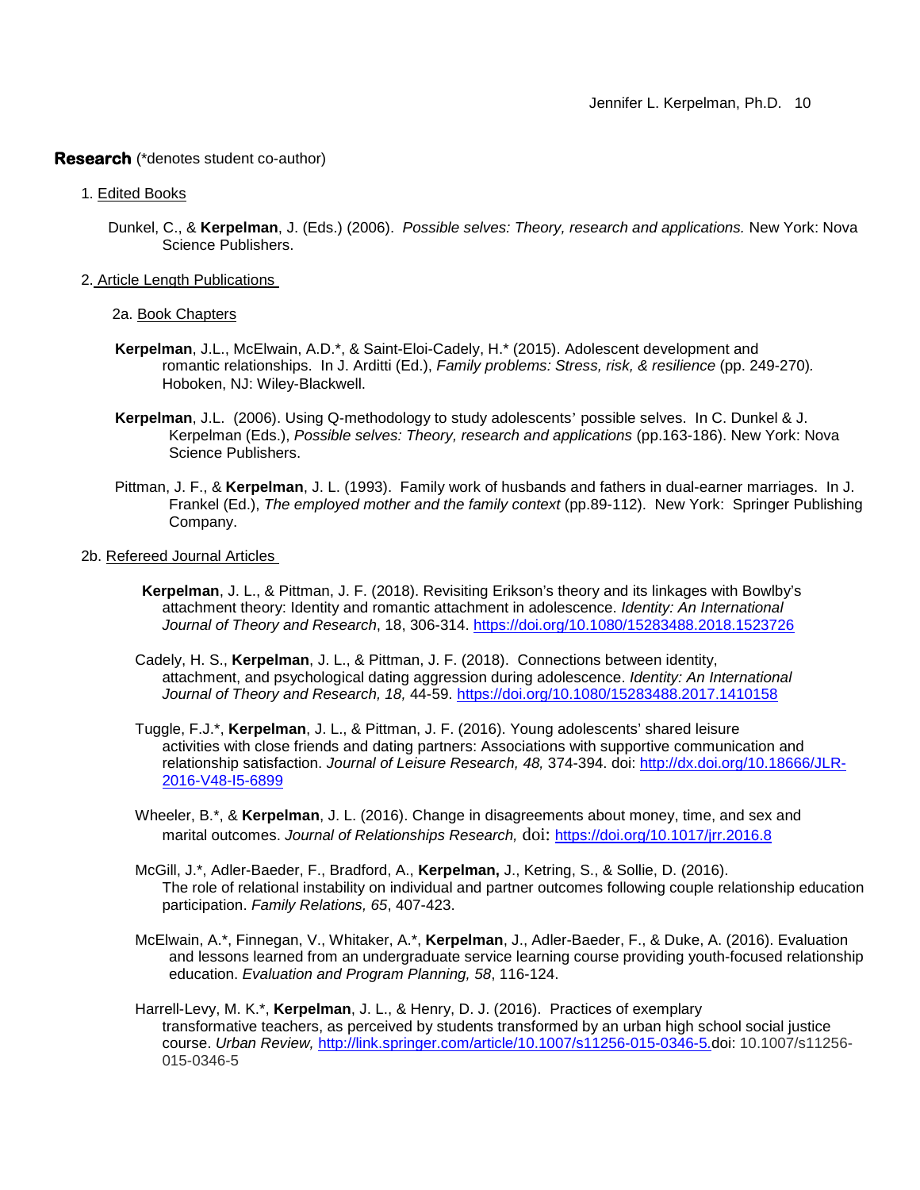## Research (*denotes student co-author)

1. Edited Books

Dunkel, C., & **Kerpelman**, J. (Eds.) (2006). *Possible selves: Theory, research and applications.* New York: Nova Science Publishers.

2. Article Length Publications

2a. Book Chapters

**Kerpelman**, J.L., McElwain, A.D.*, & Saint-Eloi-Cadely, H.* (2015). Adolescent development and romantic relationships. In J. Arditti (Ed.), *Family problems: Stress, risk, & resilience* (pp. 249-270). Hoboken, NJ: Wiley-Blackwell.

**Kerpelman**, J.L. (2006). Using Q-methodology to study adolescents' possible selves. In C. Dunkel & J. Kerpelman (Eds.), *Possible selves: Theory, research and applications* (pp.163-186). New York: Nova Science Publishers.

Pittman, J. F., & **Kerpelman**, J. L. (1993). Family work of husbands and fathers in dual-earner marriages. In J. Frankel (Ed.), *The employed mother and the family context* (pp.89-112). New York: Springer Publishing Company.

2b. Refereed Journal Articles

**Kerpelman**, J. L., & Pittman, J. F. (2018). Revisiting Erikson's theory and its linkages with Bowlby's attachment theory: Identity and romantic attachment in adolescence. *Identity: An International Journal of Theory and Research*, 18, 306-314. https://doi.org/10.1080/15283488.2018.1523726

Cadely, H. S., **Kerpelman**, J. L., & Pittman, J. F. (2018). Connections between identity, attachment, and psychological dating aggression during adolescence. *Identity: An International Journal of Theory and Research, 18,* 44-59. https://doi.org/10.1080/15283488.2017.1410158

Tuggle, F.J.*, **Kerpelman**, J. L., & Pittman, J. F. (2016). Young adolescents' shared leisure activities with close friends and dating partners: Associations with supportive communication and relationship satisfaction. *Journal of Leisure Research, 48,* 374-394. doi: http://dx.doi.org/10.18666/JLR-2016-V48-I5-6899

Wheeler, B.*, & **Kerpelman**, J. L. (2016). Change in disagreements about money, time, and sex and marital outcomes. *Journal of Relationships Research,* doi: https://doi.org/10.1017/jrr.2016.8

McGill, J.*, Adler-Baeder, F., Bradford, A., **Kerpelman,** J., Ketring, S., & Sollie, D. (2016). The role of relational instability on individual and partner outcomes following couple relationship education participation. *Family Relations, 65*, 407-423.

McElwain, A.*, Finnegan, V., Whitaker, A.*, **Kerpelman**, J., Adler-Baeder, F., & Duke, A. (2016). Evaluation and lessons learned from an undergraduate service learning course providing youth-focused relationship education. *Evaluation and Program Planning, 58*, 116-124.

Harrell-Levy, M. K.*, **Kerpelman**, J. L., & Henry, D. J. (2016). Practices of exemplary transformative teachers, as perceived by students transformed by an urban high school social justice course. *Urban Review,* http://link.springer.com/article/10.1007/s11256-015-0346-5. doi: 10.1007/s11256-015-0346-5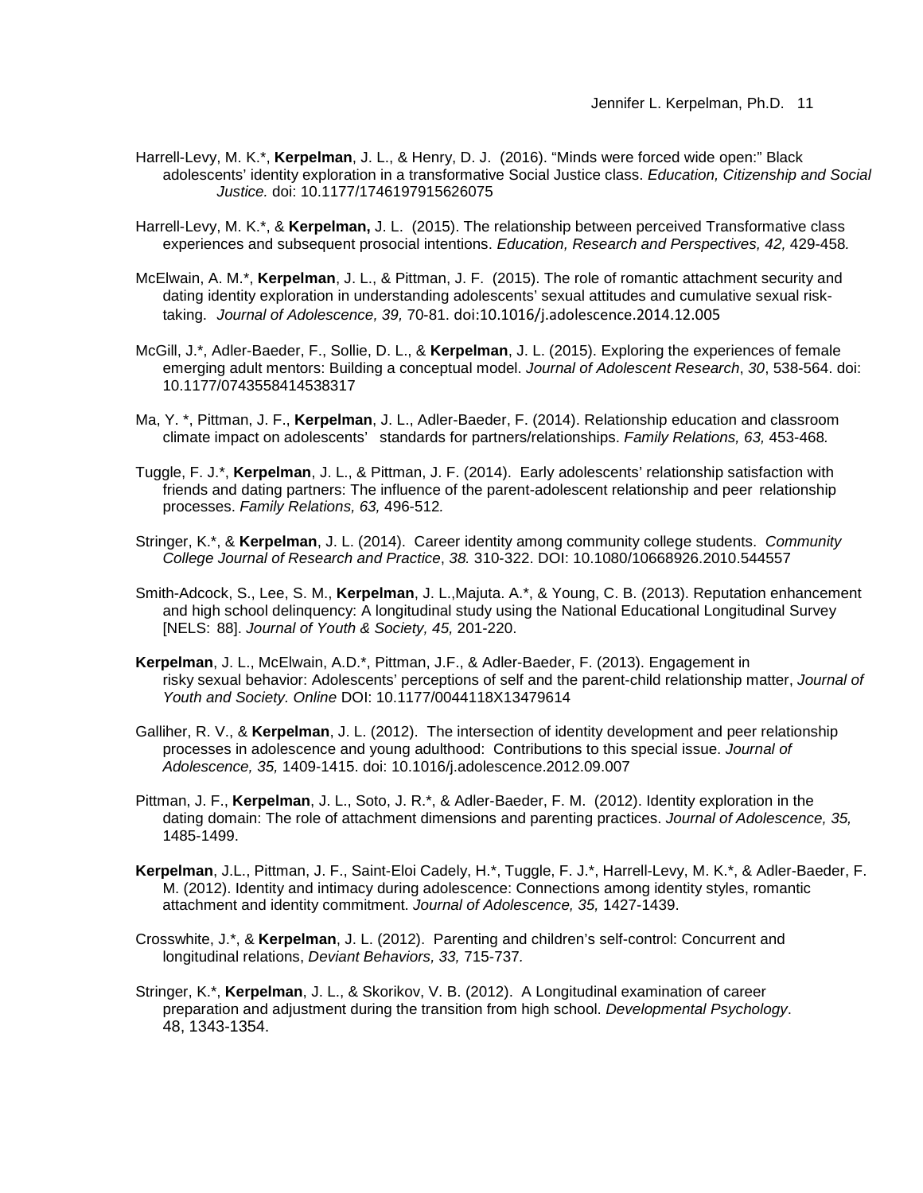Harrell-Levy, M. K.*, **Kerpelman**, J. L., & Henry, D. J. (2016). "Minds were forced wide open:" Black adolescents' identity exploration in a transformative Social Justice class. *Education, Citizenship and Social Justice.* doi: 10.1177/1746197915626075

Harrell-Levy, M. K.*, & **Kerpelman,** J. L. (2015). The relationship between perceived Transformative class experiences and subsequent prosocial intentions. *Education, Research and Perspectives, 42,* 429-458*.*

McElwain, A. M.*, **Kerpelman**, J. L., & Pittman, J. F. (2015). The role of romantic attachment security and dating identity exploration in understanding adolescents' sexual attitudes and cumulative sexual risk-taking. *Journal of Adolescence, 39,* 70-81. doi:10.1016/j.adolescence.2014.12.005

McGill, J.*, Adler-Baeder, F., Sollie, D. L., & **Kerpelman**, J. L. (2015). Exploring the experiences of female emerging adult mentors: Building a conceptual model. *Journal of Adolescent Research*, *30*, 538-564. doi: 10.1177/0743558414538317

Ma, Y. *, Pittman, J. F., **Kerpelman**, J. L., Adler-Baeder, F. (2014). Relationship education and classroom climate impact on adolescents' standards for partners/relationships. *Family Relations, 63,* 453-468*.*

Tuggle, F. J.*, **Kerpelman**, J. L., & Pittman, J. F. (2014). Early adolescents' relationship satisfaction with friends and dating partners: The influence of the parent-adolescent relationship and peer relationship processes. *Family Relations, 63,* 496-512*.*

Stringer, K.*, & **Kerpelman**, J. L. (2014). Career identity among community college students. *Community College Journal of Research and Practice*, *38.* 310-322. DOI: 10.1080/10668926.2010.544557

Smith-Adcock, S., Lee, S. M., **Kerpelman**, J. L.,Majuta. A.*, & Young, C. B. (2013). Reputation enhancement and high school delinquency: A longitudinal study using the National Educational Longitudinal Survey [NELS: 88]. *Journal of Youth & Society, 45,* 201-220.

**Kerpelman**, J. L., McElwain, A.D.*, Pittman, J.F., & Adler-Baeder, F. (2013). Engagement in risky sexual behavior: Adolescents' perceptions of self and the parent-child relationship matter, *Journal of Youth and Society. Online* DOI: 10.1177/0044118X13479614

Galliher, R. V., & **Kerpelman**, J. L. (2012). The intersection of identity development and peer relationship processes in adolescence and young adulthood: Contributions to this special issue. *Journal of Adolescence, 35,* 1409-1415. doi: 10.1016/j.adolescence.2012.09.007

Pittman, J. F., **Kerpelman**, J. L., Soto, J. R.*, & Adler-Baeder, F. M. (2012). Identity exploration in the dating domain: The role of attachment dimensions and parenting practices. *Journal of Adolescence, 35,* 1485-1499.

**Kerpelman**, J.L., Pittman, J. F., Saint-Eloi Cadely, H.*, Tuggle, F. J.*, Harrell-Levy, M. K.*, & Adler-Baeder, F. M. (2012). Identity and intimacy during adolescence: Connections among identity styles, romantic attachment and identity commitment. *Journal of Adolescence, 35,* 1427-1439.

Crosswhite, J.*, & **Kerpelman**, J. L. (2012). Parenting and children's self-control: Concurrent and longitudinal relations, *Deviant Behaviors, 33,* 715-737*.*

Stringer, K.*, **Kerpelman**, J. L., & Skorikov, V. B. (2012). A Longitudinal examination of career preparation and adjustment during the transition from high school. *Developmental Psychology*. 48, 1343-1354.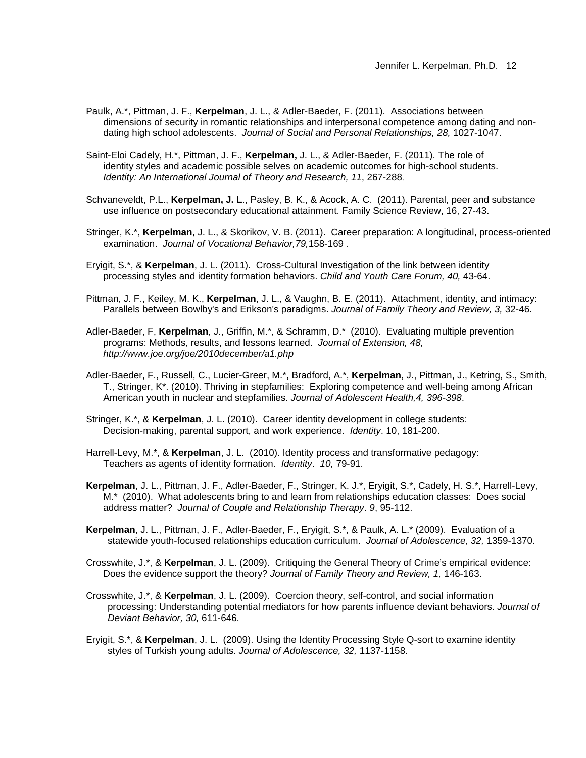Paulk, A.*, Pittman, J. F., **Kerpelman**, J. L., & Adler-Baeder, F. (2011). Associations between dimensions of security in romantic relationships and interpersonal competence among dating and non-dating high school adolescents. *Journal of Social and Personal Relationships, 28,* 1027-1047.

Saint-Eloi Cadely, H.*, Pittman, J. F., **Kerpelman,** J. L., & Adler-Baeder, F. (2011). The role of identity styles and academic possible selves on academic outcomes for high-school students. *Identity: An International Journal of Theory and Research, 11*, 267-288.

Schvaneveldt, P.L., **Kerpelman, J. L**., Pasley, B. K., & Acock, A. C. (2011). Parental, peer and substance use influence on postsecondary educational attainment. Family Science Review, 16, 27-43.

Stringer, K.*, **Kerpelman**, J. L., & Skorikov, V. B. (2011). Career preparation: A longitudinal, process-oriented examination. *Journal of Vocational Behavior,79,*158-169 .

Eryigit, S.*, & **Kerpelman**, J. L. (2011). Cross-Cultural Investigation of the link between identity processing styles and identity formation behaviors. *Child and Youth Care Forum, 40,* 43-64.

Pittman, J. F., Keiley, M. K., **Kerpelman**, J. L., & Vaughn, B. E. (2011). Attachment, identity, and intimacy: Parallels between Bowlby's and Erikson's paradigms. *Journal of Family Theory and Review, 3,* 32-46*.*

Adler-Baeder, F, **Kerpelman**, J., Griffin, M.*, & Schramm, D.* (2010). Evaluating multiple prevention programs: Methods, results, and lessons learned. *Journal of Extension, 48, http://www.joe.org/joe/2010december/a1.php*

Adler-Baeder, F., Russell, C., Lucier-Greer, M.*, Bradford, A.*, **Kerpelman**, J., Pittman, J., Ketring, S., Smith, T., Stringer, K*. (2010). Thriving in stepfamilies: Exploring competence and well-being among African American youth in nuclear and stepfamilies. *Journal of Adolescent Health,4, 396-398*.

Stringer, K.*, & **Kerpelman**, J. L. (2010). Career identity development in college students: Decision-making, parental support, and work experience. *Identity*. 10, 181-200.

Harrell-Levy, M.*, & **Kerpelman**, J. L. (2010). Identity process and transformative pedagogy: Teachers as agents of identity formation. *Identity*. *10,* 79-91.

**Kerpelman**, J. L., Pittman, J. F., Adler-Baeder, F., Stringer, K. J.*, Eryigit, S.*, Cadely, H. S.*, Harrell-Levy, M.* (2010). What adolescents bring to and learn from relationships education classes: Does social address matter? *Journal of Couple and Relationship Therapy*. *9*, 95-112.

**Kerpelman**, J. L., Pittman, J. F., Adler-Baeder, F., Eryigit, S.*, & Paulk, A. L.* (2009). Evaluation of a statewide youth-focused relationships education curriculum. *Journal of Adolescence, 32,* 1359-1370.

Crosswhite, J.*, & **Kerpelman**, J. L. (2009). Critiquing the General Theory of Crime's empirical evidence: Does the evidence support the theory? *Journal of Family Theory and Review, 1,* 146-163.

Crosswhite, J.*, & **Kerpelman**, J. L. (2009). Coercion theory, self-control, and social information processing: Understanding potential mediators for how parents influence deviant behaviors. *Journal of Deviant Behavior, 30,* 611-646.

Eryigit, S.*, & **Kerpelman**, J. L. (2009). Using the Identity Processing Style Q-sort to examine identity styles of Turkish young adults. *Journal of Adolescence, 32,* 1137-1158.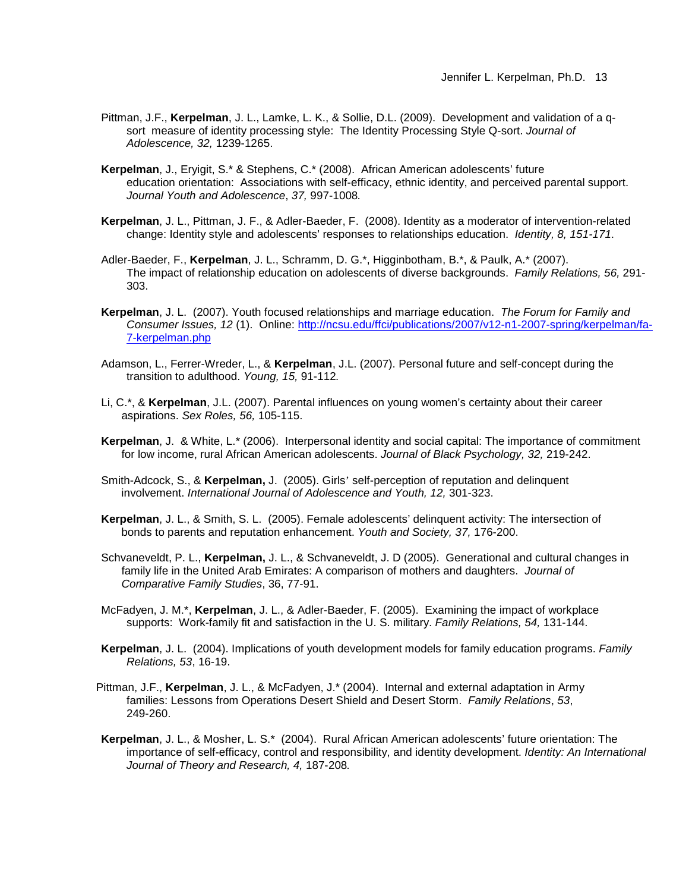Pittman, J.F., **Kerpelman**, J. L., Lamke, L. K., & Sollie, D.L. (2009). Development and validation of a q-sort measure of identity processing style: The Identity Processing Style Q-sort. *Journal of Adolescence, 32,* 1239-1265.

**Kerpelman**, J., Eryigit, S.* & Stephens, C.* (2008). African American adolescents' future education orientation: Associations with self-efficacy, ethnic identity, and perceived parental support. *Journal Youth and Adolescence*, *37,* 997-1008*.*

**Kerpelman**, J. L., Pittman, J. F., & Adler-Baeder, F. (2008). Identity as a moderator of intervention-related change: Identity style and adolescents' responses to relationships education. *Identity, 8, 151-171*.

Adler-Baeder, F., **Kerpelman**, J. L., Schramm, D. G.*, Higginbotham, B.*, & Paulk, A.* (2007). The impact of relationship education on adolescents of diverse backgrounds. *Family Relations, 56,* 291-303.

**Kerpelman**, J. L. (2007). Youth focused relationships and marriage education. *The Forum for Family and Consumer Issues, 12* (1). Online: [http://ncsu.edu/ffci/publications/2007/v12-n1-2007-spring/kerpelman/fa-7-kerpelman.php](http://ncsu.edu/ffci/publications/2007/v12-n1-2007-spring/kerpelman/fa-7-kerpelman.php)

Adamson, L., Ferrer-Wreder, L., & **Kerpelman**, J.L. (2007). Personal future and self-concept during the transition to adulthood. *Young, 15,* 91-112*.*

Li, C.*, & **Kerpelman**, J.L. (2007). Parental influences on young women's certainty about their career aspirations. *Sex Roles, 56,* 105-115.

**Kerpelman**, J. & White, L.* (2006). Interpersonal identity and social capital: The importance of commitment for low income, rural African American adolescents. *Journal of Black Psychology, 32,* 219-242.

Smith-Adcock, S., & **Kerpelman,** J. (2005). Girls' self-perception of reputation and delinquent involvement. *International Journal of Adolescence and Youth, 12,* 301-323.

**Kerpelman**, J. L., & Smith, S. L. (2005). Female adolescents' delinquent activity: The intersection of bonds to parents and reputation enhancement. *Youth and Society, 37,* 176-200.

Schvaneveldt, P. L., **Kerpelman,** J. L., & Schvaneveldt, J. D (2005). Generational and cultural changes in family life in the United Arab Emirates: A comparison of mothers and daughters. *Journal of Comparative Family Studies*, 36, 77-91.

McFadyen, J. M.*, **Kerpelman**, J. L., & Adler-Baeder, F. (2005). Examining the impact of workplace supports: Work-family fit and satisfaction in the U. S. military. *Family Relations, 54,* 131-144.

**Kerpelman**, J. L. (2004). Implications of youth development models for family education programs. *Family Relations, 53*, 16-19.

Pittman, J.F., **Kerpelman**, J. L., & McFadyen, J.* (2004). Internal and external adaptation in Army families: Lessons from Operations Desert Shield and Desert Storm. *Family Relations*, *53*, 249-260.

**Kerpelman**, J. L., & Mosher, L. S.* (2004). Rural African American adolescents' future orientation: The importance of self-efficacy, control and responsibility, and identity development. *Identity: An International Journal of Theory and Research, 4,* 187-208*.*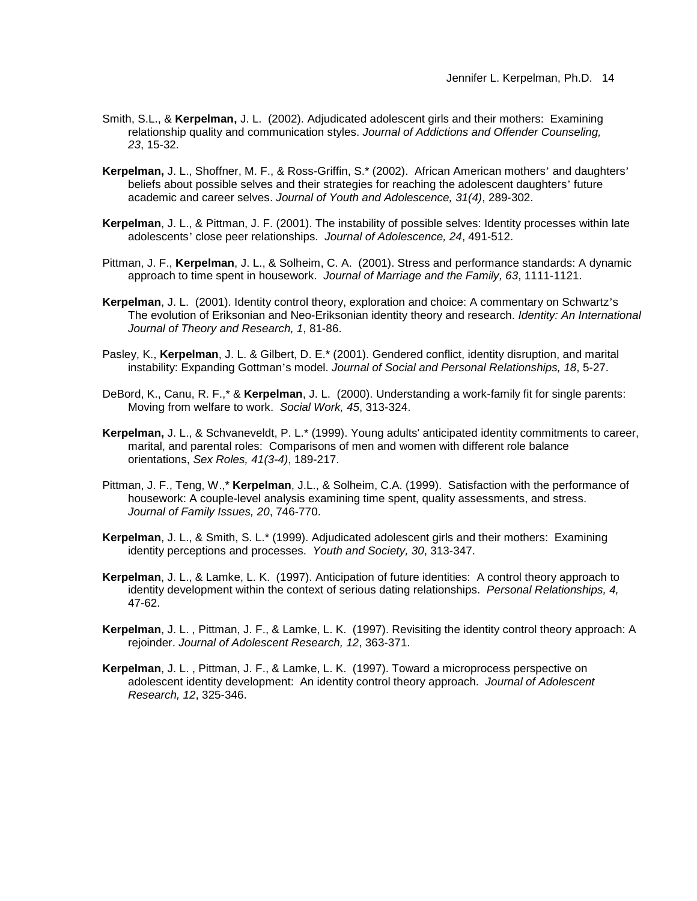Smith, S.L., & **Kerpelman,** J. L. (2002). Adjudicated adolescent girls and their mothers: Examining relationship quality and communication styles. *Journal of Addictions and Offender Counseling, 23*, 15-32.

**Kerpelman,** J. L., Shoffner, M. F., & Ross-Griffin, S.* (2002). African American mothers' and daughters' beliefs about possible selves and their strategies for reaching the adolescent daughters' future academic and career selves. *Journal of Youth and Adolescence, 31(4)*, 289-302.

**Kerpelman**, J. L., & Pittman, J. F. (2001). The instability of possible selves: Identity processes within late adolescents' close peer relationships. *Journal of Adolescence, 24*, 491-512.

Pittman, J. F., **Kerpelman**, J. L., & Solheim, C. A. (2001). Stress and performance standards: A dynamic approach to time spent in housework. *Journal of Marriage and the Family, 63*, 1111-1121.

**Kerpelman**, J. L. (2001). Identity control theory, exploration and choice: A commentary on Schwartz's The evolution of Eriksonian and Neo-Eriksonian identity theory and research. *Identity: An International Journal of Theory and Research, 1*, 81-86.

Pasley, K., **Kerpelman**, J. L. & Gilbert, D. E.* (2001). Gendered conflict, identity disruption, and marital instability: Expanding Gottman's model. *Journal of Social and Personal Relationships, 18*, 5-27.

DeBord, K., Canu, R. F.,* & **Kerpelman**, J. L. (2000). Understanding a work-family fit for single parents: Moving from welfare to work. *Social Work, 45*, 313-324.

**Kerpelman,** J. L., & Schvaneveldt, P. L.* (1999). Young adults' anticipated identity commitments to career, marital, and parental roles: Comparisons of men and women with different role balance orientations, *Sex Roles, 41(3-4)*, 189-217.

Pittman, J. F., Teng, W.,* **Kerpelman**, J.L., & Solheim, C.A. (1999). Satisfaction with the performance of housework: A couple-level analysis examining time spent, quality assessments, and stress. *Journal of Family Issues, 20*, 746-770.

**Kerpelman**, J. L., & Smith, S. L.* (1999). Adjudicated adolescent girls and their mothers: Examining identity perceptions and processes. *Youth and Society, 30*, 313-347.

**Kerpelman**, J. L., & Lamke, L. K. (1997). Anticipation of future identities: A control theory approach to identity development within the context of serious dating relationships. *Personal Relationships, 4,* 47-62.

**Kerpelman**, J. L. , Pittman, J. F., & Lamke, L. K. (1997). Revisiting the identity control theory approach: A rejoinder. *Journal of Adolescent Research, 12*, 363-371.

**Kerpelman**, J. L. , Pittman, J. F., & Lamke, L. K. (1997). Toward a microprocess perspective on adolescent identity development: An identity control theory approach. *Journal of Adolescent Research, 12*, 325-346.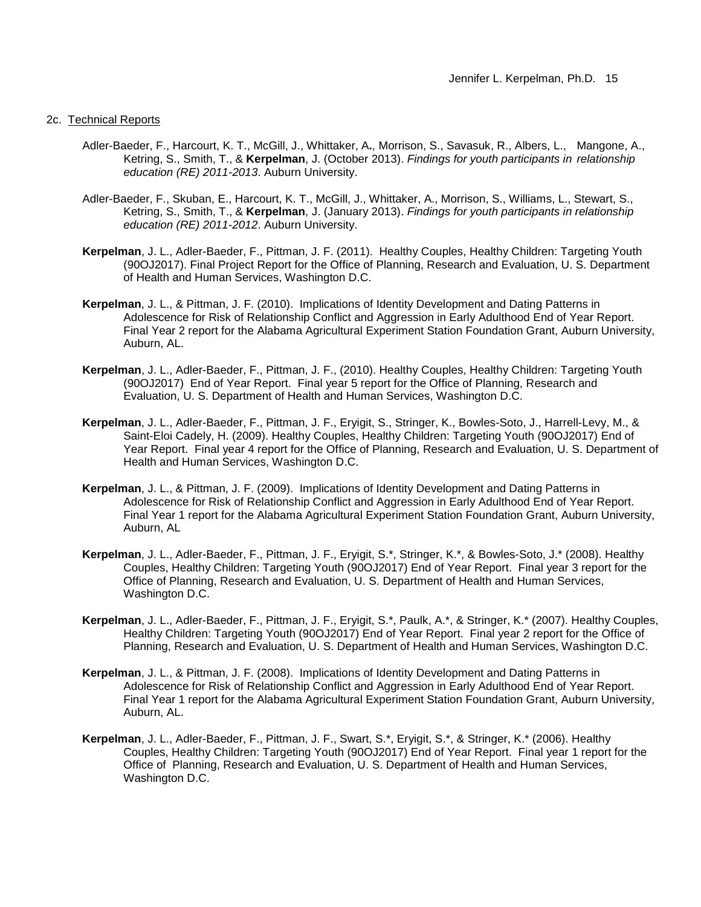2c. Technical Reports

Adler-Baeder, F., Harcourt, K. T., McGill, J., Whittaker, A**.**, Morrison, S., Savasuk, R., Albers, L., Mangone, A., Ketring, S., Smith, T., & **Kerpelman**, J. (October 2013). *Findings for youth participants in relationship education (RE) 2011-2013*. Auburn University.

Adler-Baeder, F., Skuban, E., Harcourt, K. T., McGill, J., Whittaker, A., Morrison, S., Williams, L., Stewart, S., Ketring, S., Smith, T., & **Kerpelman**, J. (January 2013). *Findings for youth participants in relationship education (RE) 2011-2012*. Auburn University.

**Kerpelman**, J. L., Adler-Baeder, F., Pittman, J. F. (2011). Healthy Couples, Healthy Children: Targeting Youth (90OJ2017). Final Project Report for the Office of Planning, Research and Evaluation, U. S. Department of Health and Human Services, Washington D.C.

**Kerpelman**, J. L., & Pittman, J. F. (2010). Implications of Identity Development and Dating Patterns in Adolescence for Risk of Relationship Conflict and Aggression in Early Adulthood End of Year Report. Final Year 2 report for the Alabama Agricultural Experiment Station Foundation Grant, Auburn University, Auburn, AL.

**Kerpelman**, J. L., Adler-Baeder, F., Pittman, J. F., (2010). Healthy Couples, Healthy Children: Targeting Youth (90OJ2017) End of Year Report. Final year 5 report for the Office of Planning, Research and Evaluation, U. S. Department of Health and Human Services, Washington D.C.

**Kerpelman**, J. L., Adler-Baeder, F., Pittman, J. F., Eryigit, S., Stringer, K., Bowles-Soto, J., Harrell-Levy, M., & Saint-Eloi Cadely, H. (2009). Healthy Couples, Healthy Children: Targeting Youth (90OJ2017) End of Year Report. Final year 4 report for the Office of Planning, Research and Evaluation, U. S. Department of Health and Human Services, Washington D.C.

**Kerpelman**, J. L., & Pittman, J. F. (2009). Implications of Identity Development and Dating Patterns in Adolescence for Risk of Relationship Conflict and Aggression in Early Adulthood End of Year Report. Final Year 1 report for the Alabama Agricultural Experiment Station Foundation Grant, Auburn University, Auburn, AL

**Kerpelman**, J. L., Adler-Baeder, F., Pittman, J. F., Eryigit, S.*, Stringer, K.*, & Bowles-Soto, J.* (2008). Healthy Couples, Healthy Children: Targeting Youth (90OJ2017) End of Year Report. Final year 3 report for the Office of Planning, Research and Evaluation, U. S. Department of Health and Human Services, Washington D.C.

**Kerpelman**, J. L., Adler-Baeder, F., Pittman, J. F., Eryigit, S.*, Paulk, A.*, & Stringer, K.* (2007). Healthy Couples, Healthy Children: Targeting Youth (90OJ2017) End of Year Report. Final year 2 report for the Office of Planning, Research and Evaluation, U. S. Department of Health and Human Services, Washington D.C.

**Kerpelman**, J. L., & Pittman, J. F. (2008). Implications of Identity Development and Dating Patterns in Adolescence for Risk of Relationship Conflict and Aggression in Early Adulthood End of Year Report. Final Year 1 report for the Alabama Agricultural Experiment Station Foundation Grant, Auburn University, Auburn, AL.

**Kerpelman**, J. L., Adler-Baeder, F., Pittman, J. F., Swart, S.*, Eryigit, S.*, & Stringer, K.* (2006). Healthy Couples, Healthy Children: Targeting Youth (90OJ2017) End of Year Report. Final year 1 report for the Office of Planning, Research and Evaluation, U. S. Department of Health and Human Services, Washington D.C.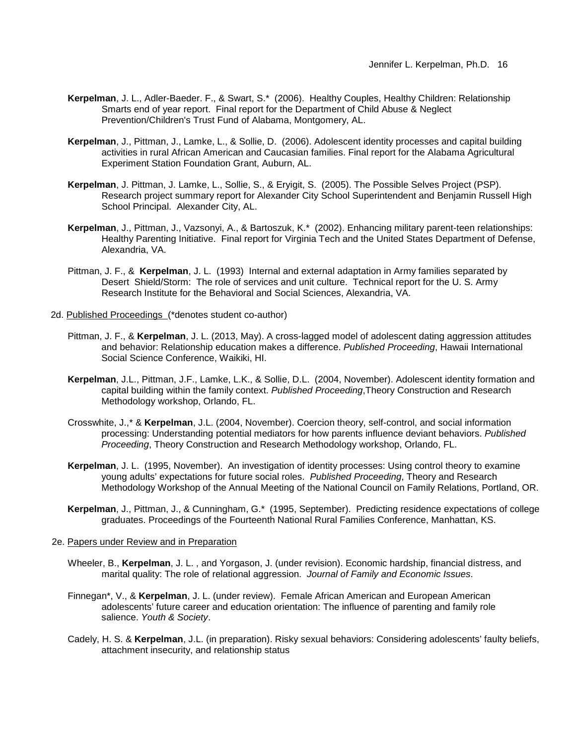**Kerpelman**, J. L., Adler-Baeder. F., & Swart, S.* (2006). Healthy Couples, Healthy Children: Relationship Smarts end of year report. Final report for the Department of Child Abuse & Neglect Prevention/Children's Trust Fund of Alabama, Montgomery, AL.

**Kerpelman**, J., Pittman, J., Lamke, L., & Sollie, D. (2006). Adolescent identity processes and capital building activities in rural African American and Caucasian families. Final report for the Alabama Agricultural Experiment Station Foundation Grant, Auburn, AL.

**Kerpelman**, J. Pittman, J. Lamke, L., Sollie, S., & Eryigit, S. (2005). The Possible Selves Project (PSP). Research project summary report for Alexander City School Superintendent and Benjamin Russell High School Principal. Alexander City, AL.

**Kerpelman**, J., Pittman, J., Vazsonyi, A., & Bartoszuk, K.* (2002). Enhancing military parent-teen relationships: Healthy Parenting Initiative. Final report for Virginia Tech and the United States Department of Defense, Alexandria, VA.

Pittman, J. F., & **Kerpelman**, J. L. (1993) Internal and external adaptation in Army families separated by Desert Shield/Storm: The role of services and unit culture. Technical report for the U. S. Army Research Institute for the Behavioral and Social Sciences, Alexandria, VA.

2d. Published Proceedings (*denotes student co-author)

Pittman, J. F., & **Kerpelman**, J. L. (2013, May). A cross-lagged model of adolescent dating aggression attitudes and behavior: Relationship education makes a difference. *Published Proceeding*, Hawaii International Social Science Conference, Waikiki, HI.

**Kerpelman**, J.L., Pittman, J.F., Lamke, L.K., & Sollie, D.L. (2004, November). Adolescent identity formation and capital building within the family context. *Published Proceeding*,Theory Construction and Research Methodology workshop, Orlando, FL.

Crosswhite, J.,* & **Kerpelman**, J.L. (2004, November). Coercion theory, self-control, and social information processing: Understanding potential mediators for how parents influence deviant behaviors. *Published Proceeding*, Theory Construction and Research Methodology workshop, Orlando, FL.

**Kerpelman**, J. L. (1995, November). An investigation of identity processes: Using control theory to examine young adults' expectations for future social roles. *Published Proceeding*, Theory and Research Methodology Workshop of the Annual Meeting of the National Council on Family Relations, Portland, OR.

**Kerpelman**, J., Pittman, J., & Cunningham, G.* (1995, September). Predicting residence expectations of college graduates. Proceedings of the Fourteenth National Rural Families Conference, Manhattan, KS.

2e. Papers under Review and in Preparation

Wheeler, B., **Kerpelman**, J. L. , and Yorgason, J. (under revision). Economic hardship, financial distress, and marital quality: The role of relational aggression. *Journal of Family and Economic Issues*.

Finnegan*, V., & **Kerpelman**, J. L. (under review). Female African American and European American adolescents' future career and education orientation: The influence of parenting and family role salience. *Youth & Society*.

Cadely, H. S. & **Kerpelman**, J.L. (in preparation). Risky sexual behaviors: Considering adolescents' faulty beliefs, attachment insecurity, and relationship status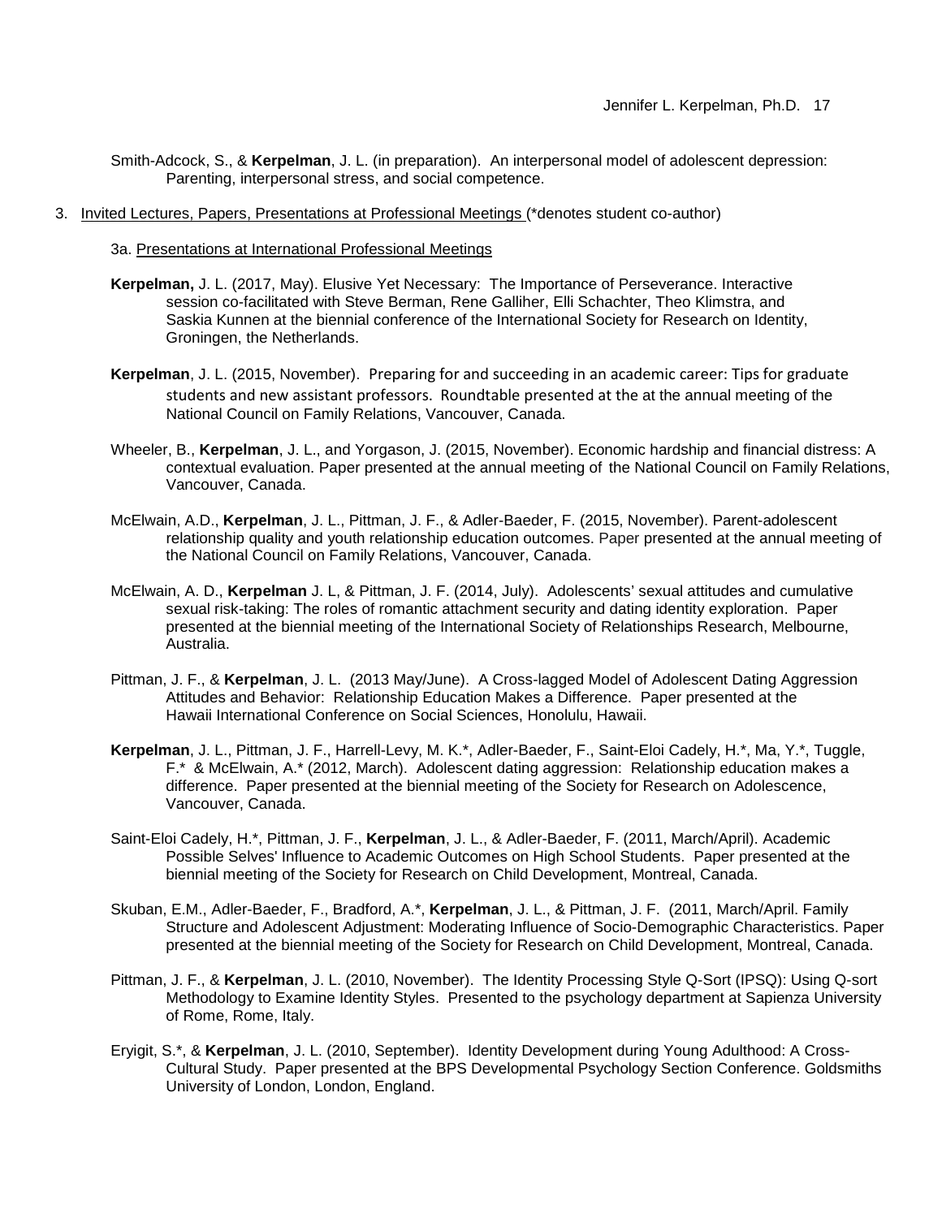Smith-Adcock, S., & **Kerpelman**, J. L. (in preparation). An interpersonal model of adolescent depression: Parenting, interpersonal stress, and social competence.

3. Invited Lectures, Papers, Presentations at Professional Meetings (*denotes student co-author)

   3a. Presentations at International Professional Meetings

   **Kerpelman,** J. L. (2017, May). Elusive Yet Necessary: The Importance of Perseverance. Interactive session co-facilitated with Steve Berman, Rene Galliher, Elli Schachter, Theo Klimstra, and Saskia Kunnen at the biennial conference of the International Society for Research on Identity, Groningen, the Netherlands.

   **Kerpelman**, J. L. (2015, November). Preparing for and succeeding in an academic career: Tips for graduate students and new assistant professors. Roundtable presented at the at the annual meeting of the National Council on Family Relations, Vancouver, Canada.

   Wheeler, B., **Kerpelman**, J. L., and Yorgason, J. (2015, November). Economic hardship and financial distress: A contextual evaluation. Paper presented at the annual meeting of the National Council on Family Relations, Vancouver, Canada.

   McElwain, A.D., **Kerpelman**, J. L., Pittman, J. F., & Adler-Baeder, F. (2015, November). Parent-adolescent relationship quality and youth relationship education outcomes. Paper presented at the annual meeting of the National Council on Family Relations, Vancouver, Canada.

   McElwain, A. D., **Kerpelman** J. L, & Pittman, J. F. (2014, July). Adolescents' sexual attitudes and cumulative sexual risk-taking: The roles of romantic attachment security and dating identity exploration. Paper presented at the biennial meeting of the International Society of Relationships Research, Melbourne, Australia.

   Pittman, J. F., & **Kerpelman**, J. L. (2013 May/June). A Cross-lagged Model of Adolescent Dating Aggression Attitudes and Behavior: Relationship Education Makes a Difference. Paper presented at the Hawaii International Conference on Social Sciences, Honolulu, Hawaii.

   **Kerpelman**, J. L., Pittman, J. F., Harrell-Levy, M. K.*, Adler-Baeder, F., Saint-Eloi Cadely, H.*, Ma, Y.*, Tuggle, F.* & McElwain, A.* (2012, March). Adolescent dating aggression: Relationship education makes a difference. Paper presented at the biennial meeting of the Society for Research on Adolescence, Vancouver, Canada.

   Saint-Eloi Cadely, H.*, Pittman, J. F., **Kerpelman**, J. L., & Adler-Baeder, F. (2011, March/April). Academic Possible Selves' Influence to Academic Outcomes on High School Students. Paper presented at the biennial meeting of the Society for Research on Child Development, Montreal, Canada.

   Skuban, E.M., Adler-Baeder, F., Bradford, A.*, **Kerpelman**, J. L., & Pittman, J. F. (2011, March/April. Family Structure and Adolescent Adjustment: Moderating Influence of Socio-Demographic Characteristics. Paper presented at the biennial meeting of the Society for Research on Child Development, Montreal, Canada.

   Pittman, J. F., & **Kerpelman**, J. L. (2010, November). The Identity Processing Style Q-Sort (IPSQ): Using Q-sort Methodology to Examine Identity Styles. Presented to the psychology department at Sapienza University of Rome, Rome, Italy.

   Eryigit, S.*, & **Kerpelman**, J. L. (2010, September). Identity Development during Young Adulthood: A Cross-Cultural Study. Paper presented at the BPS Developmental Psychology Section Conference. Goldsmiths University of London, London, England.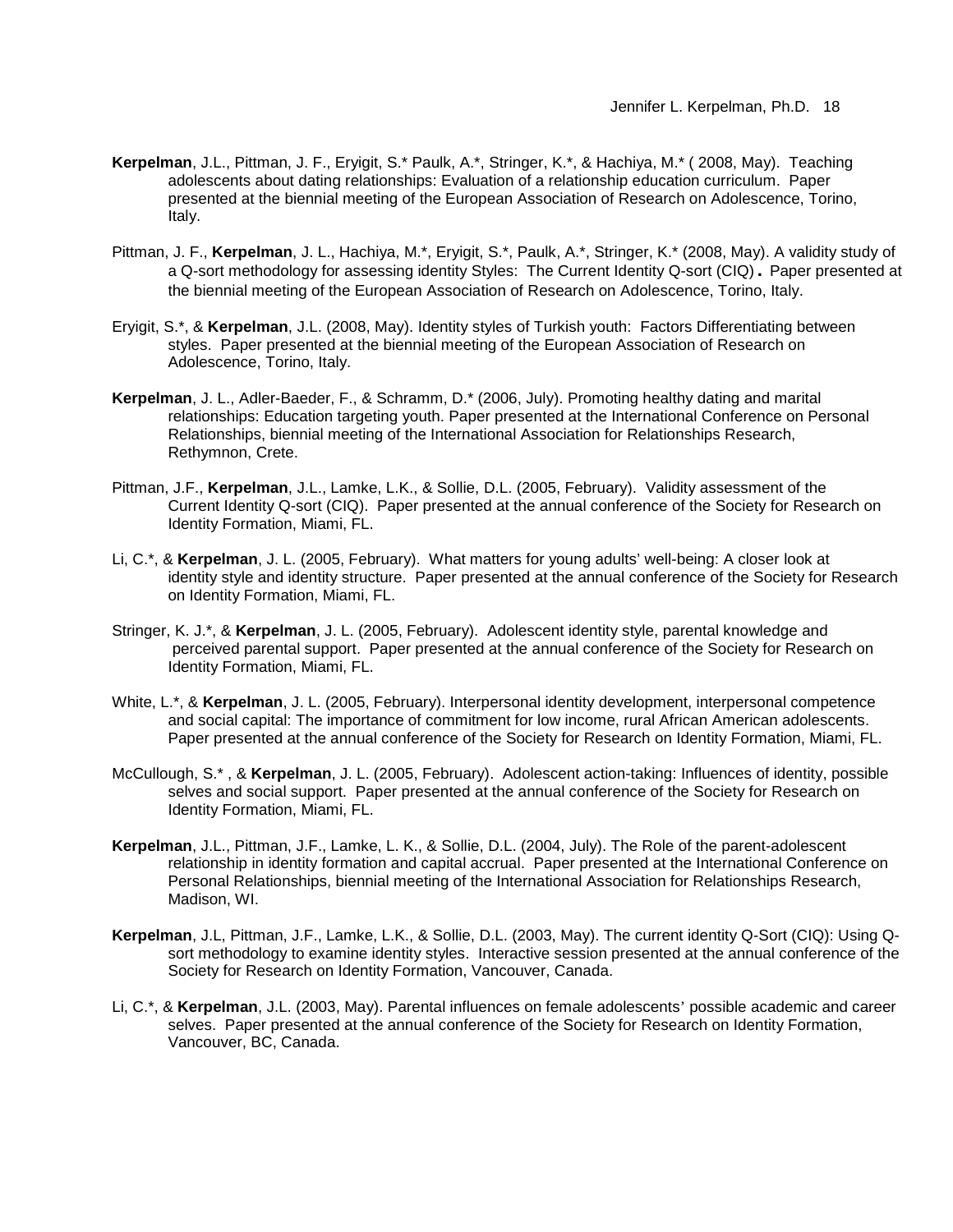**Kerpelman**, J.L., Pittman, J. F., Eryigit, S.* Paulk, A.*, Stringer, K.*, & Hachiya, M.* ( 2008, May). Teaching adolescents about dating relationships: Evaluation of a relationship education curriculum. Paper presented at the biennial meeting of the European Association of Research on Adolescence, Torino, Italy.

Pittman, J. F., **Kerpelman**, J. L., Hachiya, M.*, Eryigit, S.*, Paulk, A.*, Stringer, K.* (2008, May). A validity study of a Q-sort methodology for assessing identity Styles: The Current Identity Q-sort (CIQ). Paper presented at the biennial meeting of the European Association of Research on Adolescence, Torino, Italy.

Eryigit, S.*, & **Kerpelman**, J.L. (2008, May). Identity styles of Turkish youth: Factors Differentiating between styles. Paper presented at the biennial meeting of the European Association of Research on Adolescence, Torino, Italy.

**Kerpelman**, J. L., Adler-Baeder, F., & Schramm, D.* (2006, July). Promoting healthy dating and marital relationships: Education targeting youth. Paper presented at the International Conference on Personal Relationships, biennial meeting of the International Association for Relationships Research, Rethymnon, Crete.

Pittman, J.F., **Kerpelman**, J.L., Lamke, L.K., & Sollie, D.L. (2005, February). Validity assessment of the Current Identity Q-sort (CIQ). Paper presented at the annual conference of the Society for Research on Identity Formation, Miami, FL.

Li, C.*, & **Kerpelman**, J. L. (2005, February). What matters for young adults' well-being: A closer look at identity style and identity structure. Paper presented at the annual conference of the Society for Research on Identity Formation, Miami, FL.

Stringer, K. J.*, & **Kerpelman**, J. L. (2005, February). Adolescent identity style, parental knowledge and perceived parental support. Paper presented at the annual conference of the Society for Research on Identity Formation, Miami, FL.

White, L.*, & **Kerpelman**, J. L. (2005, February). Interpersonal identity development, interpersonal competence and social capital: The importance of commitment for low income, rural African American adolescents. Paper presented at the annual conference of the Society for Research on Identity Formation, Miami, FL.

McCullough, S.* , & **Kerpelman**, J. L. (2005, February). Adolescent action-taking: Influences of identity, possible selves and social support. Paper presented at the annual conference of the Society for Research on Identity Formation, Miami, FL.

**Kerpelman**, J.L., Pittman, J.F., Lamke, L. K., & Sollie, D.L. (2004, July). The Role of the parent-adolescent relationship in identity formation and capital accrual. Paper presented at the International Conference on Personal Relationships, biennial meeting of the International Association for Relationships Research, Madison, WI.

**Kerpelman**, J.L, Pittman, J.F., Lamke, L.K., & Sollie, D.L. (2003, May). The current identity Q-Sort (CIQ): Using Q-sort methodology to examine identity styles. Interactive session presented at the annual conference of the Society for Research on Identity Formation, Vancouver, Canada.

Li, C.*, & **Kerpelman**, J.L. (2003, May). Parental influences on female adolescents' possible academic and career selves. Paper presented at the annual conference of the Society for Research on Identity Formation, Vancouver, BC, Canada.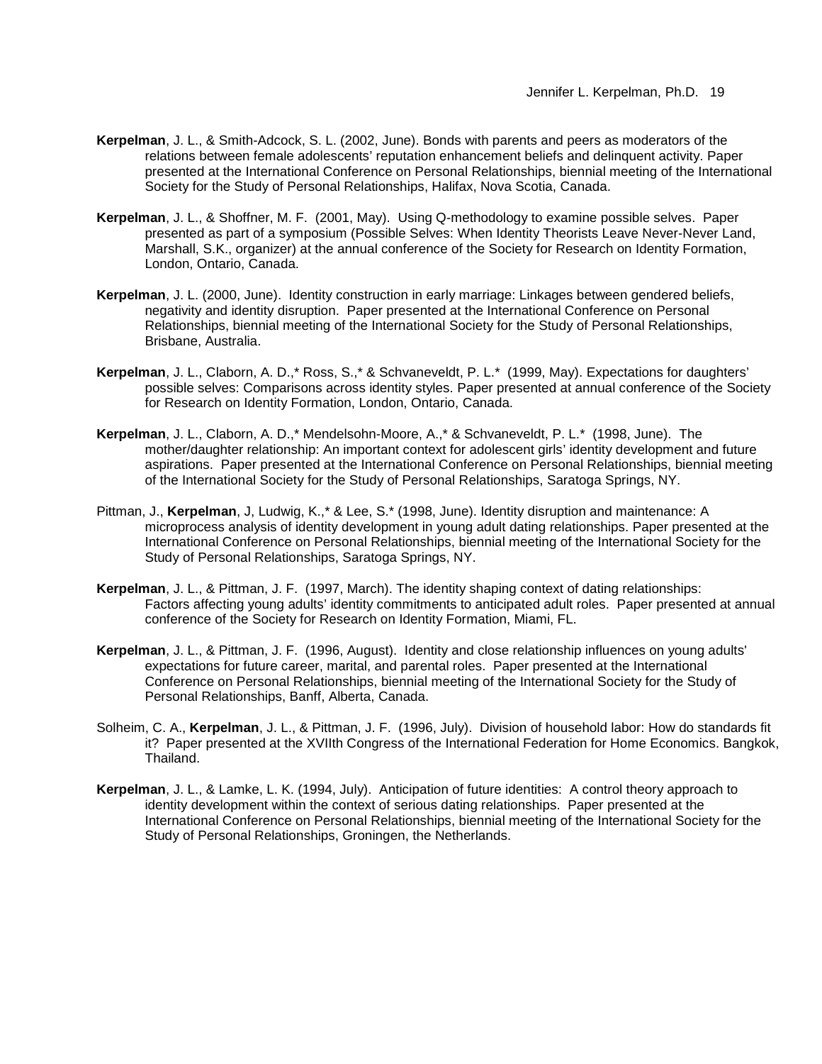**Kerpelman**, J. L., & Smith-Adcock, S. L. (2002, June). Bonds with parents and peers as moderators of the relations between female adolescents' reputation enhancement beliefs and delinquent activity. Paper presented at the International Conference on Personal Relationships, biennial meeting of the International Society for the Study of Personal Relationships, Halifax, Nova Scotia, Canada.

**Kerpelman**, J. L., & Shoffner, M. F. (2001, May). Using Q-methodology to examine possible selves. Paper presented as part of a symposium (Possible Selves: When Identity Theorists Leave Never-Never Land, Marshall, S.K., organizer) at the annual conference of the Society for Research on Identity Formation, London, Ontario, Canada.

**Kerpelman**, J. L. (2000, June). Identity construction in early marriage: Linkages between gendered beliefs, negativity and identity disruption. Paper presented at the International Conference on Personal Relationships, biennial meeting of the International Society for the Study of Personal Relationships, Brisbane, Australia.

**Kerpelman**, J. L., Claborn, A. D.,* Ross, S.,* & Schvaneveldt, P. L.* (1999, May). Expectations for daughters' possible selves: Comparisons across identity styles. Paper presented at annual conference of the Society for Research on Identity Formation, London, Ontario, Canada.

**Kerpelman**, J. L., Claborn, A. D.,* Mendelsohn-Moore, A.,* & Schvaneveldt, P. L.* (1998, June). The mother/daughter relationship: An important context for adolescent girls' identity development and future aspirations. Paper presented at the International Conference on Personal Relationships, biennial meeting of the International Society for the Study of Personal Relationships, Saratoga Springs, NY.

Pittman, J., **Kerpelman**, J, Ludwig, K.,* & Lee, S.* (1998, June). Identity disruption and maintenance: A microprocess analysis of identity development in young adult dating relationships. Paper presented at the International Conference on Personal Relationships, biennial meeting of the International Society for the Study of Personal Relationships, Saratoga Springs, NY.

**Kerpelman**, J. L., & Pittman, J. F. (1997, March). The identity shaping context of dating relationships: Factors affecting young adults' identity commitments to anticipated adult roles. Paper presented at annual conference of the Society for Research on Identity Formation, Miami, FL.

**Kerpelman**, J. L., & Pittman, J. F. (1996, August). Identity and close relationship influences on young adults' expectations for future career, marital, and parental roles. Paper presented at the International Conference on Personal Relationships, biennial meeting of the International Society for the Study of Personal Relationships, Banff, Alberta, Canada.

Solheim, C. A., **Kerpelman**, J. L., & Pittman, J. F. (1996, July). Division of household labor: How do standards fit it? Paper presented at the XVIIth Congress of the International Federation for Home Economics. Bangkok, Thailand.

**Kerpelman**, J. L., & Lamke, L. K. (1994, July). Anticipation of future identities: A control theory approach to identity development within the context of serious dating relationships. Paper presented at the International Conference on Personal Relationships, biennial meeting of the International Society for the Study of Personal Relationships, Groningen, the Netherlands.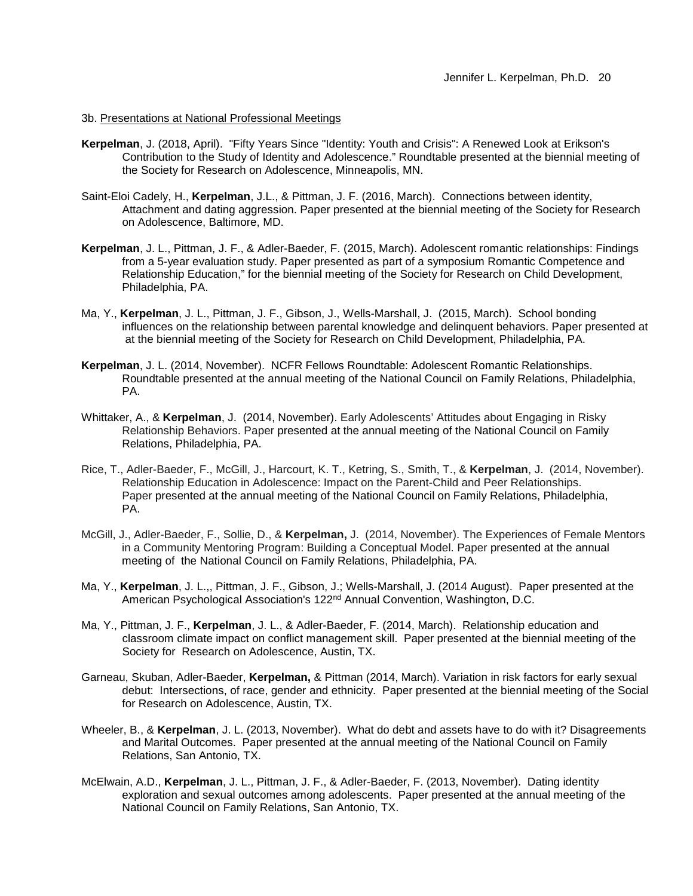3b. Presentations at National Professional Meetings

**Kerpelman**, J. (2018, April). "Fifty Years Since "Identity: Youth and Crisis": A Renewed Look at Erikson's Contribution to the Study of Identity and Adolescence." Roundtable presented at the biennial meeting of the Society for Research on Adolescence, Minneapolis, MN.

Saint-Eloi Cadely, H., **Kerpelman**, J.L., & Pittman, J. F. (2016, March). Connections between identity, Attachment and dating aggression. Paper presented at the biennial meeting of the Society for Research on Adolescence, Baltimore, MD.

**Kerpelman**, J. L., Pittman, J. F., & Adler-Baeder, F. (2015, March). Adolescent romantic relationships: Findings from a 5-year evaluation study. Paper presented as part of a symposium Romantic Competence and Relationship Education," for the biennial meeting of the Society for Research on Child Development, Philadelphia, PA.

Ma, Y., **Kerpelman**, J. L., Pittman, J. F., Gibson, J., Wells-Marshall, J. (2015, March). School bonding influences on the relationship between parental knowledge and delinquent behaviors. Paper presented at at the biennial meeting of the Society for Research on Child Development, Philadelphia, PA.

**Kerpelman**, J. L. (2014, November). NCFR Fellows Roundtable: Adolescent Romantic Relationships. Roundtable presented at the annual meeting of the National Council on Family Relations, Philadelphia, PA.

Whittaker, A., & **Kerpelman**, J. (2014, November). Early Adolescents' Attitudes about Engaging in Risky Relationship Behaviors. Paper presented at the annual meeting of the National Council on Family Relations, Philadelphia, PA.

Rice, T., Adler-Baeder, F., McGill, J., Harcourt, K. T., Ketring, S., Smith, T., & **Kerpelman**, J. (2014, November). Relationship Education in Adolescence: Impact on the Parent-Child and Peer Relationships. Paper presented at the annual meeting of the National Council on Family Relations, Philadelphia, PA.

McGill, J., Adler-Baeder, F., Sollie, D., & **Kerpelman,** J. (2014, November). The Experiences of Female Mentors in a Community Mentoring Program: Building a Conceptual Model. Paper presented at the annual meeting of the National Council on Family Relations, Philadelphia, PA.

Ma, Y., **Kerpelman**, J. L.,, Pittman, J. F., Gibson, J.; Wells-Marshall, J. (2014 August). Paper presented at the American Psychological Association's 122nd Annual Convention, Washington, D.C.

Ma, Y., Pittman, J. F., **Kerpelman**, J. L., & Adler-Baeder, F. (2014, March). Relationship education and classroom climate impact on conflict management skill. Paper presented at the biennial meeting of the Society for Research on Adolescence, Austin, TX.

Garneau, Skuban, Adler-Baeder, **Kerpelman,** & Pittman (2014, March). Variation in risk factors for early sexual debut: Intersections, of race, gender and ethnicity. Paper presented at the biennial meeting of the Social for Research on Adolescence, Austin, TX.

Wheeler, B., & **Kerpelman**, J. L. (2013, November). What do debt and assets have to do with it? Disagreements and Marital Outcomes. Paper presented at the annual meeting of the National Council on Family Relations, San Antonio, TX.

McElwain, A.D., **Kerpelman**, J. L., Pittman, J. F., & Adler-Baeder, F. (2013, November). Dating identity exploration and sexual outcomes among adolescents. Paper presented at the annual meeting of the National Council on Family Relations, San Antonio, TX.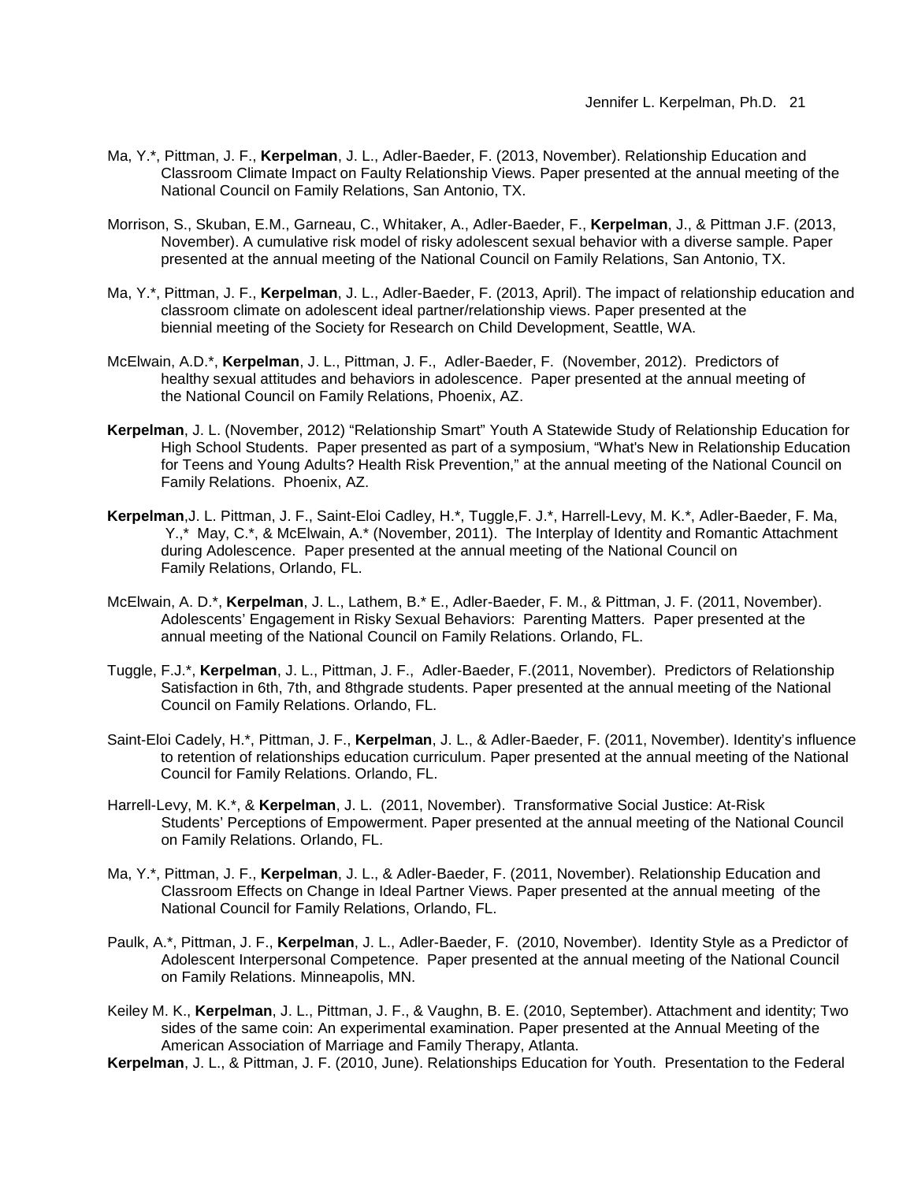Ma, Y.*, Pittman, J. F., **Kerpelman**, J. L., Adler-Baeder, F. (2013, November). Relationship Education and Classroom Climate Impact on Faulty Relationship Views. Paper presented at the annual meeting of the National Council on Family Relations, San Antonio, TX.

Morrison, S., Skuban, E.M., Garneau, C., Whitaker, A., Adler-Baeder, F., **Kerpelman**, J., & Pittman J.F. (2013, November). A cumulative risk model of risky adolescent sexual behavior with a diverse sample. Paper presented at the annual meeting of the National Council on Family Relations, San Antonio, TX.

Ma, Y.*, Pittman, J. F., **Kerpelman**, J. L., Adler-Baeder, F. (2013, April). The impact of relationship education and classroom climate on adolescent ideal partner/relationship views. Paper presented at the biennial meeting of the Society for Research on Child Development, Seattle, WA.

McElwain, A.D.*, **Kerpelman**, J. L., Pittman, J. F., Adler-Baeder, F. (November, 2012). Predictors of healthy sexual attitudes and behaviors in adolescence. Paper presented at the annual meeting of the National Council on Family Relations, Phoenix, AZ.

**Kerpelman**, J. L. (November, 2012) "Relationship Smart" Youth A Statewide Study of Relationship Education for High School Students. Paper presented as part of a symposium, "What's New in Relationship Education for Teens and Young Adults? Health Risk Prevention," at the annual meeting of the National Council on Family Relations. Phoenix, AZ.

**Kerpelman**,J. L. Pittman, J. F., Saint-Eloi Cadley, H.*, Tuggle,F. J.*, Harrell-Levy, M. K.*, Adler-Baeder, F. Ma, Y.,* May, C.*, & McElwain, A.* (November, 2011). The Interplay of Identity and Romantic Attachment during Adolescence. Paper presented at the annual meeting of the National Council on Family Relations, Orlando, FL.

McElwain, A. D.*, **Kerpelman**, J. L., Lathem, B.* E., Adler-Baeder, F. M., & Pittman, J. F. (2011, November). Adolescents' Engagement in Risky Sexual Behaviors: Parenting Matters. Paper presented at the annual meeting of the National Council on Family Relations. Orlando, FL.

Tuggle, F.J.*, **Kerpelman**, J. L., Pittman, J. F., Adler-Baeder, F.(2011, November). Predictors of Relationship Satisfaction in 6th, 7th, and 8thgrade students. Paper presented at the annual meeting of the National Council on Family Relations. Orlando, FL.

Saint-Eloi Cadely, H.*, Pittman, J. F., **Kerpelman**, J. L., & Adler-Baeder, F. (2011, November). Identity's influence to retention of relationships education curriculum. Paper presented at the annual meeting of the National Council for Family Relations. Orlando, FL.

Harrell-Levy, M. K.*, & **Kerpelman**, J. L. (2011, November). Transformative Social Justice: At-Risk Students' Perceptions of Empowerment. Paper presented at the annual meeting of the National Council on Family Relations. Orlando, FL.

Ma, Y.*, Pittman, J. F., **Kerpelman**, J. L., & Adler-Baeder, F. (2011, November). Relationship Education and Classroom Effects on Change in Ideal Partner Views. Paper presented at the annual meeting of the National Council for Family Relations, Orlando, FL.

Paulk, A.*, Pittman, J. F., **Kerpelman**, J. L., Adler-Baeder, F. (2010, November). Identity Style as a Predictor of Adolescent Interpersonal Competence. Paper presented at the annual meeting of the National Council on Family Relations. Minneapolis, MN.

Keiley M. K., **Kerpelman**, J. L., Pittman, J. F., & Vaughn, B. E. (2010, September). Attachment and identity; Two sides of the same coin: An experimental examination. Paper presented at the Annual Meeting of the American Association of Marriage and Family Therapy, Atlanta.

**Kerpelman**, J. L., & Pittman, J. F. (2010, June). Relationships Education for Youth. Presentation to the Federal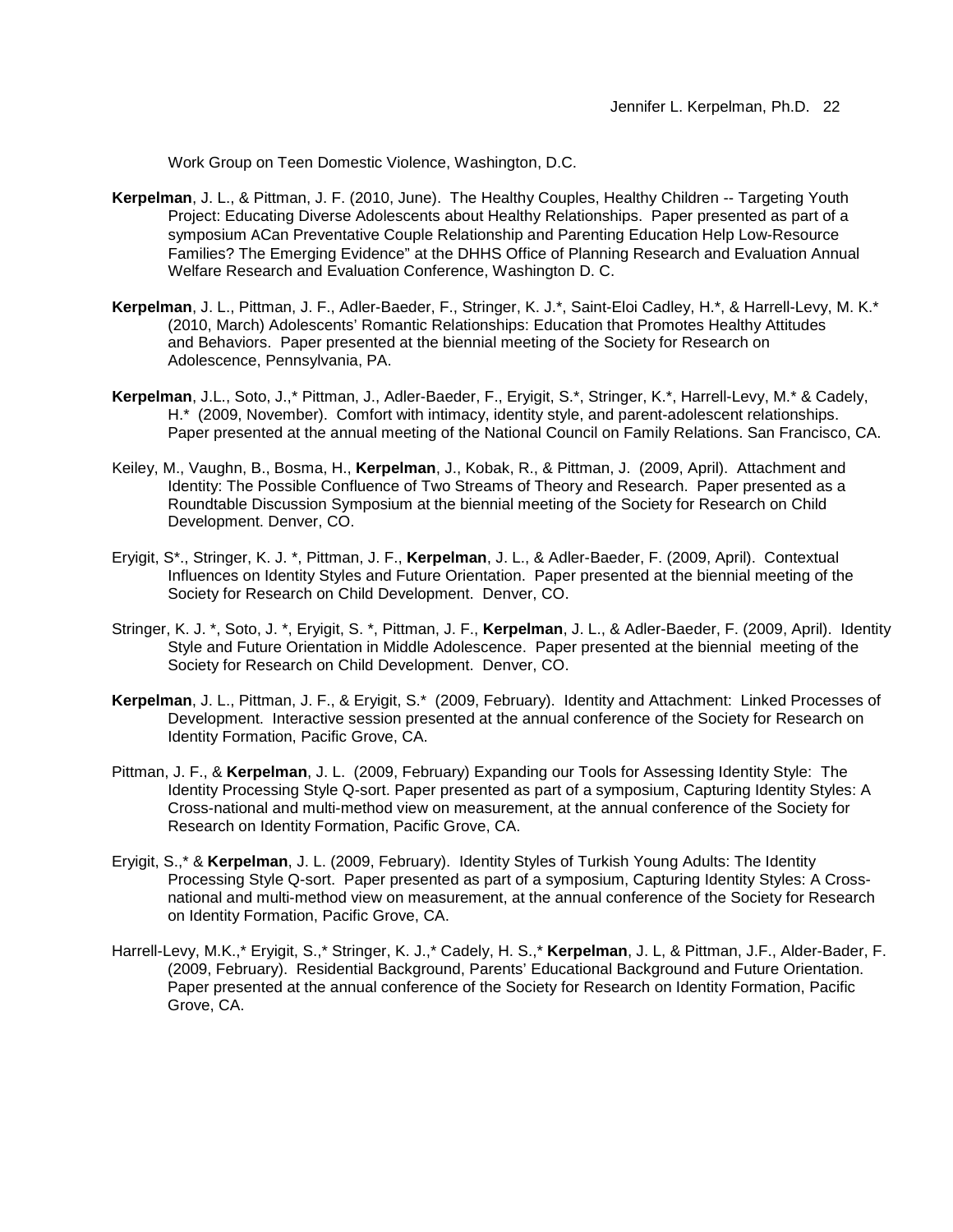Work Group on Teen Domestic Violence, Washington, D.C.

**Kerpelman**, J. L., & Pittman, J. F. (2010, June). The Healthy Couples, Healthy Children -- Targeting Youth Project: Educating Diverse Adolescents about Healthy Relationships. Paper presented as part of a symposium ACan Preventative Couple Relationship and Parenting Education Help Low-Resource Families? The Emerging Evidence" at the DHHS Office of Planning Research and Evaluation Annual Welfare Research and Evaluation Conference, Washington D. C.

**Kerpelman**, J. L., Pittman, J. F., Adler-Baeder, F., Stringer, K. J.*, Saint-Eloi Cadley, H.*, & Harrell-Levy, M. K.* (2010, March) Adolescents' Romantic Relationships: Education that Promotes Healthy Attitudes and Behaviors. Paper presented at the biennial meeting of the Society for Research on Adolescence, Pennsylvania, PA.

**Kerpelman**, J.L., Soto, J.,* Pittman, J., Adler-Baeder, F., Eryigit, S.*, Stringer, K.*, Harrell-Levy, M.* & Cadely, H.* (2009, November). Comfort with intimacy, identity style, and parent-adolescent relationships. Paper presented at the annual meeting of the National Council on Family Relations. San Francisco, CA.

Keiley, M., Vaughn, B., Bosma, H., **Kerpelman**, J., Kobak, R., & Pittman, J. (2009, April). Attachment and Identity: The Possible Confluence of Two Streams of Theory and Research. Paper presented as a Roundtable Discussion Symposium at the biennial meeting of the Society for Research on Child Development. Denver, CO.

Eryigit, S*., Stringer, K. J. *, Pittman, J. F., **Kerpelman**, J. L., & Adler-Baeder, F. (2009, April). Contextual Influences on Identity Styles and Future Orientation. Paper presented at the biennial meeting of the Society for Research on Child Development. Denver, CO.

Stringer, K. J. *, Soto, J. *, Eryigit, S. *, Pittman, J. F., **Kerpelman**, J. L., & Adler-Baeder, F. (2009, April). Identity Style and Future Orientation in Middle Adolescence. Paper presented at the biennial meeting of the Society for Research on Child Development. Denver, CO.

**Kerpelman**, J. L., Pittman, J. F., & Eryigit, S.* (2009, February). Identity and Attachment: Linked Processes of Development. Interactive session presented at the annual conference of the Society for Research on Identity Formation, Pacific Grove, CA.

Pittman, J. F., & **Kerpelman**, J. L. (2009, February) Expanding our Tools for Assessing Identity Style: The Identity Processing Style Q-sort. Paper presented as part of a symposium, Capturing Identity Styles: A Cross-national and multi-method view on measurement, at the annual conference of the Society for Research on Identity Formation, Pacific Grove, CA.

Eryigit, S.,* & **Kerpelman**, J. L. (2009, February). Identity Styles of Turkish Young Adults: The Identity Processing Style Q-sort. Paper presented as part of a symposium, Capturing Identity Styles: A Cross-national and multi-method view on measurement, at the annual conference of the Society for Research on Identity Formation, Pacific Grove, CA.

Harrell-Levy, M.K.,* Eryigit, S.,* Stringer, K. J.,* Cadely, H. S.,* **Kerpelman**, J. L, & Pittman, J.F., Alder-Bader, F. (2009, February). Residential Background, Parents' Educational Background and Future Orientation. Paper presented at the annual conference of the Society for Research on Identity Formation, Pacific Grove, CA.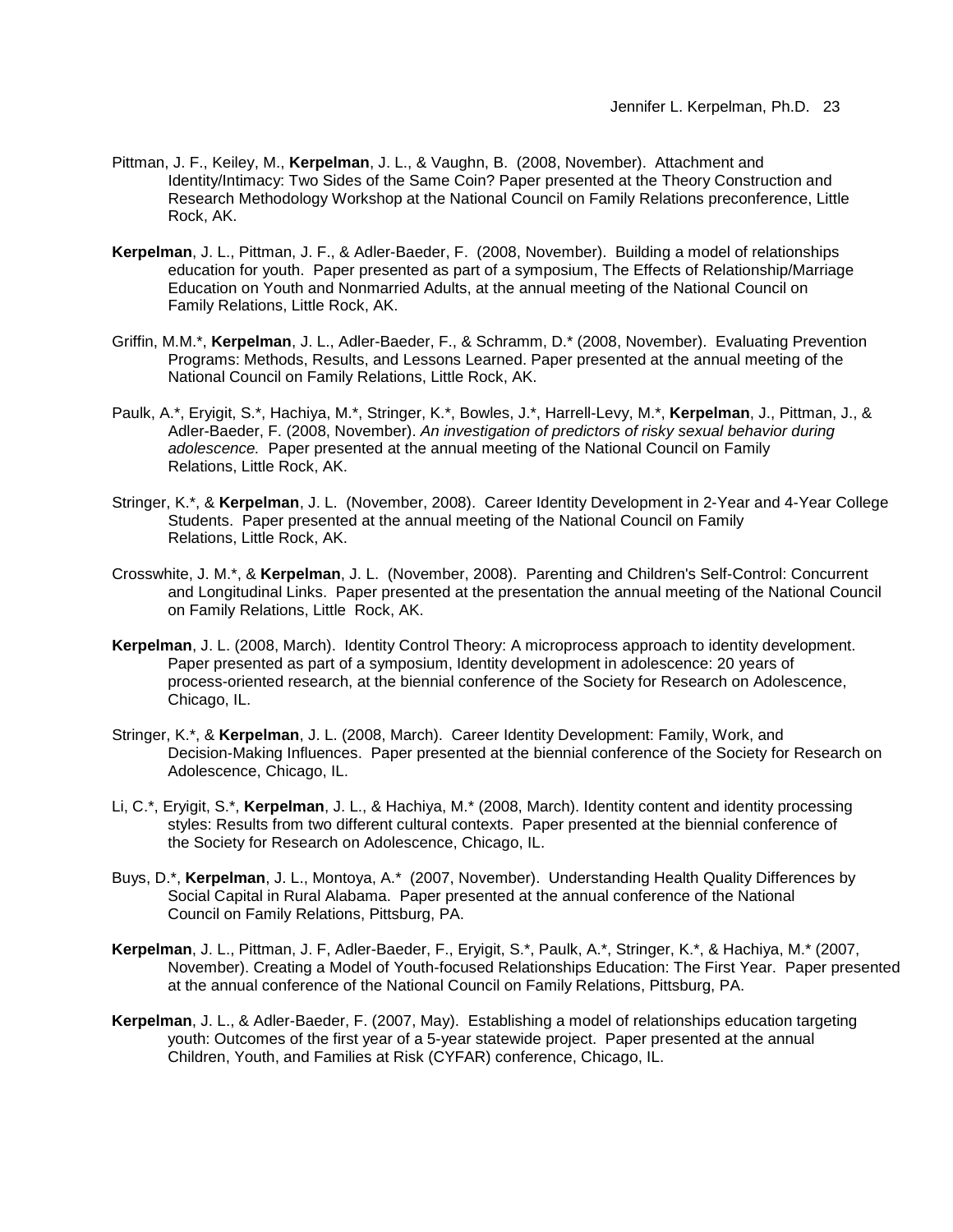Pittman, J. F., Keiley, M., **Kerpelman**, J. L., & Vaughn, B. (2008, November). Attachment and Identity/Intimacy: Two Sides of the Same Coin? Paper presented at the Theory Construction and Research Methodology Workshop at the National Council on Family Relations preconference, Little Rock, AK.

**Kerpelman**, J. L., Pittman, J. F., & Adler-Baeder, F. (2008, November). Building a model of relationships education for youth. Paper presented as part of a symposium, The Effects of Relationship/Marriage Education on Youth and Nonmarried Adults, at the annual meeting of the National Council on Family Relations, Little Rock, AK.

Griffin, M.M.*, **Kerpelman**, J. L., Adler-Baeder, F., & Schramm, D.* (2008, November). Evaluating Prevention Programs: Methods, Results, and Lessons Learned. Paper presented at the annual meeting of the National Council on Family Relations, Little Rock, AK.

Paulk, A.*, Eryigit, S.*, Hachiya, M.*, Stringer, K.*, Bowles, J.*, Harrell-Levy, M.*, **Kerpelman**, J., Pittman, J., & Adler-Baeder, F. (2008, November). *An investigation of predictors of risky sexual behavior during adolescence.* Paper presented at the annual meeting of the National Council on Family Relations, Little Rock, AK.

Stringer, K.*, & **Kerpelman**, J. L. (November, 2008). Career Identity Development in 2-Year and 4-Year College Students. Paper presented at the annual meeting of the National Council on Family Relations, Little Rock, AK.

Crosswhite, J. M.*, & **Kerpelman**, J. L. (November, 2008). Parenting and Children's Self-Control: Concurrent and Longitudinal Links. Paper presented at the presentation the annual meeting of the National Council on Family Relations, Little Rock, AK.

**Kerpelman**, J. L. (2008, March). Identity Control Theory: A microprocess approach to identity development. Paper presented as part of a symposium, Identity development in adolescence: 20 years of process-oriented research, at the biennial conference of the Society for Research on Adolescence, Chicago, IL.

Stringer, K.*, & **Kerpelman**, J. L. (2008, March). Career Identity Development: Family, Work, and Decision-Making Influences. Paper presented at the biennial conference of the Society for Research on Adolescence, Chicago, IL.

Li, C.*, Eryigit, S.*, **Kerpelman**, J. L., & Hachiya, M.* (2008, March). Identity content and identity processing styles: Results from two different cultural contexts. Paper presented at the biennial conference of the Society for Research on Adolescence, Chicago, IL.

Buys, D.*, **Kerpelman**, J. L., Montoya, A.* (2007, November). Understanding Health Quality Differences by Social Capital in Rural Alabama. Paper presented at the annual conference of the National Council on Family Relations, Pittsburg, PA.

**Kerpelman**, J. L., Pittman, J. F, Adler-Baeder, F., Eryigit, S.*, Paulk, A.*, Stringer, K.*, & Hachiya, M.* (2007, November). Creating a Model of Youth-focused Relationships Education: The First Year. Paper presented at the annual conference of the National Council on Family Relations, Pittsburg, PA.

**Kerpelman**, J. L., & Adler-Baeder, F. (2007, May). Establishing a model of relationships education targeting youth: Outcomes of the first year of a 5-year statewide project. Paper presented at the annual Children, Youth, and Families at Risk (CYFAR) conference, Chicago, IL.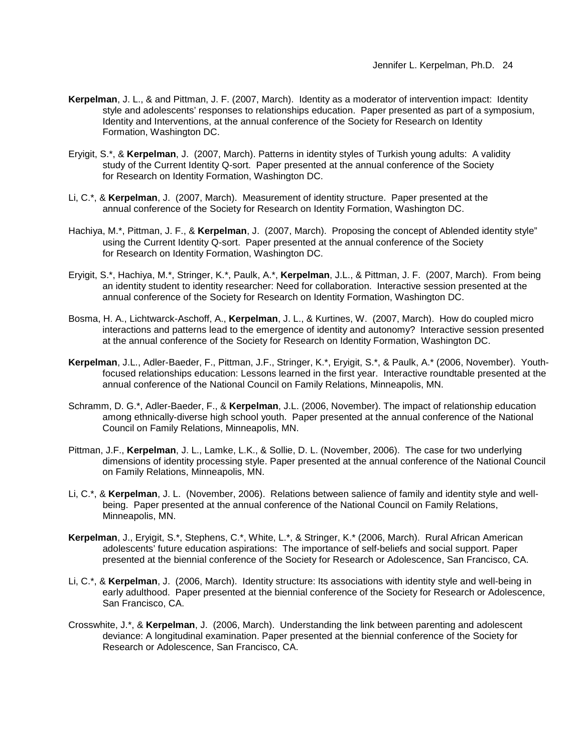**Kerpelman**, J. L., & and Pittman, J. F. (2007, March). Identity as a moderator of intervention impact: Identity style and adolescents' responses to relationships education. Paper presented as part of a symposium, Identity and Interventions, at the annual conference of the Society for Research on Identity Formation, Washington DC.

Eryigit, S.*, & **Kerpelman**, J. (2007, March). Patterns in identity styles of Turkish young adults: A validity study of the Current Identity Q-sort. Paper presented at the annual conference of the Society for Research on Identity Formation, Washington DC.

Li, C.*, & **Kerpelman**, J. (2007, March). Measurement of identity structure. Paper presented at the annual conference of the Society for Research on Identity Formation, Washington DC.

Hachiya, M.*, Pittman, J. F., & **Kerpelman**, J. (2007, March). Proposing the concept of Ablended identity style" using the Current Identity Q-sort. Paper presented at the annual conference of the Society for Research on Identity Formation, Washington DC.

Eryigit, S.*, Hachiya, M.*, Stringer, K.*, Paulk, A.*, **Kerpelman**, J.L., & Pittman, J. F. (2007, March). From being an identity student to identity researcher: Need for collaboration. Interactive session presented at the annual conference of the Society for Research on Identity Formation, Washington DC.

Bosma, H. A., Lichtwarck-Aschoff, A., **Kerpelman**, J. L., & Kurtines, W. (2007, March). How do coupled micro interactions and patterns lead to the emergence of identity and autonomy? Interactive session presented at the annual conference of the Society for Research on Identity Formation, Washington DC.

**Kerpelman**, J.L., Adler-Baeder, F., Pittman, J.F., Stringer, K.*, Eryigit, S.*, & Paulk, A.* (2006, November). Youth-focused relationships education: Lessons learned in the first year. Interactive roundtable presented at the annual conference of the National Council on Family Relations, Minneapolis, MN.

Schramm, D. G.*, Adler-Baeder, F., & **Kerpelman**, J.L. (2006, November). The impact of relationship education among ethnically-diverse high school youth. Paper presented at the annual conference of the National Council on Family Relations, Minneapolis, MN.

Pittman, J.F., **Kerpelman**, J. L., Lamke, L.K., & Sollie, D. L. (November, 2006). The case for two underlying dimensions of identity processing style. Paper presented at the annual conference of the National Council on Family Relations, Minneapolis, MN.

Li, C.*, & **Kerpelman**, J. L. (November, 2006). Relations between salience of family and identity style and well-being. Paper presented at the annual conference of the National Council on Family Relations, Minneapolis, MN.

**Kerpelman**, J., Eryigit, S.*, Stephens, C.*, White, L.*, & Stringer, K.* (2006, March). Rural African American adolescents' future education aspirations: The importance of self-beliefs and social support. Paper presented at the biennial conference of the Society for Research or Adolescence, San Francisco, CA.

Li, C.*, & **Kerpelman**, J. (2006, March). Identity structure: Its associations with identity style and well-being in early adulthood. Paper presented at the biennial conference of the Society for Research or Adolescence, San Francisco, CA.

Crosswhite, J.*, & **Kerpelman**, J. (2006, March). Understanding the link between parenting and adolescent deviance: A longitudinal examination. Paper presented at the biennial conference of the Society for Research or Adolescence, San Francisco, CA.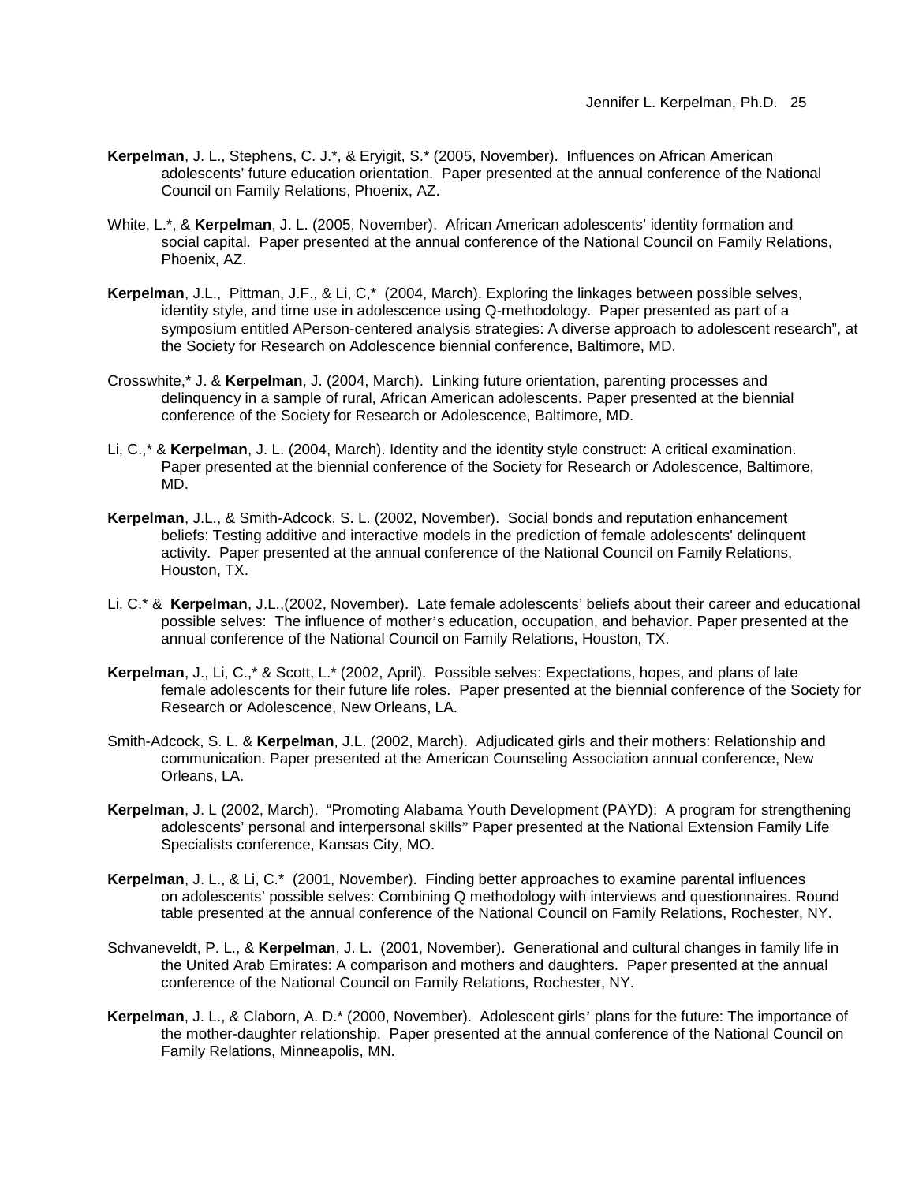**Kerpelman**, J. L., Stephens, C. J.*, & Eryigit, S.* (2005, November). Influences on African American adolescents' future education orientation. Paper presented at the annual conference of the National Council on Family Relations, Phoenix, AZ.

White, L.*, & **Kerpelman**, J. L. (2005, November). African American adolescents' identity formation and social capital. Paper presented at the annual conference of the National Council on Family Relations, Phoenix, AZ.

**Kerpelman**, J.L., Pittman, J.F., & Li, C,* (2004, March). Exploring the linkages between possible selves, identity style, and time use in adolescence using Q-methodology. Paper presented as part of a symposium entitled APerson-centered analysis strategies: A diverse approach to adolescent research", at the Society for Research on Adolescence biennial conference, Baltimore, MD.

Crosswhite,* J. & **Kerpelman**, J. (2004, March). Linking future orientation, parenting processes and delinquency in a sample of rural, African American adolescents. Paper presented at the biennial conference of the Society for Research or Adolescence, Baltimore, MD.

Li, C.,* & **Kerpelman**, J. L. (2004, March). Identity and the identity style construct: A critical examination. Paper presented at the biennial conference of the Society for Research or Adolescence, Baltimore, MD.

**Kerpelman**, J.L., & Smith-Adcock, S. L. (2002, November). Social bonds and reputation enhancement beliefs: Testing additive and interactive models in the prediction of female adolescents' delinquent activity. Paper presented at the annual conference of the National Council on Family Relations, Houston, TX.

Li, C.* & **Kerpelman**, J.L.,(2002, November). Late female adolescents' beliefs about their career and educational possible selves: The influence of mother's education, occupation, and behavior. Paper presented at the annual conference of the National Council on Family Relations, Houston, TX.

**Kerpelman**, J., Li, C.,* & Scott, L.* (2002, April). Possible selves: Expectations, hopes, and plans of late female adolescents for their future life roles. Paper presented at the biennial conference of the Society for Research or Adolescence, New Orleans, LA.

Smith-Adcock, S. L. & **Kerpelman**, J.L. (2002, March). Adjudicated girls and their mothers: Relationship and communication. Paper presented at the American Counseling Association annual conference, New Orleans, LA.

**Kerpelman**, J. L (2002, March). "Promoting Alabama Youth Development (PAYD): A program for strengthening adolescents' personal and interpersonal skills" Paper presented at the National Extension Family Life Specialists conference, Kansas City, MO.

**Kerpelman**, J. L., & Li, C.* (2001, November). Finding better approaches to examine parental influences on adolescents' possible selves: Combining Q methodology with interviews and questionnaires. Round table presented at the annual conference of the National Council on Family Relations, Rochester, NY.

Schvaneveldt, P. L., & **Kerpelman**, J. L. (2001, November). Generational and cultural changes in family life in the United Arab Emirates: A comparison and mothers and daughters. Paper presented at the annual conference of the National Council on Family Relations, Rochester, NY.

**Kerpelman**, J. L., & Claborn, A. D.* (2000, November). Adolescent girls' plans for the future: The importance of the mother-daughter relationship. Paper presented at the annual conference of the National Council on Family Relations, Minneapolis, MN.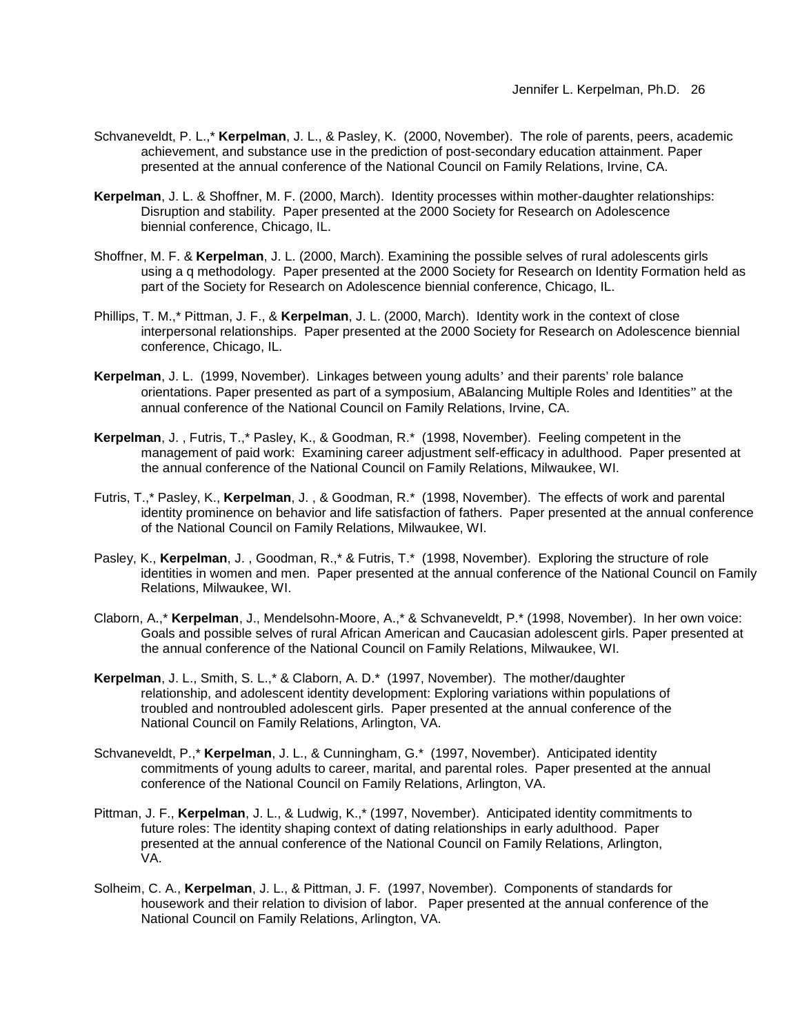Schvaneveldt, P. L.,* **Kerpelman**, J. L., & Pasley, K. (2000, November). The role of parents, peers, academic achievement, and substance use in the prediction of post-secondary education attainment. Paper presented at the annual conference of the National Council on Family Relations, Irvine, CA.

**Kerpelman**, J. L. & Shoffner, M. F. (2000, March). Identity processes within mother-daughter relationships: Disruption and stability. Paper presented at the 2000 Society for Research on Adolescence biennial conference, Chicago, IL.

Shoffner, M. F. & **Kerpelman**, J. L. (2000, March). Examining the possible selves of rural adolescents girls using a q methodology. Paper presented at the 2000 Society for Research on Identity Formation held as part of the Society for Research on Adolescence biennial conference, Chicago, IL.

Phillips, T. M.,* Pittman, J. F., & **Kerpelman**, J. L. (2000, March). Identity work in the context of close interpersonal relationships. Paper presented at the 2000 Society for Research on Adolescence biennial conference, Chicago, IL.

**Kerpelman**, J. L. (1999, November). Linkages between young adults' and their parents' role balance orientations. Paper presented as part of a symposium, ABalancing Multiple Roles and Identities" at the annual conference of the National Council on Family Relations, Irvine, CA.

**Kerpelman**, J. , Futris, T.,* Pasley, K., & Goodman, R.* (1998, November). Feeling competent in the management of paid work: Examining career adjustment self-efficacy in adulthood. Paper presented at the annual conference of the National Council on Family Relations, Milwaukee, WI.

Futris, T.,* Pasley, K., **Kerpelman**, J. , & Goodman, R.* (1998, November). The effects of work and parental identity prominence on behavior and life satisfaction of fathers. Paper presented at the annual conference of the National Council on Family Relations, Milwaukee, WI.

Pasley, K., **Kerpelman**, J. , Goodman, R.,* & Futris, T.* (1998, November). Exploring the structure of role identities in women and men. Paper presented at the annual conference of the National Council on Family Relations, Milwaukee, WI.

Claborn, A.,* **Kerpelman**, J., Mendelsohn-Moore, A.,* & Schvaneveldt, P.* (1998, November). In her own voice: Goals and possible selves of rural African American and Caucasian adolescent girls. Paper presented at the annual conference of the National Council on Family Relations, Milwaukee, WI.

**Kerpelman**, J. L., Smith, S. L.,* & Claborn, A. D.* (1997, November). The mother/daughter relationship, and adolescent identity development: Exploring variations within populations of troubled and nontroubled adolescent girls. Paper presented at the annual conference of the National Council on Family Relations, Arlington, VA.

Schvaneveldt, P.,* **Kerpelman**, J. L., & Cunningham, G.* (1997, November). Anticipated identity commitments of young adults to career, marital, and parental roles. Paper presented at the annual conference of the National Council on Family Relations, Arlington, VA.

Pittman, J. F., **Kerpelman**, J. L., & Ludwig, K.,* (1997, November). Anticipated identity commitments to future roles: The identity shaping context of dating relationships in early adulthood. Paper presented at the annual conference of the National Council on Family Relations, Arlington, VA.

Solheim, C. A., **Kerpelman**, J. L., & Pittman, J. F. (1997, November). Components of standards for housework and their relation to division of labor. Paper presented at the annual conference of the National Council on Family Relations, Arlington, VA.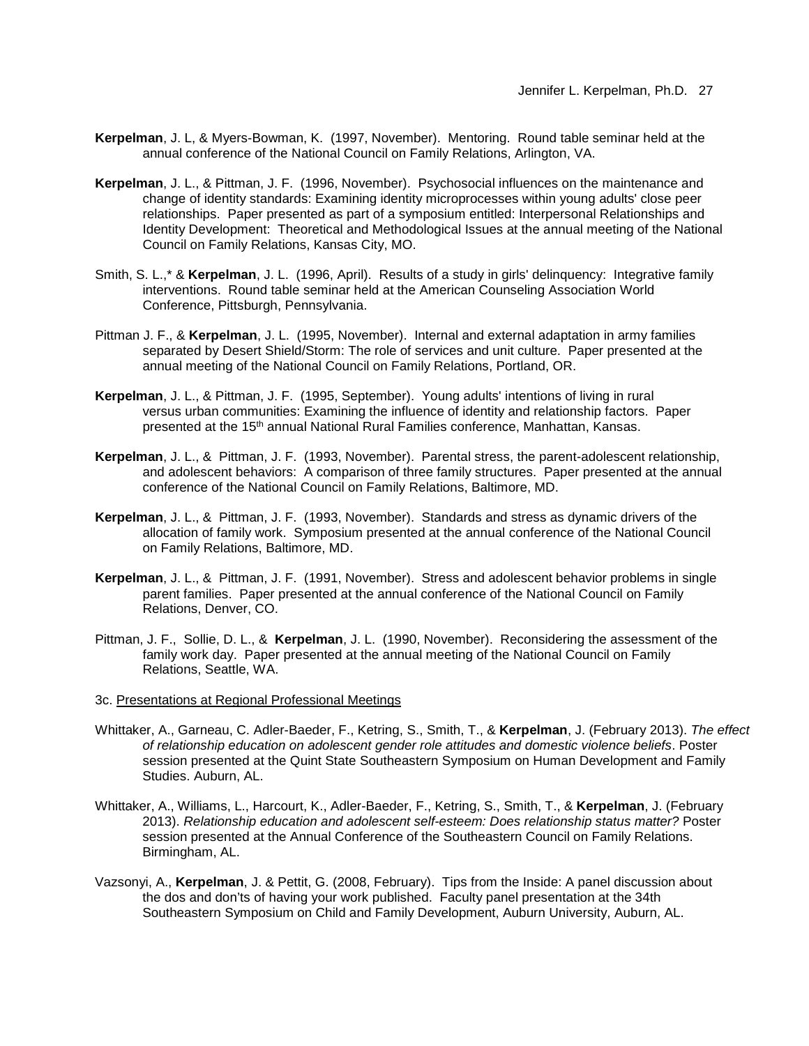**Kerpelman**, J. L, & Myers-Bowman, K. (1997, November). Mentoring. Round table seminar held at the annual conference of the National Council on Family Relations, Arlington, VA.

**Kerpelman**, J. L., & Pittman, J. F. (1996, November). Psychosocial influences on the maintenance and change of identity standards: Examining identity microprocesses within young adults' close peer relationships. Paper presented as part of a symposium entitled: Interpersonal Relationships and Identity Development: Theoretical and Methodological Issues at the annual meeting of the National Council on Family Relations, Kansas City, MO.

Smith, S. L.,* & **Kerpelman**, J. L. (1996, April). Results of a study in girls' delinquency: Integrative family interventions. Round table seminar held at the American Counseling Association World Conference, Pittsburgh, Pennsylvania.

Pittman J. F., & **Kerpelman**, J. L. (1995, November). Internal and external adaptation in army families separated by Desert Shield/Storm: The role of services and unit culture. Paper presented at the annual meeting of the National Council on Family Relations, Portland, OR.

**Kerpelman**, J. L., & Pittman, J. F. (1995, September). Young adults' intentions of living in rural versus urban communities: Examining the influence of identity and relationship factors. Paper presented at the 15th annual National Rural Families conference, Manhattan, Kansas.

**Kerpelman**, J. L., & Pittman, J. F. (1993, November). Parental stress, the parent-adolescent relationship, and adolescent behaviors: A comparison of three family structures. Paper presented at the annual conference of the National Council on Family Relations, Baltimore, MD.

**Kerpelman**, J. L., & Pittman, J. F. (1993, November). Standards and stress as dynamic drivers of the allocation of family work. Symposium presented at the annual conference of the National Council on Family Relations, Baltimore, MD.

**Kerpelman**, J. L., & Pittman, J. F. (1991, November). Stress and adolescent behavior problems in single parent families. Paper presented at the annual conference of the National Council on Family Relations, Denver, CO.

Pittman, J. F., Sollie, D. L., & **Kerpelman**, J. L. (1990, November). Reconsidering the assessment of the family work day. Paper presented at the annual meeting of the National Council on Family Relations, Seattle, WA.

3c. Presentations at Regional Professional Meetings

Whittaker, A., Garneau, C. Adler-Baeder, F., Ketring, S., Smith, T., & **Kerpelman**, J. (February 2013). *The effect of relationship education on adolescent gender role attitudes and domestic violence beliefs*. Poster session presented at the Quint State Southeastern Symposium on Human Development and Family Studies. Auburn, AL.

Whittaker, A., Williams, L., Harcourt, K., Adler-Baeder, F., Ketring, S., Smith, T., & **Kerpelman**, J. (February 2013). *Relationship education and adolescent self-esteem: Does relationship status matter?* Poster session presented at the Annual Conference of the Southeastern Council on Family Relations. Birmingham, AL.

Vazsonyi, A., **Kerpelman**, J. & Pettit, G. (2008, February). Tips from the Inside: A panel discussion about the dos and don'ts of having your work published. Faculty panel presentation at the 34th Southeastern Symposium on Child and Family Development, Auburn University, Auburn, AL.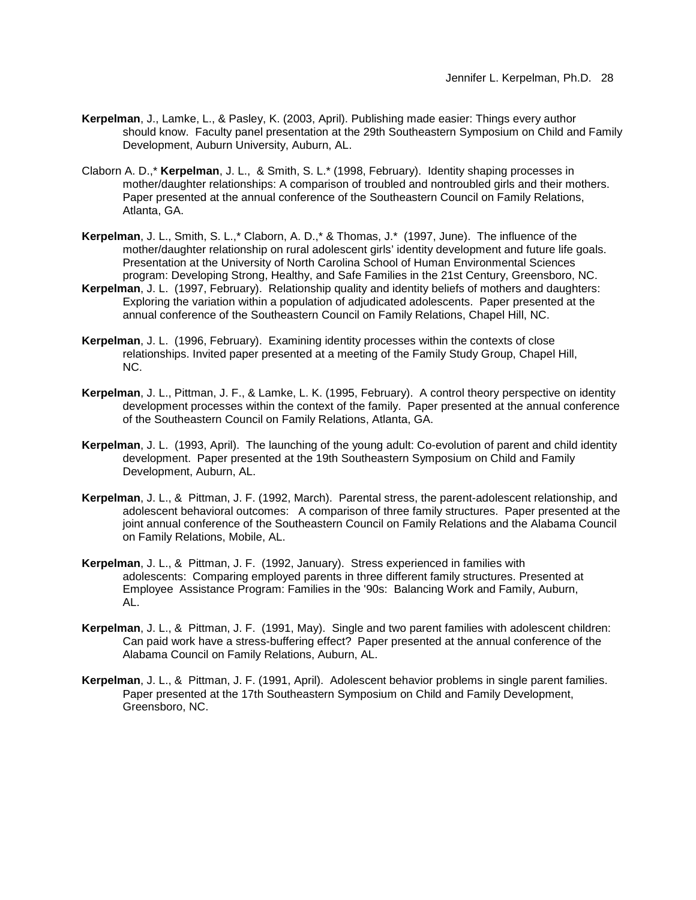**Kerpelman**, J., Lamke, L., & Pasley, K. (2003, April). Publishing made easier: Things every author should know. Faculty panel presentation at the 29th Southeastern Symposium on Child and Family Development, Auburn University, Auburn, AL.

Claborn A. D.,* **Kerpelman**, J. L., & Smith, S. L.* (1998, February). Identity shaping processes in mother/daughter relationships: A comparison of troubled and nontroubled girls and their mothers. Paper presented at the annual conference of the Southeastern Council on Family Relations, Atlanta, GA.

**Kerpelman**, J. L., Smith, S. L.,* Claborn, A. D.,* & Thomas, J.* (1997, June). The influence of the mother/daughter relationship on rural adolescent girls' identity development and future life goals. Presentation at the University of North Carolina School of Human Environmental Sciences program: Developing Strong, Healthy, and Safe Families in the 21st Century, Greensboro, NC.

**Kerpelman**, J. L. (1997, February). Relationship quality and identity beliefs of mothers and daughters: Exploring the variation within a population of adjudicated adolescents. Paper presented at the annual conference of the Southeastern Council on Family Relations, Chapel Hill, NC.

**Kerpelman**, J. L. (1996, February). Examining identity processes within the contexts of close relationships. Invited paper presented at a meeting of the Family Study Group, Chapel Hill, NC.

**Kerpelman**, J. L., Pittman, J. F., & Lamke, L. K. (1995, February). A control theory perspective on identity development processes within the context of the family. Paper presented at the annual conference of the Southeastern Council on Family Relations, Atlanta, GA.

**Kerpelman**, J. L. (1993, April). The launching of the young adult: Co-evolution of parent and child identity development. Paper presented at the 19th Southeastern Symposium on Child and Family Development, Auburn, AL.

**Kerpelman**, J. L., & Pittman, J. F. (1992, March). Parental stress, the parent-adolescent relationship, and adolescent behavioral outcomes: A comparison of three family structures. Paper presented at the joint annual conference of the Southeastern Council on Family Relations and the Alabama Council on Family Relations, Mobile, AL.

**Kerpelman**, J. L., & Pittman, J. F. (1992, January). Stress experienced in families with adolescents: Comparing employed parents in three different family structures. Presented at Employee Assistance Program: Families in the '90s: Balancing Work and Family, Auburn, AL.

**Kerpelman**, J. L., & Pittman, J. F. (1991, May). Single and two parent families with adolescent children: Can paid work have a stress-buffering effect? Paper presented at the annual conference of the Alabama Council on Family Relations, Auburn, AL.

**Kerpelman**, J. L., & Pittman, J. F. (1991, April). Adolescent behavior problems in single parent families. Paper presented at the 17th Southeastern Symposium on Child and Family Development, Greensboro, NC.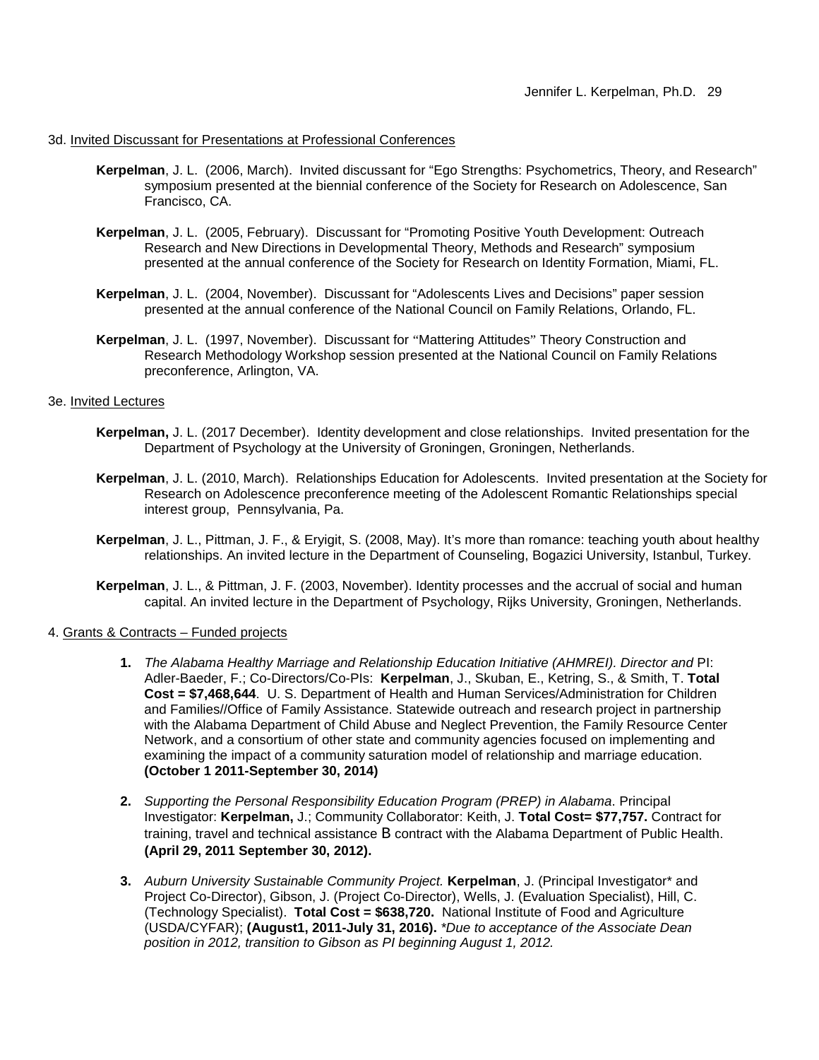3d. Invited Discussant for Presentations at Professional Conferences

**Kerpelman**, J. L. (2006, March). Invited discussant for "Ego Strengths: Psychometrics, Theory, and Research" symposium presented at the biennial conference of the Society for Research on Adolescence, San Francisco, CA.

**Kerpelman**, J. L. (2005, February). Discussant for "Promoting Positive Youth Development: Outreach Research and New Directions in Developmental Theory, Methods and Research" symposium presented at the annual conference of the Society for Research on Identity Formation, Miami, FL.

**Kerpelman**, J. L. (2004, November). Discussant for "Adolescents Lives and Decisions" paper session presented at the annual conference of the National Council on Family Relations, Orlando, FL.

**Kerpelman**, J. L. (1997, November). Discussant for "Mattering Attitudes" Theory Construction and Research Methodology Workshop session presented at the National Council on Family Relations preconference, Arlington, VA.

3e. Invited Lectures

**Kerpelman,** J. L. (2017 December). Identity development and close relationships. Invited presentation for the Department of Psychology at the University of Groningen, Groningen, Netherlands.

**Kerpelman**, J. L. (2010, March). Relationships Education for Adolescents. Invited presentation at the Society for Research on Adolescence preconference meeting of the Adolescent Romantic Relationships special interest group, Pennsylvania, Pa.

**Kerpelman**, J. L., Pittman, J. F., & Eryigit, S. (2008, May). It's more than romance: teaching youth about healthy relationships. An invited lecture in the Department of Counseling, Bogazici University, Istanbul, Turkey.

**Kerpelman**, J. L., & Pittman, J. F. (2003, November). Identity processes and the accrual of social and human capital. An invited lecture in the Department of Psychology, Rijks University, Groningen, Netherlands.

4. Grants & Contracts – Funded projects

1. *The Alabama Healthy Marriage and Relationship Education Initiative (AHMREI). Director and* PI: Adler-Baeder, F.; Co-Directors/Co-PIs: **Kerpelman**, J., Skuban, E., Ketring, S., & Smith, T. **Total Cost = $7,468,644**. U. S. Department of Health and Human Services/Administration for Children and Families//Office of Family Assistance. Statewide outreach and research project in partnership with the Alabama Department of Child Abuse and Neglect Prevention, the Family Resource Center Network, and a consortium of other state and community agencies focused on implementing and examining the impact of a community saturation model of relationship and marriage education. **(October 1 2011-September 30, 2014)**

2. *Supporting the Personal Responsibility Education Program (PREP) in Alabama*. Principal Investigator: **Kerpelman,** J.; Community Collaborator: Keith, J. **Total Cost= $77,757.** Contract for training, travel and technical assistance B contract with the Alabama Department of Public Health. **(April 29, 2011 September 30, 2012).**

3. *Auburn University Sustainable Community Project.* **Kerpelman**, J. (Principal Investigator* and Project Co-Director), Gibson, J. (Project Co-Director), Wells, J. (Evaluation Specialist), Hill, C. (Technology Specialist). **Total Cost = $638,720.** National Institute of Food and Agriculture (USDA/CYFAR); **(August1, 2011-July 31, 2016).** *\*Due to acceptance of the Associate Dean position in 2012, transition to Gibson as PI beginning August 1, 2012.*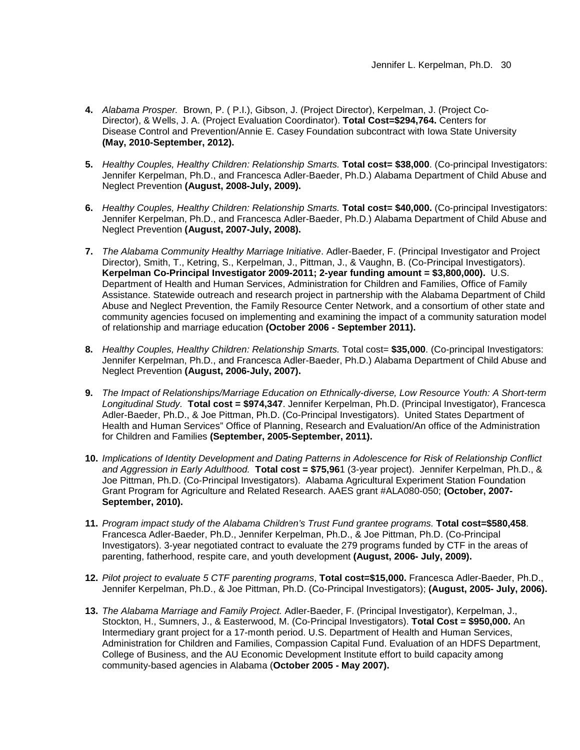4. *Alabama Prosper.* Brown, P. ( P.I.), Gibson, J. (Project Director), Kerpelman, J. (Project Co-Director), & Wells, J. A. (Project Evaluation Coordinator). **Total Cost=$294,764.** Centers for Disease Control and Prevention/Annie E. Casey Foundation subcontract with Iowa State University **(May, 2010-September, 2012).**

5. *Healthy Couples, Healthy Children: Relationship Smarts.* **Total cost= $38,000**. (Co-principal Investigators: Jennifer Kerpelman, Ph.D., and Francesca Adler-Baeder, Ph.D.) Alabama Department of Child Abuse and Neglect Prevention **(August, 2008-July, 2009).**

6. *Healthy Couples, Healthy Children: Relationship Smarts.* **Total cost= $40,000.** (Co-principal Investigators: Jennifer Kerpelman, Ph.D., and Francesca Adler-Baeder, Ph.D.) Alabama Department of Child Abuse and Neglect Prevention **(August, 2007-July, 2008).**

7. *The Alabama Community Healthy Marriage Initiative*. Adler-Baeder, F. (Principal Investigator and Project Director), Smith, T., Ketring, S., Kerpelman, J., Pittman, J., & Vaughn, B. (Co-Principal Investigators). **Kerpelman Co-Principal Investigator 2009-2011; 2-year funding amount = $3,800,000).** U.S. Department of Health and Human Services, Administration for Children and Families, Office of Family Assistance. Statewide outreach and research project in partnership with the Alabama Department of Child Abuse and Neglect Prevention, the Family Resource Center Network, and a consortium of other state and community agencies focused on implementing and examining the impact of a community saturation model of relationship and marriage education **(October 2006 - September 2011).**

8. *Healthy Couples, Healthy Children: Relationship Smarts.* Total cost= **$35,000**. (Co-principal Investigators: Jennifer Kerpelman, Ph.D., and Francesca Adler-Baeder, Ph.D.) Alabama Department of Child Abuse and Neglect Prevention **(August, 2006-July, 2007).**

9. *The Impact of Relationships/Marriage Education on Ethnically-diverse, Low Resource Youth: A Short-term Longitudinal Study.* **Total cost = $974,347**. Jennifer Kerpelman, Ph.D. (Principal Investigator), Francesca Adler-Baeder, Ph.D., & Joe Pittman, Ph.D. (Co-Principal Investigators). United States Department of Health and Human Services" Office of Planning, Research and Evaluation/An office of the Administration for Children and Families **(September, 2005-September, 2011).**

10. *Implications of Identity Development and Dating Patterns in Adolescence for Risk of Relationship Conflict and Aggression in Early Adulthood.* **Total cost = $75,96**1 (3-year project). Jennifer Kerpelman, Ph.D., & Joe Pittman, Ph.D. (Co-Principal Investigators). Alabama Agricultural Experiment Station Foundation Grant Program for Agriculture and Related Research. AAES grant #ALA080-050; **(October, 2007-September, 2010).**

11. *Program impact study of the Alabama Children's Trust Fund grantee programs.* **Total cost=$580,458**. Francesca Adler-Baeder, Ph.D., Jennifer Kerpelman, Ph.D., & Joe Pittman, Ph.D. (Co-Principal Investigators). 3-year negotiated contract to evaluate the 279 programs funded by CTF in the areas of parenting, fatherhood, respite care, and youth development **(August, 2006- July, 2009).**

12. *Pilot project to evaluate 5 CTF parenting programs*, **Total cost=$15,000.** Francesca Adler-Baeder, Ph.D., Jennifer Kerpelman, Ph.D., & Joe Pittman, Ph.D. (Co-Principal Investigators); **(August, 2005- July, 2006).**

13. *The Alabama Marriage and Family Project.* Adler-Baeder, F. (Principal Investigator), Kerpelman, J., Stockton, H., Sumners, J., & Easterwood, M. (Co-Principal Investigators). **Total Cost = $950,000.** An Intermediary grant project for a 17-month period. U.S. Department of Health and Human Services, Administration for Children and Families, Compassion Capital Fund. Evaluation of an HDFS Department, College of Business, and the AU Economic Development Institute effort to build capacity among community-based agencies in Alabama (**October 2005 - May 2007).**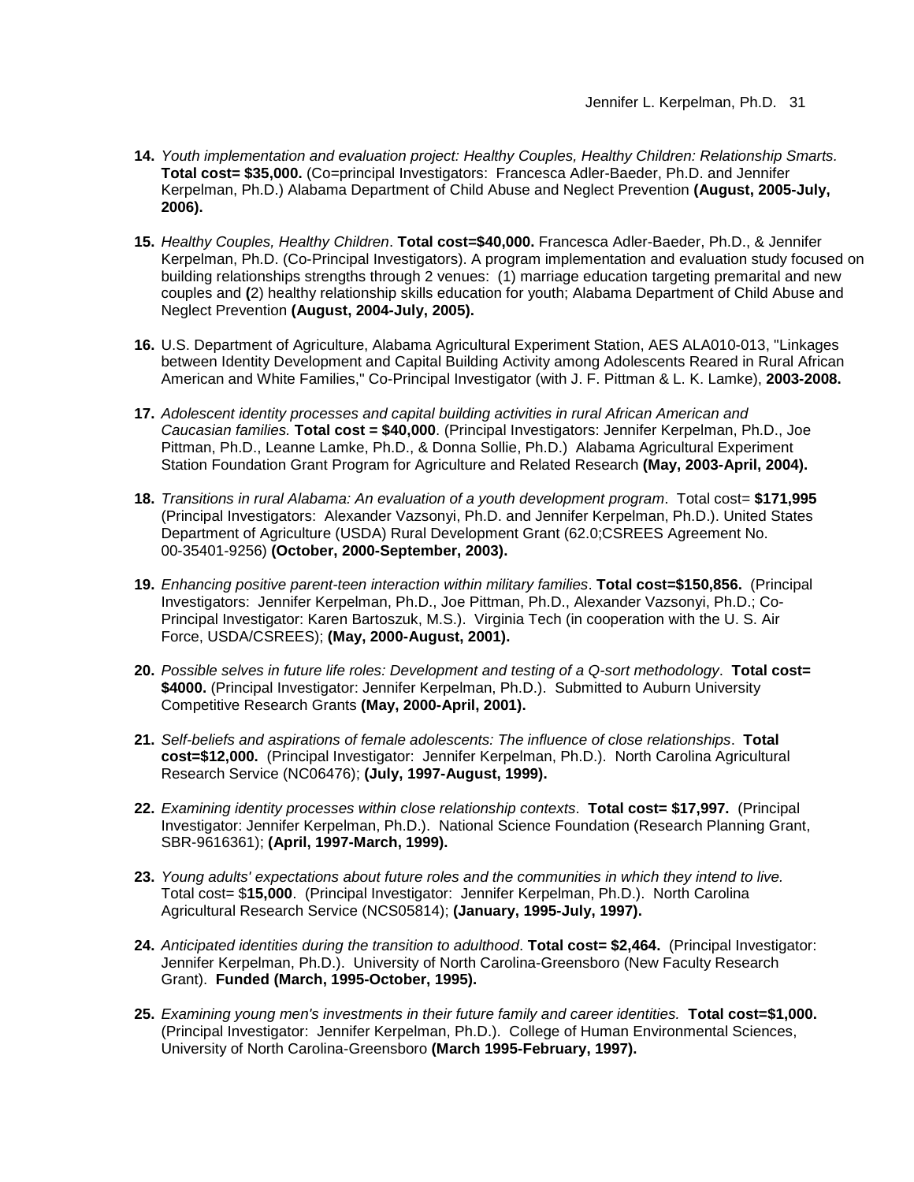14. *Youth implementation and evaluation project: Healthy Couples, Healthy Children: Relationship Smarts.* **Total cost= $35,000.** (Co=principal Investigators: Francesca Adler-Baeder, Ph.D. and Jennifer Kerpelman, Ph.D.) Alabama Department of Child Abuse and Neglect Prevention **(August, 2005-July, 2006).**

15. *Healthy Couples, Healthy Children*. **Total cost=$40,000.** Francesca Adler-Baeder, Ph.D., & Jennifer Kerpelman, Ph.D. (Co-Principal Investigators). A program implementation and evaluation study focused on building relationships strengths through 2 venues: (1) marriage education targeting premarital and new couples and **(**2) healthy relationship skills education for youth; Alabama Department of Child Abuse and Neglect Prevention **(August, 2004-July, 2005).**

16. U.S. Department of Agriculture, Alabama Agricultural Experiment Station, AES ALA010-013, "Linkages between Identity Development and Capital Building Activity among Adolescents Reared in Rural African American and White Families," Co-Principal Investigator (with J. F. Pittman & L. K. Lamke), **2003-2008.**

17. *Adolescent identity processes and capital building activities in rural African American and Caucasian families.* **Total cost = $40,000**. (Principal Investigators: Jennifer Kerpelman, Ph.D., Joe Pittman, Ph.D., Leanne Lamke, Ph.D., & Donna Sollie, Ph.D.) Alabama Agricultural Experiment Station Foundation Grant Program for Agriculture and Related Research **(May, 2003-April, 2004).**

18. *Transitions in rural Alabama: An evaluation of a youth development program*. Total cost= **$171,995** (Principal Investigators: Alexander Vazsonyi, Ph.D. and Jennifer Kerpelman, Ph.D.). United States Department of Agriculture (USDA) Rural Development Grant (62.0;CSREES Agreement No. 00-35401-9256) **(October, 2000-September, 2003).**

19. *Enhancing positive parent-teen interaction within military families*. **Total cost=$150,856.** (Principal Investigators: Jennifer Kerpelman, Ph.D., Joe Pittman, Ph.D., Alexander Vazsonyi, Ph.D.; Co-Principal Investigator: Karen Bartoszuk, M.S.). Virginia Tech (in cooperation with the U. S. Air Force, USDA/CSREES); **(May, 2000-August, 2001).**

20. *Possible selves in future life roles: Development and testing of a Q-sort methodology*. **Total cost= $4000.** (Principal Investigator: Jennifer Kerpelman, Ph.D.). Submitted to Auburn University Competitive Research Grants **(May, 2000-April, 2001).**

21. *Self-beliefs and aspirations of female adolescents: The influence of close relationships*. **Total cost=$12,000.** (Principal Investigator: Jennifer Kerpelman, Ph.D.). North Carolina Agricultural Research Service (NC06476); **(July, 1997-August, 1999).**

22. *Examining identity processes within close relationship contexts*. **Total cost= $17,997.** (Principal Investigator: Jennifer Kerpelman, Ph.D.). National Science Foundation (Research Planning Grant, SBR-9616361); **(April, 1997-March, 1999).**

23. *Young adults' expectations about future roles and the communities in which they intend to live.* Total cost= $**15,000**. (Principal Investigator: Jennifer Kerpelman, Ph.D.). North Carolina Agricultural Research Service (NCS05814); **(January, 1995-July, 1997).**

24. *Anticipated identities during the transition to adulthood*. **Total cost= $2,464.** (Principal Investigator: Jennifer Kerpelman, Ph.D.). University of North Carolina-Greensboro (New Faculty Research Grant). **Funded (March, 1995-October, 1995).**

25. *Examining young men's investments in their future family and career identities.* **Total cost=$1,000.** (Principal Investigator: Jennifer Kerpelman, Ph.D.). College of Human Environmental Sciences, University of North Carolina-Greensboro **(March 1995-February, 1997).**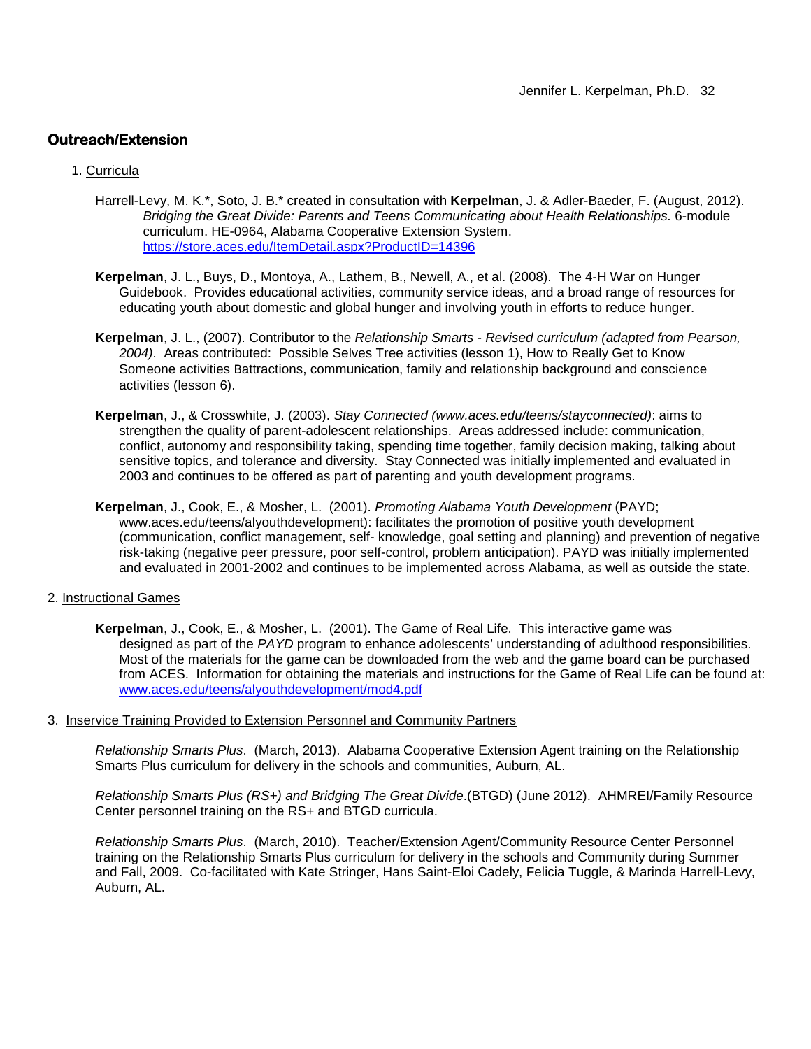## Outreach/Extension

1. Curricula

Harrell-Levy, M. K.*, Soto, J. B.* created in consultation with **Kerpelman**, J. & Adler-Baeder, F. (August, 2012). *Bridging the Great Divide: Parents and Teens Communicating about Health Relationships.* 6-module curriculum. HE-0964, Alabama Cooperative Extension System. https://store.aces.edu/ItemDetail.aspx?ProductID=14396

**Kerpelman**, J. L., Buys, D., Montoya, A., Lathem, B., Newell, A., et al. (2008). The 4-H War on Hunger Guidebook. Provides educational activities, community service ideas, and a broad range of resources for educating youth about domestic and global hunger and involving youth in efforts to reduce hunger.

**Kerpelman**, J. L., (2007). Contributor to the *Relationship Smarts - Revised curriculum (adapted from Pearson, 2004)*. Areas contributed: Possible Selves Tree activities (lesson 1), How to Really Get to Know Someone activities Battractions, communication, family and relationship background and conscience activities (lesson 6).

**Kerpelman**, J., & Crosswhite, J. (2003). *Stay Connected (www.aces.edu/teens/stayconnected)*: aims to strengthen the quality of parent-adolescent relationships. Areas addressed include: communication, conflict, autonomy and responsibility taking, spending time together, family decision making, talking about sensitive topics, and tolerance and diversity. Stay Connected was initially implemented and evaluated in 2003 and continues to be offered as part of parenting and youth development programs.

**Kerpelman**, J., Cook, E., & Mosher, L. (2001). *Promoting Alabama Youth Development* (PAYD; www.aces.edu/teens/alyouthdevelopment): facilitates the promotion of positive youth development (communication, conflict management, self- knowledge, goal setting and planning) and prevention of negative risk-taking (negative peer pressure, poor self-control, problem anticipation). PAYD was initially implemented and evaluated in 2001-2002 and continues to be implemented across Alabama, as well as outside the state.

2. Instructional Games

**Kerpelman**, J., Cook, E., & Mosher, L. (2001). The Game of Real Life. This interactive game was designed as part of the *PAYD* program to enhance adolescents' understanding of adulthood responsibilities. Most of the materials for the game can be downloaded from the web and the game board can be purchased from ACES. Information for obtaining the materials and instructions for the Game of Real Life can be found at: www.aces.edu/teens/alyouthdevelopment/mod4.pdf

3. Inservice Training Provided to Extension Personnel and Community Partners

*Relationship Smarts Plus*. (March, 2013). Alabama Cooperative Extension Agent training on the Relationship Smarts Plus curriculum for delivery in the schools and communities, Auburn, AL.

*Relationship Smarts Plus (RS+) and Bridging The Great Divide*.(BTGD) (June 2012). AHMREI/Family Resource Center personnel training on the RS+ and BTGD curricula.

*Relationship Smarts Plus*. (March, 2010). Teacher/Extension Agent/Community Resource Center Personnel training on the Relationship Smarts Plus curriculum for delivery in the schools and Community during Summer and Fall, 2009. Co-facilitated with Kate Stringer, Hans Saint-Eloi Cadely, Felicia Tuggle, & Marinda Harrell-Levy, Auburn, AL.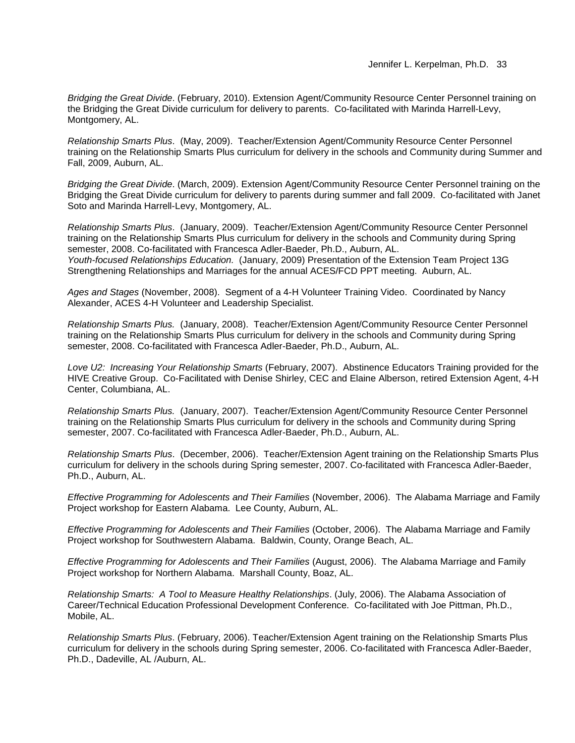*Bridging the Great Divide*. (February, 2010). Extension Agent/Community Resource Center Personnel training on the Bridging the Great Divide curriculum for delivery to parents. Co-facilitated with Marinda Harrell-Levy, Montgomery, AL.

*Relationship Smarts Plus*. (May, 2009). Teacher/Extension Agent/Community Resource Center Personnel training on the Relationship Smarts Plus curriculum for delivery in the schools and Community during Summer and Fall, 2009, Auburn, AL.

*Bridging the Great Divide*. (March, 2009). Extension Agent/Community Resource Center Personnel training on the Bridging the Great Divide curriculum for delivery to parents during summer and fall 2009. Co-facilitated with Janet Soto and Marinda Harrell-Levy, Montgomery, AL.

*Relationship Smarts Plus*. (January, 2009). Teacher/Extension Agent/Community Resource Center Personnel training on the Relationship Smarts Plus curriculum for delivery in the schools and Community during Spring semester, 2008. Co-facilitated with Francesca Adler-Baeder, Ph.D., Auburn, AL.
*Youth-focused Relationships Education.* (January, 2009) Presentation of the Extension Team Project 13G Strengthening Relationships and Marriages for the annual ACES/FCD PPT meeting. Auburn, AL.

*Ages and Stages* (November, 2008). Segment of a 4-H Volunteer Training Video. Coordinated by Nancy Alexander, ACES 4-H Volunteer and Leadership Specialist.

*Relationship Smarts Plus.* (January, 2008). Teacher/Extension Agent/Community Resource Center Personnel training on the Relationship Smarts Plus curriculum for delivery in the schools and Community during Spring semester, 2008. Co-facilitated with Francesca Adler-Baeder, Ph.D., Auburn, AL.

*Love U2: Increasing Your Relationship Smarts* (February, 2007). Abstinence Educators Training provided for the HIVE Creative Group. Co-Facilitated with Denise Shirley, CEC and Elaine Alberson, retired Extension Agent, 4-H Center, Columbiana, AL.

*Relationship Smarts Plus.* (January, 2007). Teacher/Extension Agent/Community Resource Center Personnel training on the Relationship Smarts Plus curriculum for delivery in the schools and Community during Spring semester, 2007. Co-facilitated with Francesca Adler-Baeder, Ph.D., Auburn, AL.

*Relationship Smarts Plus*. (December, 2006). Teacher/Extension Agent training on the Relationship Smarts Plus curriculum for delivery in the schools during Spring semester, 2007. Co-facilitated with Francesca Adler-Baeder, Ph.D., Auburn, AL.

*Effective Programming for Adolescents and Their Families* (November, 2006). The Alabama Marriage and Family Project workshop for Eastern Alabama. Lee County, Auburn, AL.

*Effective Programming for Adolescents and Their Families* (October, 2006). The Alabama Marriage and Family Project workshop for Southwestern Alabama. Baldwin, County, Orange Beach, AL.

*Effective Programming for Adolescents and Their Families* (August, 2006). The Alabama Marriage and Family Project workshop for Northern Alabama. Marshall County, Boaz, AL.

*Relationship Smarts: A Tool to Measure Healthy Relationships*. (July, 2006). The Alabama Association of Career/Technical Education Professional Development Conference. Co-facilitated with Joe Pittman, Ph.D., Mobile, AL.

*Relationship Smarts Plus*. (February, 2006). Teacher/Extension Agent training on the Relationship Smarts Plus curriculum for delivery in the schools during Spring semester, 2006. Co-facilitated with Francesca Adler-Baeder, Ph.D., Dadeville, AL /Auburn, AL.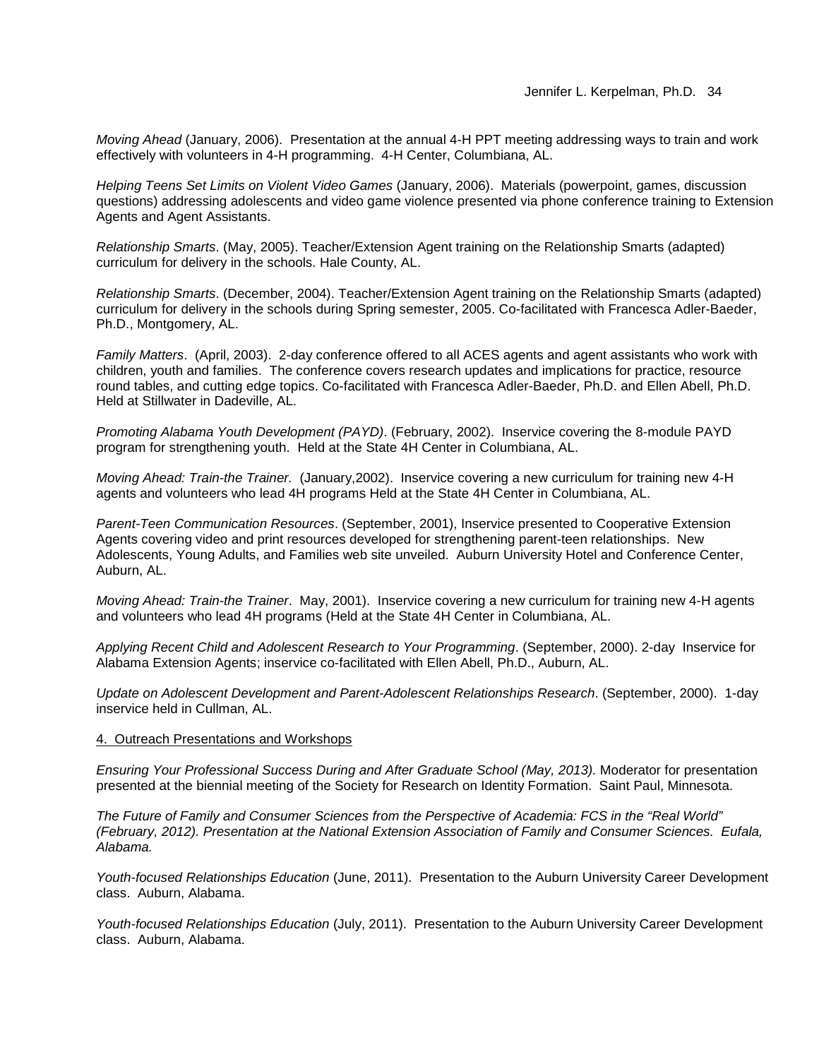*Moving Ahead* (January, 2006). Presentation at the annual 4-H PPT meeting addressing ways to train and work effectively with volunteers in 4-H programming. 4-H Center, Columbiana, AL.

*Helping Teens Set Limits on Violent Video Games* (January, 2006). Materials (powerpoint, games, discussion questions) addressing adolescents and video game violence presented via phone conference training to Extension Agents and Agent Assistants.

*Relationship Smarts*. (May, 2005). Teacher/Extension Agent training on the Relationship Smarts (adapted) curriculum for delivery in the schools. Hale County, AL.

*Relationship Smarts*. (December, 2004). Teacher/Extension Agent training on the Relationship Smarts (adapted) curriculum for delivery in the schools during Spring semester, 2005. Co-facilitated with Francesca Adler-Baeder, Ph.D., Montgomery, AL.

*Family Matters*. (April, 2003). 2-day conference offered to all ACES agents and agent assistants who work with children, youth and families. The conference covers research updates and implications for practice, resource round tables, and cutting edge topics. Co-facilitated with Francesca Adler-Baeder, Ph.D. and Ellen Abell, Ph.D. Held at Stillwater in Dadeville, AL.

*Promoting Alabama Youth Development (PAYD)*. (February, 2002). Inservice covering the 8-module PAYD program for strengthening youth. Held at the State 4H Center in Columbiana, AL.

*Moving Ahead: Train-the Trainer.* (January,2002). Inservice covering a new curriculum for training new 4-H agents and volunteers who lead 4H programs Held at the State 4H Center in Columbiana, AL.

*Parent-Teen Communication Resources*. (September, 2001), Inservice presented to Cooperative Extension Agents covering video and print resources developed for strengthening parent-teen relationships. New Adolescents, Young Adults, and Families web site unveiled. Auburn University Hotel and Conference Center, Auburn, AL.

*Moving Ahead: Train-the Trainer*. May, 2001). Inservice covering a new curriculum for training new 4-H agents and volunteers who lead 4H programs (Held at the State 4H Center in Columbiana, AL.

*Applying Recent Child and Adolescent Research to Your Programming*. (September, 2000). 2-day Inservice for Alabama Extension Agents; inservice co-facilitated with Ellen Abell, Ph.D., Auburn, AL.

*Update on Adolescent Development and Parent-Adolescent Relationships Research*. (September, 2000). 1-day inservice held in Cullman, AL.

4. Outreach Presentations and Workshops

*Ensuring Your Professional Success During and After Graduate School (May, 2013).* Moderator for presentation presented at the biennial meeting of the Society for Research on Identity Formation. Saint Paul, Minnesota.

*The Future of Family and Consumer Sciences from the Perspective of Academia: FCS in the "Real World" (February, 2012). Presentation at the National Extension Association of Family and Consumer Sciences. Eufala, Alabama.*

*Youth-focused Relationships Education* (June, 2011). Presentation to the Auburn University Career Development class. Auburn, Alabama.

*Youth-focused Relationships Education* (July, 2011). Presentation to the Auburn University Career Development class. Auburn, Alabama.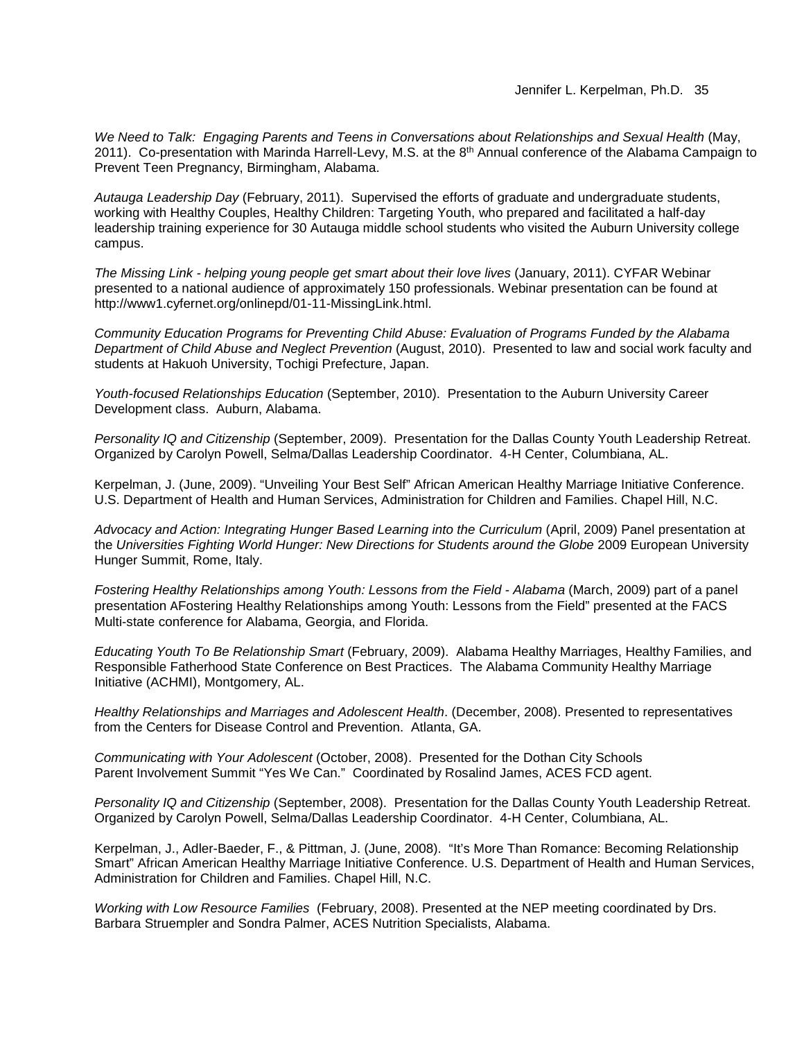*We Need to Talk: Engaging Parents and Teens in Conversations about Relationships and Sexual Health* (May, 2011). Co-presentation with Marinda Harrell-Levy, M.S. at the 8th Annual conference of the Alabama Campaign to Prevent Teen Pregnancy, Birmingham, Alabama.

*Autauga Leadership Day* (February, 2011). Supervised the efforts of graduate and undergraduate students, working with Healthy Couples, Healthy Children: Targeting Youth, who prepared and facilitated a half-day leadership training experience for 30 Autauga middle school students who visited the Auburn University college campus.

*The Missing Link - helping young people get smart about their love lives* (January, 2011). CYFAR Webinar presented to a national audience of approximately 150 professionals. Webinar presentation can be found at http://www1.cyfernet.org/onlinepd/01-11-MissingLink.html.

*Community Education Programs for Preventing Child Abuse: Evaluation of Programs Funded by the Alabama Department of Child Abuse and Neglect Prevention* (August, 2010). Presented to law and social work faculty and students at Hakuoh University, Tochigi Prefecture, Japan.

*Youth-focused Relationships Education* (September, 2010). Presentation to the Auburn University Career Development class. Auburn, Alabama.

*Personality IQ and Citizenship* (September, 2009). Presentation for the Dallas County Youth Leadership Retreat. Organized by Carolyn Powell, Selma/Dallas Leadership Coordinator. 4-H Center, Columbiana, AL.

Kerpelman, J. (June, 2009). "Unveiling Your Best Self" African American Healthy Marriage Initiative Conference. U.S. Department of Health and Human Services, Administration for Children and Families. Chapel Hill, N.C.

*Advocacy and Action: Integrating Hunger Based Learning into the Curriculum* (April, 2009) Panel presentation at the *Universities Fighting World Hunger: New Directions for Students around the Globe* 2009 European University Hunger Summit, Rome, Italy.

*Fostering Healthy Relationships among Youth: Lessons from the Field - Alabama* (March, 2009) part of a panel presentation AFostering Healthy Relationships among Youth: Lessons from the Field" presented at the FACS Multi-state conference for Alabama, Georgia, and Florida.

*Educating Youth To Be Relationship Smart* (February, 2009). Alabama Healthy Marriages, Healthy Families, and Responsible Fatherhood State Conference on Best Practices. The Alabama Community Healthy Marriage Initiative (ACHMI), Montgomery, AL.

*Healthy Relationships and Marriages and Adolescent Health*. (December, 2008). Presented to representatives from the Centers for Disease Control and Prevention. Atlanta, GA.

*Communicating with Your Adolescent* (October, 2008). Presented for the Dothan City Schools Parent Involvement Summit "Yes We Can." Coordinated by Rosalind James, ACES FCD agent.

*Personality IQ and Citizenship* (September, 2008). Presentation for the Dallas County Youth Leadership Retreat. Organized by Carolyn Powell, Selma/Dallas Leadership Coordinator. 4-H Center, Columbiana, AL.

Kerpelman, J., Adler-Baeder, F., & Pittman, J. (June, 2008). "It's More Than Romance: Becoming Relationship Smart" African American Healthy Marriage Initiative Conference. U.S. Department of Health and Human Services, Administration for Children and Families. Chapel Hill, N.C.

*Working with Low Resource Families* (February, 2008). Presented at the NEP meeting coordinated by Drs. Barbara Struempler and Sondra Palmer, ACES Nutrition Specialists, Alabama.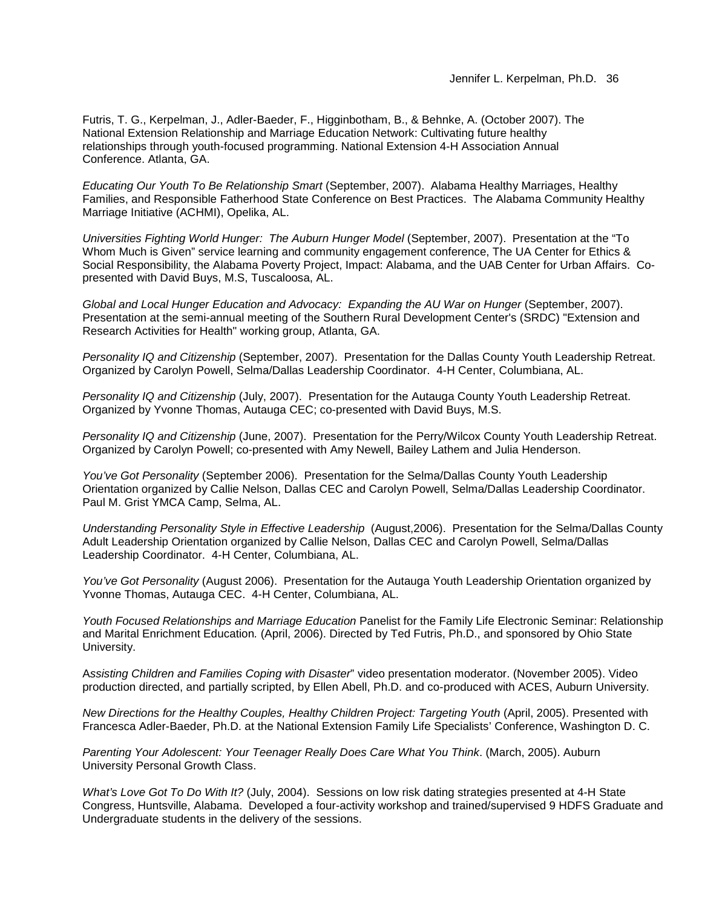Futris, T. G., Kerpelman, J., Adler-Baeder, F., Higginbotham, B., & Behnke, A. (October 2007). The National Extension Relationship and Marriage Education Network: Cultivating future healthy relationships through youth-focused programming. National Extension 4-H Association Annual Conference. Atlanta, GA.

*Educating Our Youth To Be Relationship Smart* (September, 2007). Alabama Healthy Marriages, Healthy Families, and Responsible Fatherhood State Conference on Best Practices. The Alabama Community Healthy Marriage Initiative (ACHMI), Opelika, AL.

*Universities Fighting World Hunger: The Auburn Hunger Model* (September, 2007). Presentation at the "To Whom Much is Given" service learning and community engagement conference, The UA Center for Ethics & Social Responsibility, the Alabama Poverty Project, Impact: Alabama, and the UAB Center for Urban Affairs. Co-presented with David Buys, M.S, Tuscaloosa, AL.

*Global and Local Hunger Education and Advocacy: Expanding the AU War on Hunger* (September, 2007). Presentation at the semi-annual meeting of the Southern Rural Development Center's (SRDC) "Extension and Research Activities for Health" working group, Atlanta, GA.

*Personality IQ and Citizenship* (September, 2007). Presentation for the Dallas County Youth Leadership Retreat. Organized by Carolyn Powell, Selma/Dallas Leadership Coordinator. 4-H Center, Columbiana, AL.

*Personality IQ and Citizenship* (July, 2007). Presentation for the Autauga County Youth Leadership Retreat. Organized by Yvonne Thomas, Autauga CEC; co-presented with David Buys, M.S.

*Personality IQ and Citizenship* (June, 2007). Presentation for the Perry/Wilcox County Youth Leadership Retreat. Organized by Carolyn Powell; co-presented with Amy Newell, Bailey Lathem and Julia Henderson.

*You've Got Personality* (September 2006). Presentation for the Selma/Dallas County Youth Leadership Orientation organized by Callie Nelson, Dallas CEC and Carolyn Powell, Selma/Dallas Leadership Coordinator. Paul M. Grist YMCA Camp, Selma, AL.

*Understanding Personality Style in Effective Leadership* (August,2006). Presentation for the Selma/Dallas County Adult Leadership Orientation organized by Callie Nelson, Dallas CEC and Carolyn Powell, Selma/Dallas Leadership Coordinator. 4-H Center, Columbiana, AL.

*You've Got Personality* (August 2006). Presentation for the Autauga Youth Leadership Orientation organized by Yvonne Thomas, Autauga CEC. 4-H Center, Columbiana, AL.

*Youth Focused Relationships and Marriage Education* Panelist for the Family Life Electronic Seminar: Relationship and Marital Enrichment Education. (April, 2006). Directed by Ted Futris, Ph.D., and sponsored by Ohio State University.

A*ssisting Children and Families Coping with Disaster*" video presentation moderator. (November 2005). Video production directed, and partially scripted, by Ellen Abell, Ph.D. and co-produced with ACES, Auburn University.

*New Directions for the Healthy Couples, Healthy Children Project: Targeting Youth* (April, 2005). Presented with Francesca Adler-Baeder, Ph.D. at the National Extension Family Life Specialists' Conference, Washington D. C.

*Parenting Your Adolescent: Your Teenager Really Does Care What You Think*. (March, 2005). Auburn University Personal Growth Class.

*What's Love Got To Do With It?* (July, 2004). Sessions on low risk dating strategies presented at 4-H State Congress, Huntsville, Alabama. Developed a four-activity workshop and trained/supervised 9 HDFS Graduate and Undergraduate students in the delivery of the sessions.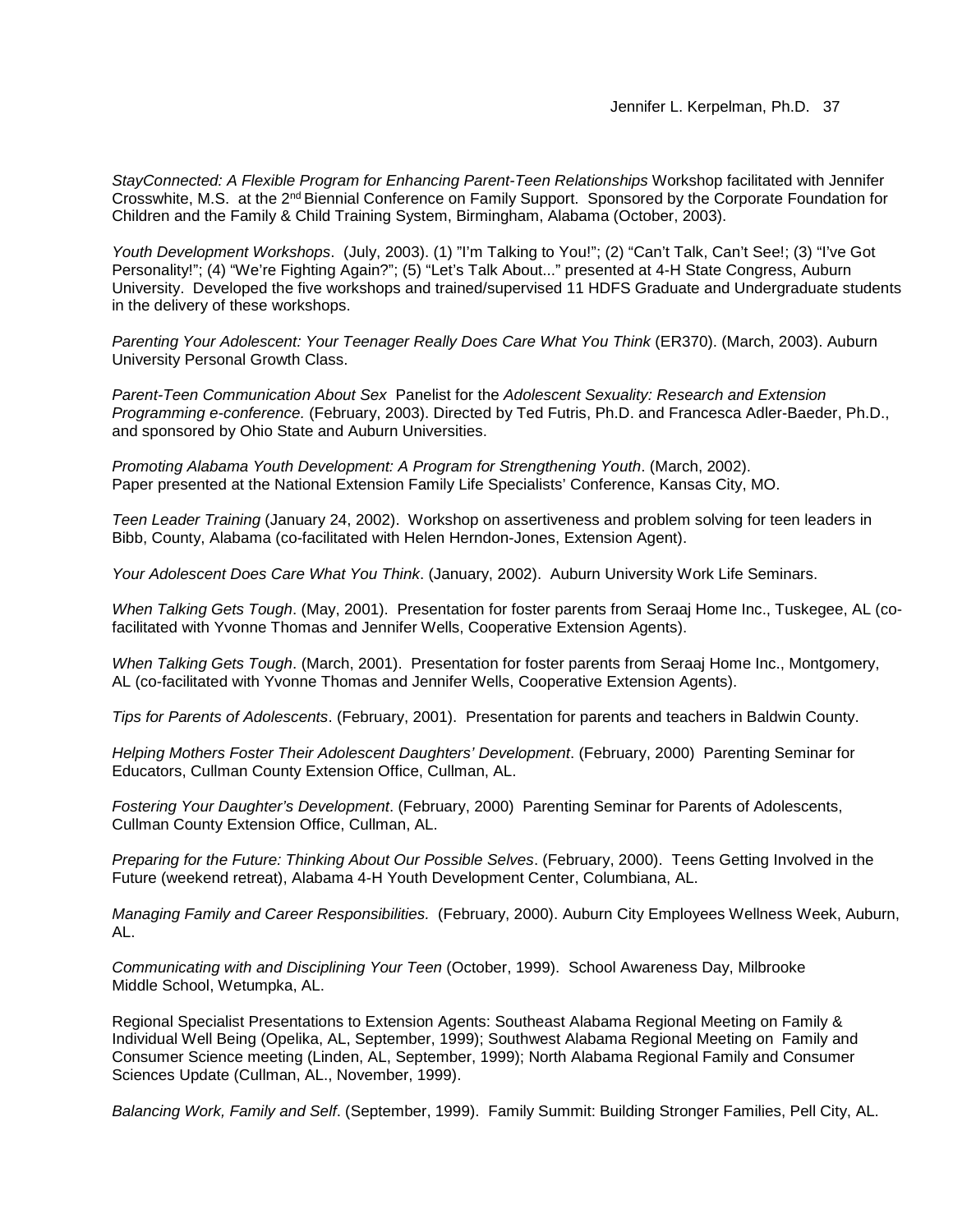*StayConnected: A Flexible Program for Enhancing Parent-Teen Relationships* Workshop facilitated with Jennifer Crosswhite, M.S. at the 2nd Biennial Conference on Family Support. Sponsored by the Corporate Foundation for Children and the Family & Child Training System, Birmingham, Alabama (October, 2003).

*Youth Development Workshops*. (July, 2003). (1) "I'm Talking to You!"; (2) "Can't Talk, Can't See!; (3) "I've Got Personality!"; (4) "We're Fighting Again?"; (5) "Let's Talk About..." presented at 4-H State Congress, Auburn University. Developed the five workshops and trained/supervised 11 HDFS Graduate and Undergraduate students in the delivery of these workshops.

*Parenting Your Adolescent: Your Teenager Really Does Care What You Think* (ER370). (March, 2003). Auburn University Personal Growth Class.

*Parent-Teen Communication About Sex* Panelist for the *Adolescent Sexuality: Research and Extension Programming e-conference.* (February, 2003). Directed by Ted Futris, Ph.D. and Francesca Adler-Baeder, Ph.D., and sponsored by Ohio State and Auburn Universities.

*Promoting Alabama Youth Development: A Program for Strengthening Youth*. (March, 2002). Paper presented at the National Extension Family Life Specialists' Conference, Kansas City, MO.

*Teen Leader Training* (January 24, 2002). Workshop on assertiveness and problem solving for teen leaders in Bibb, County, Alabama (co-facilitated with Helen Herndon-Jones, Extension Agent).

*Your Adolescent Does Care What You Think*. (January, 2002). Auburn University Work Life Seminars.

*When Talking Gets Tough*. (May, 2001). Presentation for foster parents from Seraaj Home Inc., Tuskegee, AL (co-facilitated with Yvonne Thomas and Jennifer Wells, Cooperative Extension Agents).

*When Talking Gets Tough*. (March, 2001). Presentation for foster parents from Seraaj Home Inc., Montgomery, AL (co-facilitated with Yvonne Thomas and Jennifer Wells, Cooperative Extension Agents).

*Tips for Parents of Adolescents*. (February, 2001). Presentation for parents and teachers in Baldwin County.

*Helping Mothers Foster Their Adolescent Daughters' Development*. (February, 2000) Parenting Seminar for Educators, Cullman County Extension Office, Cullman, AL.

*Fostering Your Daughter's Development*. (February, 2000) Parenting Seminar for Parents of Adolescents, Cullman County Extension Office, Cullman, AL.

*Preparing for the Future: Thinking About Our Possible Selves*. (February, 2000). Teens Getting Involved in the Future (weekend retreat), Alabama 4-H Youth Development Center, Columbiana, AL.

*Managing Family and Career Responsibilities.* (February, 2000). Auburn City Employees Wellness Week, Auburn, AL.

*Communicating with and Disciplining Your Teen* (October, 1999). School Awareness Day, Milbrooke Middle School, Wetumpka, AL.

Regional Specialist Presentations to Extension Agents: Southeast Alabama Regional Meeting on Family & Individual Well Being (Opelika, AL, September, 1999); Southwest Alabama Regional Meeting on Family and Consumer Science meeting (Linden, AL, September, 1999); North Alabama Regional Family and Consumer Sciences Update (Cullman, AL., November, 1999).

*Balancing Work, Family and Self*. (September, 1999). Family Summit: Building Stronger Families, Pell City, AL.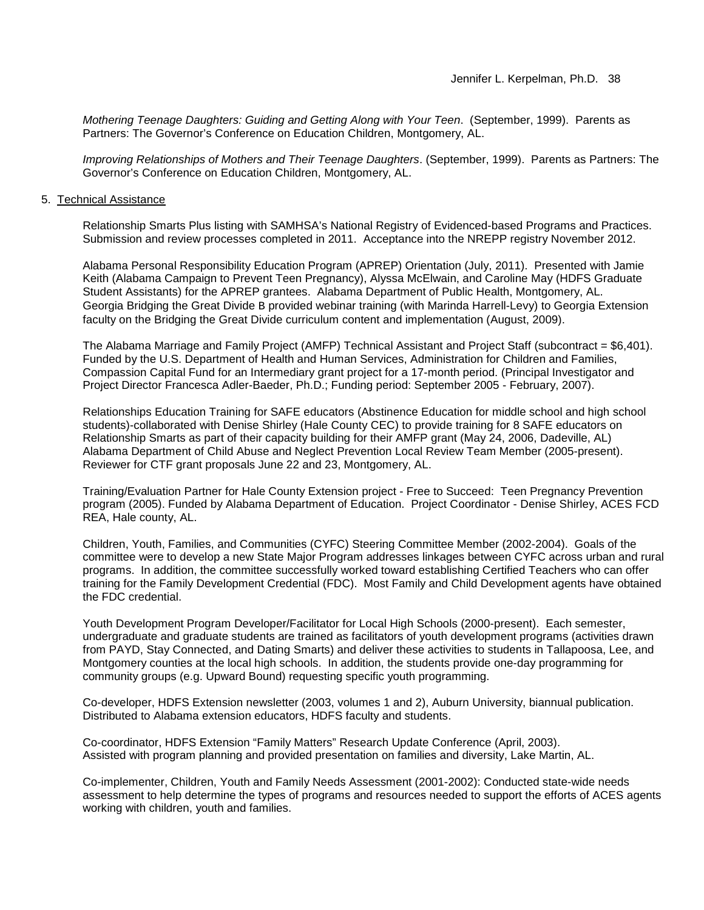*Mothering Teenage Daughters: Guiding and Getting Along with Your Teen*. (September, 1999). Parents as Partners: The Governor's Conference on Education Children, Montgomery, AL.

*Improving Relationships of Mothers and Their Teenage Daughters*. (September, 1999). Parents as Partners: The Governor's Conference on Education Children, Montgomery, AL.

5. <u>Technical Assistance</u>

Relationship Smarts Plus listing with SAMHSA's National Registry of Evidenced-based Programs and Practices. Submission and review processes completed in 2011. Acceptance into the NREPP registry November 2012.

Alabama Personal Responsibility Education Program (APREP) Orientation (July, 2011). Presented with Jamie Keith (Alabama Campaign to Prevent Teen Pregnancy), Alyssa McElwain, and Caroline May (HDFS Graduate Student Assistants) for the APREP grantees. Alabama Department of Public Health, Montgomery, AL.
Georgia Bridging the Great Divide B provided webinar training (with Marinda Harrell-Levy) to Georgia Extension faculty on the Bridging the Great Divide curriculum content and implementation (August, 2009).

The Alabama Marriage and Family Project (AMFP) Technical Assistant and Project Staff (subcontract = $6,401). Funded by the U.S. Department of Health and Human Services, Administration for Children and Families, Compassion Capital Fund for an Intermediary grant project for a 17-month period. (Principal Investigator and Project Director Francesca Adler-Baeder, Ph.D.; Funding period: September 2005 - February, 2007).

Relationships Education Training for SAFE educators (Abstinence Education for middle school and high school students)-collaborated with Denise Shirley (Hale County CEC) to provide training for 8 SAFE educators on Relationship Smarts as part of their capacity building for their AMFP grant (May 24, 2006, Dadeville, AL)
Alabama Department of Child Abuse and Neglect Prevention Local Review Team Member (2005-present). Reviewer for CTF grant proposals June 22 and 23, Montgomery, AL.

Training/Evaluation Partner for Hale County Extension project - Free to Succeed: Teen Pregnancy Prevention program (2005). Funded by Alabama Department of Education. Project Coordinator - Denise Shirley, ACES FCD REA, Hale county, AL.

Children, Youth, Families, and Communities (CYFC) Steering Committee Member (2002-2004). Goals of the committee were to develop a new State Major Program addresses linkages between CYFC across urban and rural programs. In addition, the committee successfully worked toward establishing Certified Teachers who can offer training for the Family Development Credential (FDC). Most Family and Child Development agents have obtained the FDC credential.

Youth Development Program Developer/Facilitator for Local High Schools (2000-present). Each semester, undergraduate and graduate students are trained as facilitators of youth development programs (activities drawn from PAYD, Stay Connected, and Dating Smarts) and deliver these activities to students in Tallapoosa, Lee, and Montgomery counties at the local high schools. In addition, the students provide one-day programming for community groups (e.g. Upward Bound) requesting specific youth programming.

Co-developer, HDFS Extension newsletter (2003, volumes 1 and 2), Auburn University, biannual publication. Distributed to Alabama extension educators, HDFS faculty and students.

Co-coordinator, HDFS Extension "Family Matters" Research Update Conference (April, 2003).
Assisted with program planning and provided presentation on families and diversity, Lake Martin, AL.

Co-implementer, Children, Youth and Family Needs Assessment (2001-2002): Conducted state-wide needs assessment to help determine the types of programs and resources needed to support the efforts of ACES agents working with children, youth and families.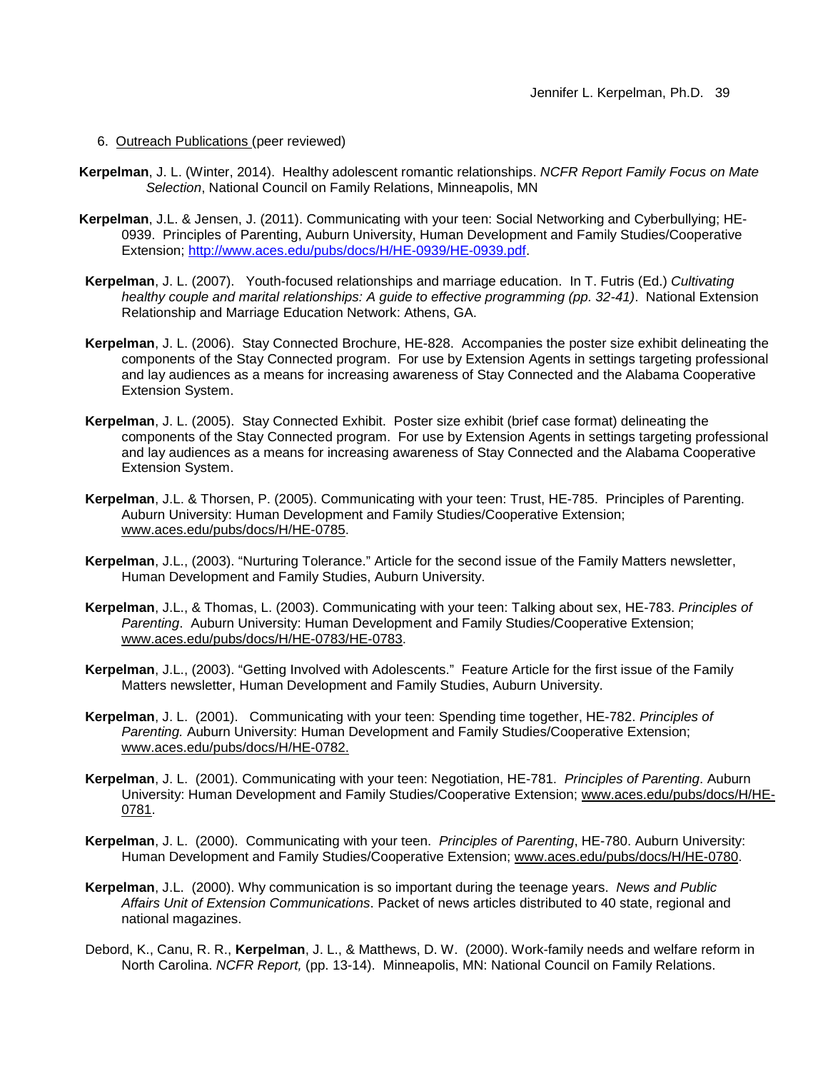6. <u>Outreach Publications</u> (peer reviewed)

**Kerpelman**, J. L. (Winter, 2014). Healthy adolescent romantic relationships. *NCFR Report Family Focus on Mate Selection*, National Council on Family Relations, Minneapolis, MN

**Kerpelman**, J.L. & Jensen, J. (2011). Communicating with your teen: Social Networking and Cyberbullying; HE-0939. Principles of Parenting, Auburn University, Human Development and Family Studies/Cooperative Extension; http://www.aces.edu/pubs/docs/H/HE-0939/HE-0939.pdf.

**Kerpelman**, J. L. (2007). Youth-focused relationships and marriage education. In T. Futris (Ed.) *Cultivating healthy couple and marital relationships: A guide to effective programming (pp. 32-41)*. National Extension Relationship and Marriage Education Network: Athens, GA.

**Kerpelman**, J. L. (2006). Stay Connected Brochure, HE-828. Accompanies the poster size exhibit delineating the components of the Stay Connected program. For use by Extension Agents in settings targeting professional and lay audiences as a means for increasing awareness of Stay Connected and the Alabama Cooperative Extension System.

**Kerpelman**, J. L. (2005). Stay Connected Exhibit. Poster size exhibit (brief case format) delineating the components of the Stay Connected program. For use by Extension Agents in settings targeting professional and lay audiences as a means for increasing awareness of Stay Connected and the Alabama Cooperative Extension System.

**Kerpelman**, J.L. & Thorsen, P. (2005). Communicating with your teen: Trust, HE-785. Principles of Parenting. Auburn University: Human Development and Family Studies/Cooperative Extension; www.aces.edu/pubs/docs/H/HE-0785.

**Kerpelman**, J.L., (2003). "Nurturing Tolerance." Article for the second issue of the Family Matters newsletter, Human Development and Family Studies, Auburn University.

**Kerpelman**, J.L., & Thomas, L. (2003). Communicating with your teen: Talking about sex, HE-783. *Principles of Parenting*. Auburn University: Human Development and Family Studies/Cooperative Extension; www.aces.edu/pubs/docs/H/HE-0783/HE-0783.

**Kerpelman**, J.L., (2003). "Getting Involved with Adolescents." Feature Article for the first issue of the Family Matters newsletter, Human Development and Family Studies, Auburn University.

**Kerpelman**, J. L. (2001). Communicating with your teen: Spending time together, HE-782. *Principles of Parenting.* Auburn University: Human Development and Family Studies/Cooperative Extension; www.aces.edu/pubs/docs/H/HE-0782.

**Kerpelman**, J. L. (2001). Communicating with your teen: Negotiation, HE-781. *Principles of Parenting*. Auburn University: Human Development and Family Studies/Cooperative Extension; www.aces.edu/pubs/docs/H/HE-0781.

**Kerpelman**, J. L. (2000). Communicating with your teen. *Principles of Parenting*, HE-780. Auburn University: Human Development and Family Studies/Cooperative Extension; www.aces.edu/pubs/docs/H/HE-0780.

**Kerpelman**, J.L. (2000). Why communication is so important during the teenage years. *News and Public Affairs Unit of Extension Communications*. Packet of news articles distributed to 40 state, regional and national magazines.

Debord, K., Canu, R. R., **Kerpelman**, J. L., & Matthews, D. W. (2000). Work-family needs and welfare reform in North Carolina. *NCFR Report,* (pp. 13-14). Minneapolis, MN: National Council on Family Relations.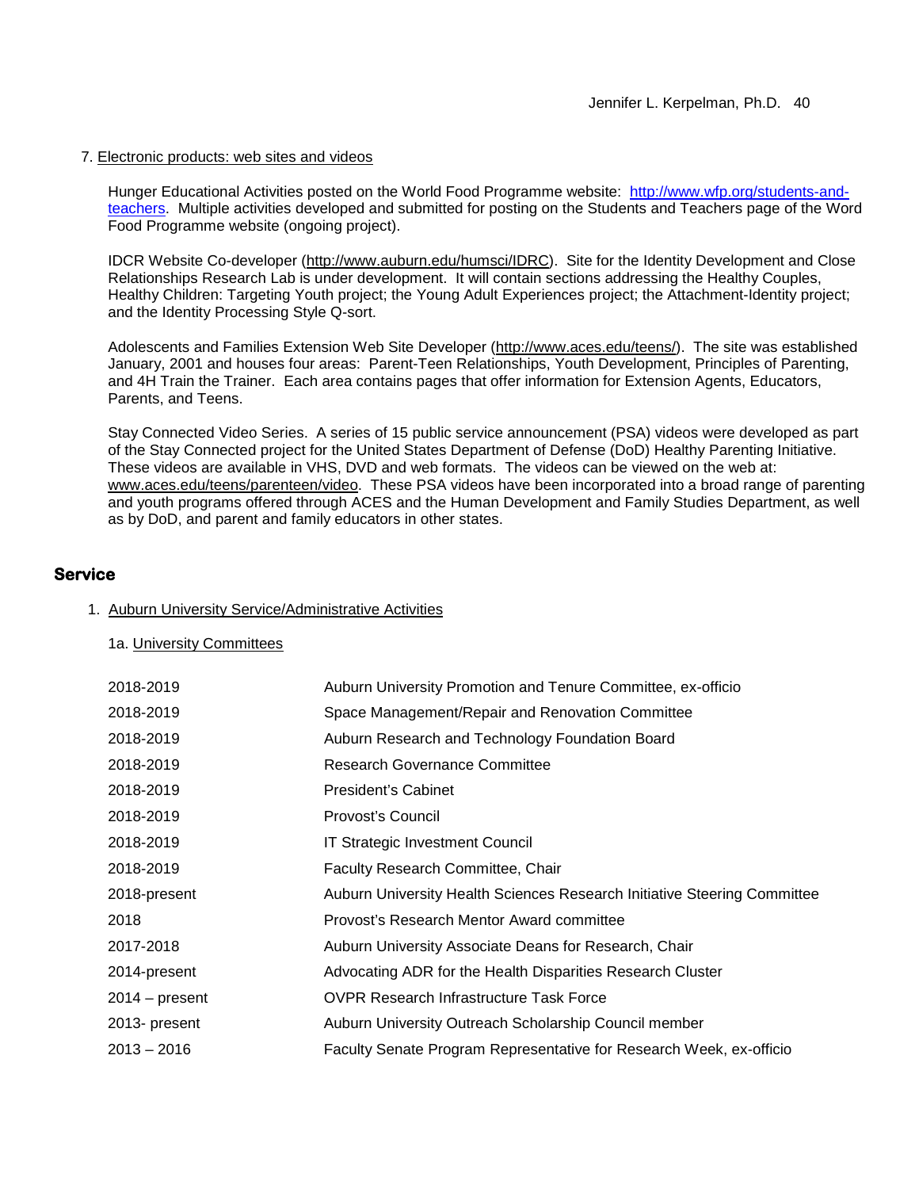7. Electronic products: web sites and videos

Hunger Educational Activities posted on the World Food Programme website: http://www.wfp.org/students-and-teachers. Multiple activities developed and submitted for posting on the Students and Teachers page of the Word Food Programme website (ongoing project).

IDCR Website Co-developer (http://www.auburn.edu/humsci/IDRC). Site for the Identity Development and Close Relationships Research Lab is under development. It will contain sections addressing the Healthy Couples, Healthy Children: Targeting Youth project; the Young Adult Experiences project; the Attachment-Identity project; and the Identity Processing Style Q-sort.

Adolescents and Families Extension Web Site Developer (http://www.aces.edu/teens/). The site was established January, 2001 and houses four areas: Parent-Teen Relationships, Youth Development, Principles of Parenting, and 4H Train the Trainer. Each area contains pages that offer information for Extension Agents, Educators, Parents, and Teens.

Stay Connected Video Series. A series of 15 public service announcement (PSA) videos were developed as part of the Stay Connected project for the United States Department of Defense (DoD) Healthy Parenting Initiative. These videos are available in VHS, DVD and web formats. The videos can be viewed on the web at: www.aces.edu/teens/parenteen/video. These PSA videos have been incorporated into a broad range of parenting and youth programs offered through ACES and the Human Development and Family Studies Department, as well as by DoD, and parent and family educators in other states.

## Service

1. Auburn University Service/Administrative Activities

1a. University Committees

| | |
|---|---|
| 2018-2019 | Auburn University Promotion and Tenure Committee, ex-officio |
| 2018-2019 | Space Management/Repair and Renovation Committee |
| 2018-2019 | Auburn Research and Technology Foundation Board |
| 2018-2019 | Research Governance Committee |
| 2018-2019 | President's Cabinet |
| 2018-2019 | Provost's Council |
| 2018-2019 | IT Strategic Investment Council |
| 2018-2019 | Faculty Research Committee, Chair |
| 2018-present | Auburn University Health Sciences Research Initiative Steering Committee |
| 2018 | Provost's Research Mentor Award committee |
| 2017-2018 | Auburn University Associate Deans for Research, Chair |
| 2014-present | Advocating ADR for the Health Disparities Research Cluster |
| 2014 – present | OVPR Research Infrastructure Task Force |
| 2013- present | Auburn University Outreach Scholarship Council member |
| 2013 – 2016 | Faculty Senate Program Representative for Research Week, ex-officio |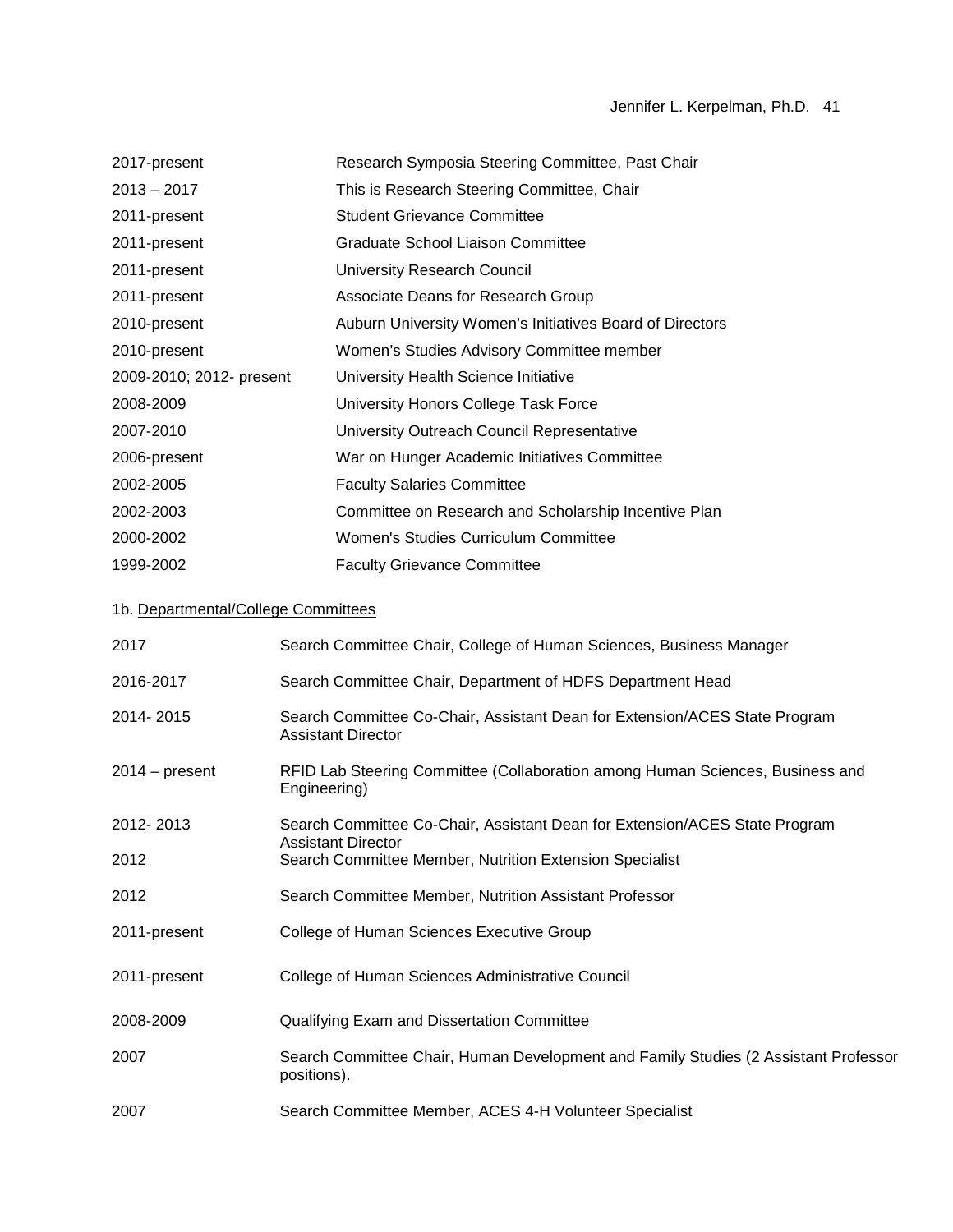| | |
|---|---|
| 2017-present | Research Symposia Steering Committee, Past Chair |
| 2013 – 2017 | This is Research Steering Committee, Chair |
| 2011-present | Student Grievance Committee |
| 2011-present | Graduate School Liaison Committee |
| 2011-present | University Research Council |
| 2011-present | Associate Deans for Research Group |
| 2010-present | Auburn University Women's Initiatives Board of Directors |
| 2010-present | Women's Studies Advisory Committee member |
| 2009-2010; 2012- present | University Health Science Initiative |
| 2008-2009 | University Honors College Task Force |
| 2007-2010 | University Outreach Council Representative |
| 2006-present | War on Hunger Academic Initiatives Committee |
| 2002-2005 | Faculty Salaries Committee |
| 2002-2003 | Committee on Research and Scholarship Incentive Plan |
| 2000-2002 | Women's Studies Curriculum Committee |
| 1999-2002 | Faculty Grievance Committee |

1b. Departmental/College Committees

| | |
|---|---|
| 2017 | Search Committee Chair, College of Human Sciences, Business Manager |
| 2016-2017 | Search Committee Chair, Department of HDFS Department Head |
| 2014- 2015 | Search Committee Co-Chair, Assistant Dean for Extension/ACES State Program Assistant Director |
| 2014 – present | RFID Lab Steering Committee (Collaboration among Human Sciences, Business and Engineering) |
| 2012- 2013 | Search Committee Co-Chair, Assistant Dean for Extension/ACES State Program Assistant Director |
| 2012 | Search Committee Member, Nutrition Extension Specialist |
| 2012 | Search Committee Member, Nutrition Assistant Professor |
| 2011-present | College of Human Sciences Executive Group |
| 2011-present | College of Human Sciences Administrative Council |
| 2008-2009 | Qualifying Exam and Dissertation Committee |
| 2007 | Search Committee Chair, Human Development and Family Studies (2 Assistant Professor positions). |
| 2007 | Search Committee Member, ACES 4-H Volunteer Specialist |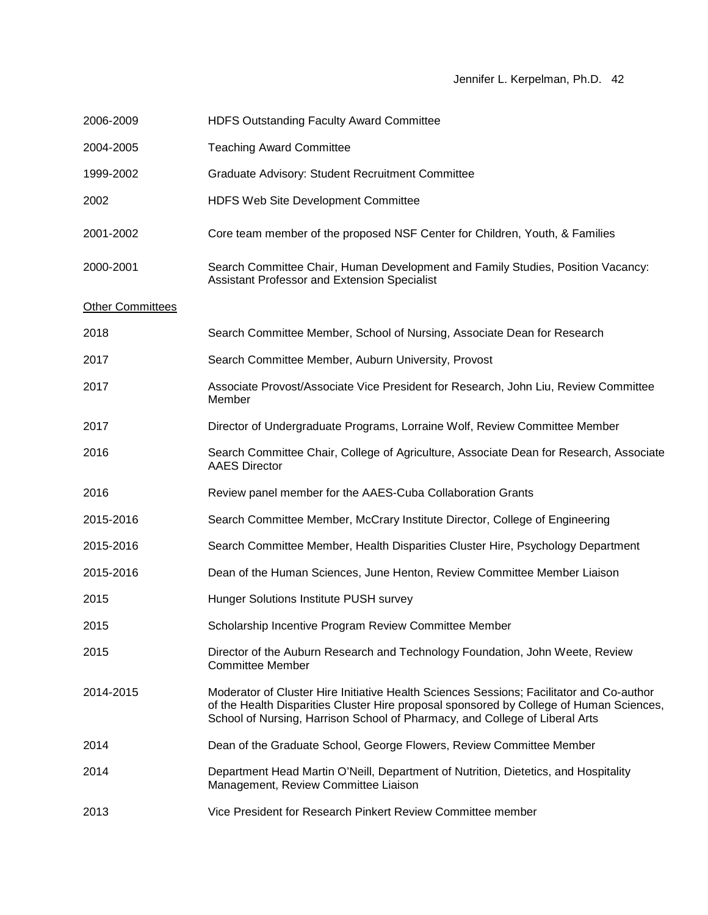| | |
|---|---|
| 2006-2009 | HDFS Outstanding Faculty Award Committee |
| 2004-2005 | Teaching Award Committee |
| 1999-2002 | Graduate Advisory: Student Recruitment Committee |
| 2002 | HDFS Web Site Development Committee |
| 2001-2002 | Core team member of the proposed NSF Center for Children, Youth, & Families |
| 2000-2001 | Search Committee Chair, Human Development and Family Studies, Position Vacancy: Assistant Professor and Extension Specialist |

<u>Other Committees</u>

| | |
|---|---|
| 2018 | Search Committee Member, School of Nursing, Associate Dean for Research |
| 2017 | Search Committee Member, Auburn University, Provost |
| 2017 | Associate Provost/Associate Vice President for Research, John Liu, Review Committee Member |
| 2017 | Director of Undergraduate Programs, Lorraine Wolf, Review Committee Member |
| 2016 | Search Committee Chair, College of Agriculture, Associate Dean for Research, Associate AAES Director |
| 2016 | Review panel member for the AAES-Cuba Collaboration Grants |
| 2015-2016 | Search Committee Member, McCrary Institute Director, College of Engineering |
| 2015-2016 | Search Committee Member, Health Disparities Cluster Hire, Psychology Department |
| 2015-2016 | Dean of the Human Sciences, June Henton, Review Committee Member Liaison |
| 2015 | Hunger Solutions Institute PUSH survey |
| 2015 | Scholarship Incentive Program Review Committee Member |
| 2015 | Director of the Auburn Research and Technology Foundation, John Weete, Review Committee Member |
| 2014-2015 | Moderator of Cluster Hire Initiative Health Sciences Sessions; Facilitator and Co-author of the Health Disparities Cluster Hire proposal sponsored by College of Human Sciences, School of Nursing, Harrison School of Pharmacy, and College of Liberal Arts |
| 2014 | Dean of the Graduate School, George Flowers, Review Committee Member |
| 2014 | Department Head Martin O'Neill, Department of Nutrition, Dietetics, and Hospitality Management, Review Committee Liaison |
| 2013 | Vice President for Research Pinkert Review Committee member |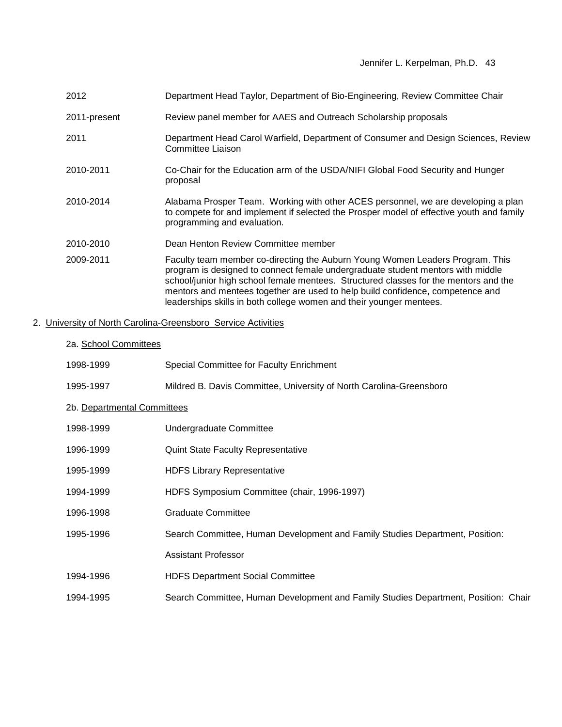2012 Department Head Taylor, Department of Bio-Engineering, Review Committee Chair

2011-present Review panel member for AAES and Outreach Scholarship proposals

2011 Department Head Carol Warfield, Department of Consumer and Design Sciences, Review Committee Liaison

2010-2011 Co-Chair for the Education arm of the USDA/NIFI Global Food Security and Hunger proposal

2010-2014 Alabama Prosper Team. Working with other ACES personnel, we are developing a plan to compete for and implement if selected the Prosper model of effective youth and family programming and evaluation.

2010-2010 Dean Henton Review Committee member

2009-2011 Faculty team member co-directing the Auburn Young Women Leaders Program. This program is designed to connect female undergraduate student mentors with middle school/junior high school female mentees. Structured classes for the mentors and the mentors and mentees together are used to help build confidence, competence and leaderships skills in both college women and their younger mentees.

2. University of North Carolina-Greensboro Service Activities

2a. School Committees

1998-1999 Special Committee for Faculty Enrichment

1995-1997 Mildred B. Davis Committee, University of North Carolina-Greensboro

2b. Departmental Committees

1998-1999 Undergraduate Committee

1996-1999 Quint State Faculty Representative

1995-1999 HDFS Library Representative

1994-1999 HDFS Symposium Committee (chair, 1996-1997)

1996-1998 Graduate Committee

1995-1996 Search Committee, Human Development and Family Studies Department, Position: Assistant Professor

1994-1996 HDFS Department Social Committee

1994-1995 Search Committee, Human Development and Family Studies Department, Position: Chair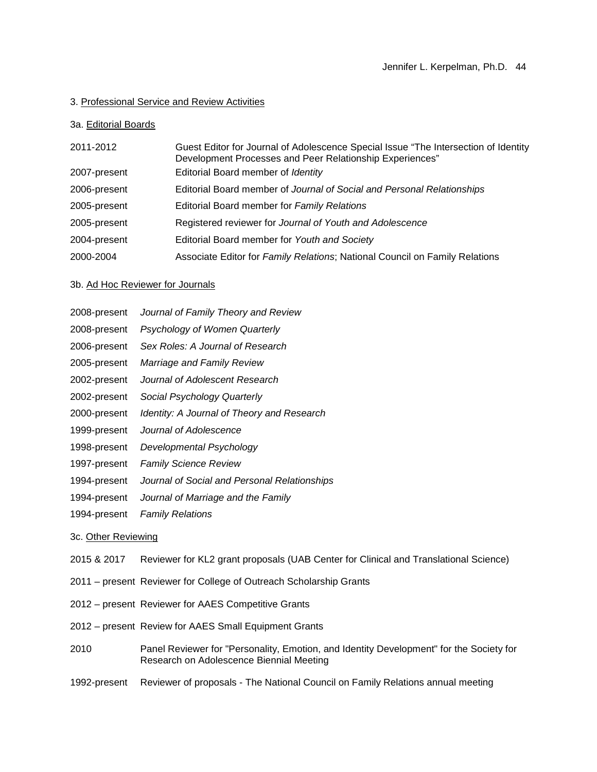3. <u>Professional Service and Review Activities</u>

3a. <u>Editorial Boards</u>

| | |
|---|---|
| 2011-2012 | Guest Editor for Journal of Adolescence Special Issue “The Intersection of Identity Development Processes and Peer Relationship Experiences” |
| 2007-present | Editorial Board member of *Identity* |
| 2006-present | Editorial Board member of *Journal of Social and Personal Relationships* |
| 2005-present | Editorial Board member for *Family Relations* |
| 2005-present | Registered reviewer for *Journal of Youth and Adolescence* |
| 2004-present | Editorial Board member for *Youth and Society* |
| 2000-2004 | Associate Editor for *Family Relations*; National Council on Family Relations |

3b. <u>Ad Hoc Reviewer for Journals</u>

| | |
|---|---|
| 2008-present | *Journal of Family Theory and Review* |
| 2008-present | *Psychology of Women Quarterly* |
| 2006-present | *Sex Roles: A Journal of Research* |
| 2005-present | *Marriage and Family Review* |
| 2002-present | *Journal of Adolescent Research* |
| 2002-present | *Social Psychology Quarterly* |
| 2000-present | *Identity: A Journal of Theory and Research* |
| 1999-present | *Journal of Adolescence* |
| 1998-present | *Developmental Psychology* |
| 1997-present | *Family Science Review* |
| 1994-present | *Journal of Social and Personal Relationships* |
| 1994-present | *Journal of Marriage and the Family* |
| 1994-present | *Family Relations* |

3c. <u>Other Reviewing</u>

| | |
|---|---|
| 2015 & 2017 | Reviewer for KL2 grant proposals (UAB Center for Clinical and Translational Science) |
| 2011 – present | Reviewer for College of Outreach Scholarship Grants |
| 2012 – present | Reviewer for AAES Competitive Grants |
| 2012 – present | Review for AAES Small Equipment Grants |
| 2010 | Panel Reviewer for "Personality, Emotion, and Identity Development" for the Society for Research on Adolescence Biennial Meeting |
| 1992-present | Reviewer of proposals - The National Council on Family Relations annual meeting |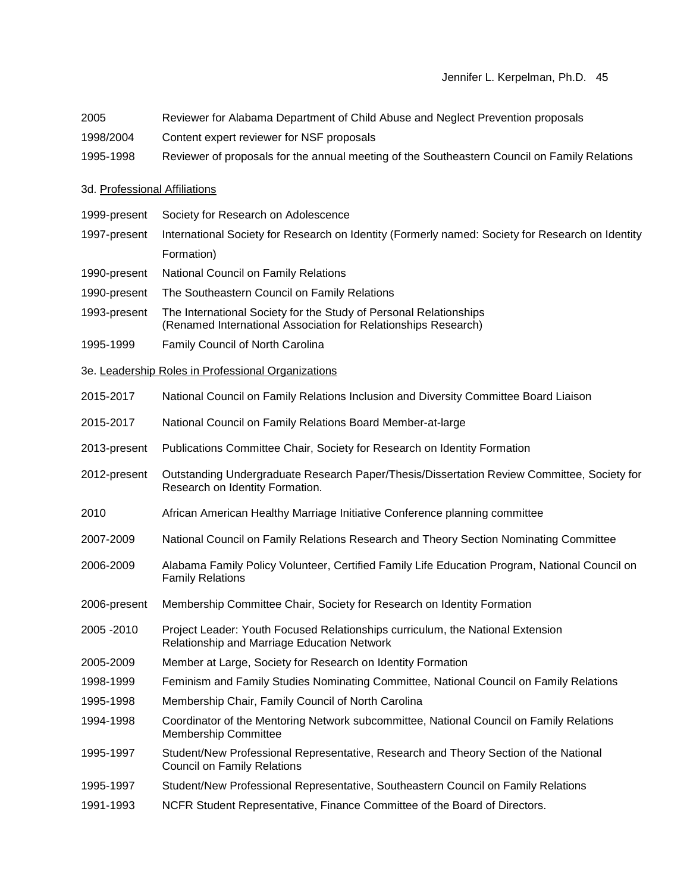| | |
|---|---|
| 2005 | Reviewer for Alabama Department of Child Abuse and Neglect Prevention proposals |
| 1998/2004 | Content expert reviewer for NSF proposals |
| 1995-1998 | Reviewer of proposals for the annual meeting of the Southeastern Council on Family Relations |

3d. Professional Affiliations

| | |
|---|---|
| 1999-present | Society for Research on Adolescence |
| 1997-present | International Society for Research on Identity (Formerly named: Society for Research on Identity Formation) |
| 1990-present | National Council on Family Relations |
| 1990-present | The Southeastern Council on Family Relations |
| 1993-present | The International Society for the Study of Personal Relationships (Renamed International Association for Relationships Research) |
| 1995-1999 | Family Council of North Carolina |

3e. Leadership Roles in Professional Organizations

| | |
|---|---|
| 2015-2017 | National Council on Family Relations Inclusion and Diversity Committee Board Liaison |
| 2015-2017 | National Council on Family Relations Board Member-at-large |
| 2013-present | Publications Committee Chair, Society for Research on Identity Formation |
| 2012-present | Outstanding Undergraduate Research Paper/Thesis/Dissertation Review Committee, Society for Research on Identity Formation. |
| 2010 | African American Healthy Marriage Initiative Conference planning committee |
| 2007-2009 | National Council on Family Relations Research and Theory Section Nominating Committee |
| 2006-2009 | Alabama Family Policy Volunteer, Certified Family Life Education Program, National Council on Family Relations |
| 2006-present | Membership Committee Chair, Society for Research on Identity Formation |
| 2005 -2010 | Project Leader: Youth Focused Relationships curriculum, the National Extension Relationship and Marriage Education Network |
| 2005-2009 | Member at Large, Society for Research on Identity Formation |
| 1998-1999 | Feminism and Family Studies Nominating Committee, National Council on Family Relations |
| 1995-1998 | Membership Chair, Family Council of North Carolina |
| 1994-1998 | Coordinator of the Mentoring Network subcommittee, National Council on Family Relations Membership Committee |
| 1995-1997 | Student/New Professional Representative, Research and Theory Section of the National Council on Family Relations |
| 1995-1997 | Student/New Professional Representative, Southeastern Council on Family Relations |
| 1991-1993 | NCFR Student Representative, Finance Committee of the Board of Directors. |